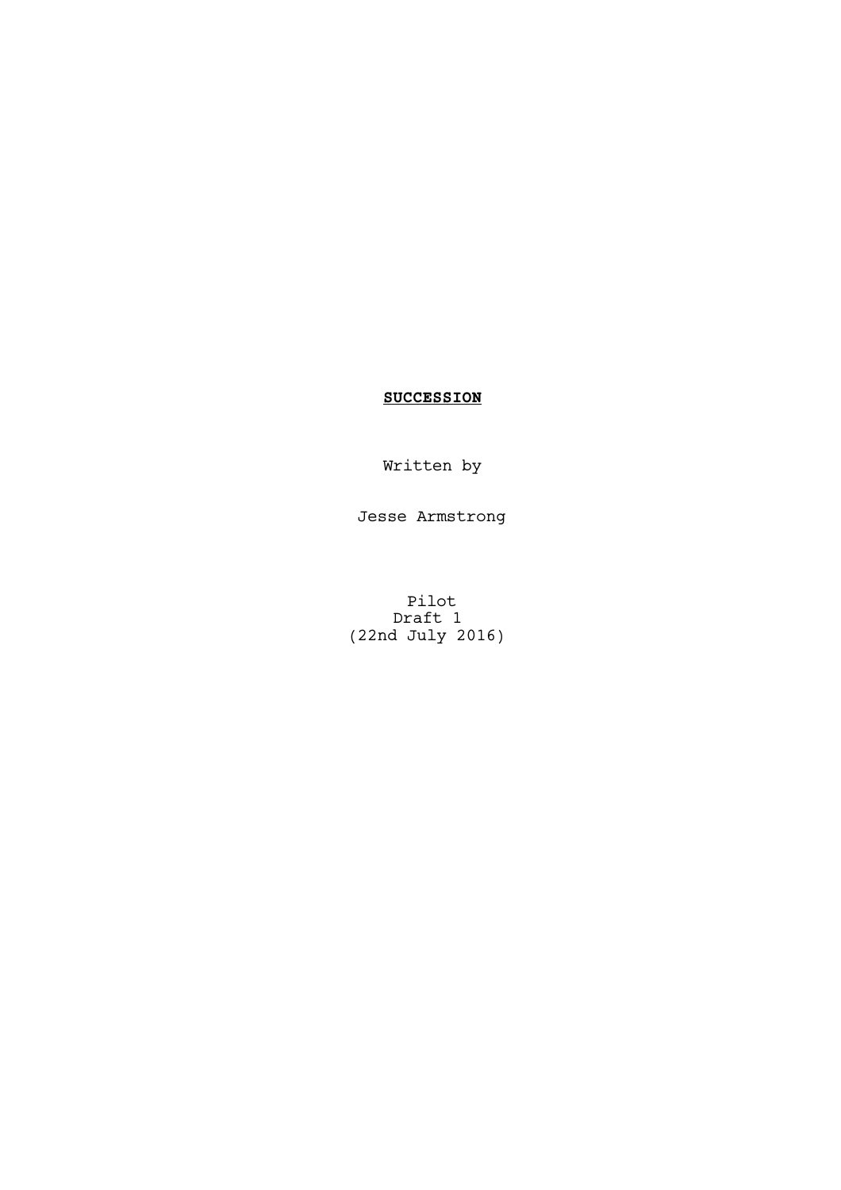# **SUCCESSION**

Written by

Jesse Armstrong

Pilot
Draft 1
(22nd July 2016)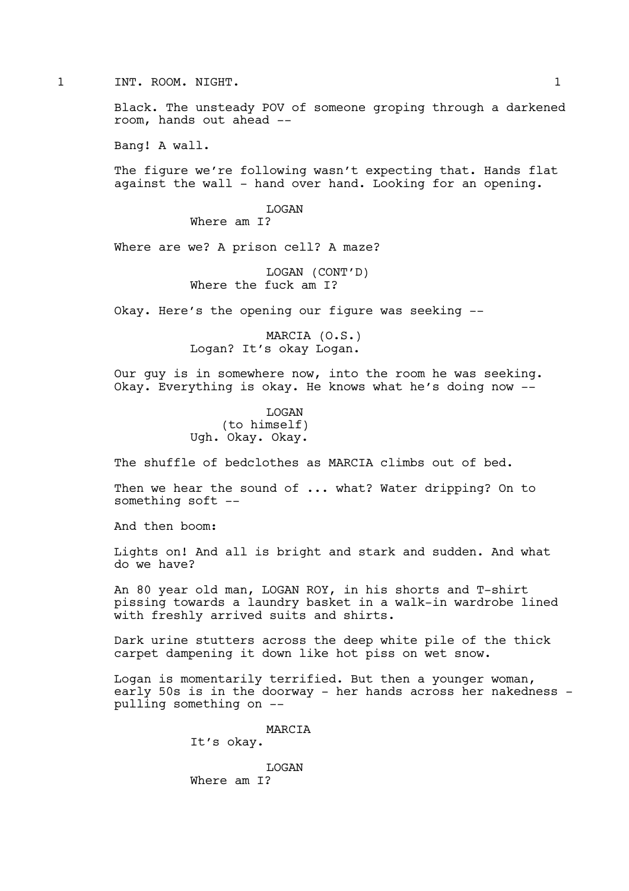1 INT. ROOM. NIGHT. 1

Black. The unsteady POV of someone groping through a darkened room, hands out ahead --

Bang! A wall.

The figure we're following wasn't expecting that. Hands flat against the wall - hand over hand. Looking for an opening.

LOGAN
Where am I?

Where are we? A prison cell? A maze?

LOGAN (CONT'D)
Where the fuck am I?

Okay. Here's the opening our figure was seeking --

MARCIA (O.S.)
Logan? It's okay Logan.

Our guy is in somewhere now, into the room he was seeking. Okay. Everything is okay. He knows what he's doing now --

LOGAN
(to himself)
Ugh. Okay. Okay.

The shuffle of bedclothes as MARCIA climbs out of bed.

Then we hear the sound of ... what? Water dripping? On to something soft --

And then boom:

Lights on! And all is bright and stark and sudden. And what do we have?

An 80 year old man, LOGAN ROY, in his shorts and T-shirt pissing towards a laundry basket in a walk-in wardrobe lined with freshly arrived suits and shirts.

Dark urine stutters across the deep white pile of the thick carpet dampening it down like hot piss on wet snow.

Logan is momentarily terrified. But then a younger woman, early 50s is in the doorway - her hands across her nakedness - pulling something on --

MARCIA
It's okay.

LOGAN
Where am I?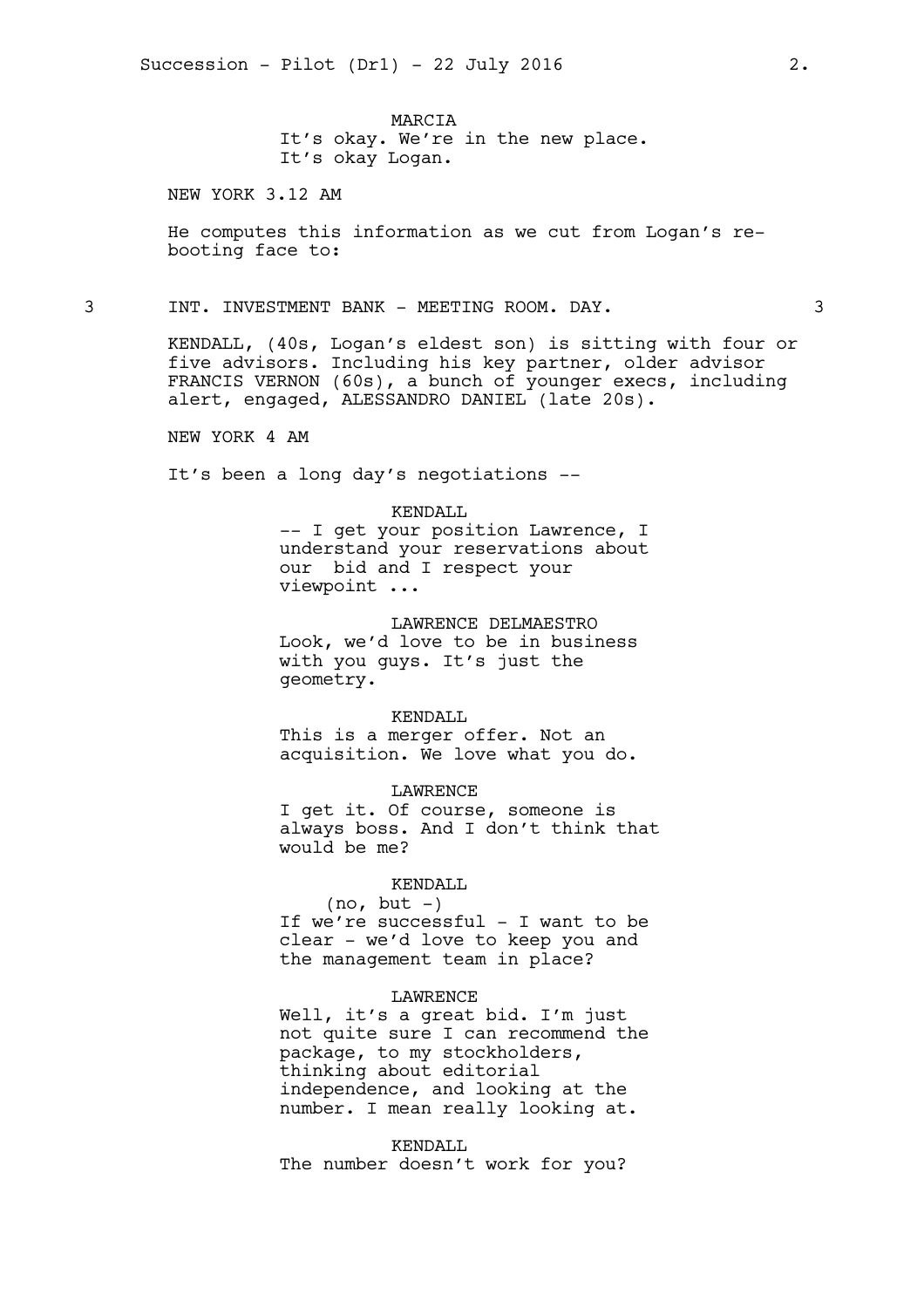MARCIA
It's okay. We're in the new place.
It's okay Logan.

NEW YORK 3.12 AM

He computes this information as we cut from Logan's re-booting face to:

3 INT. INVESTMENT BANK - MEETING ROOM. DAY. 3

KENDALL, (40s, Logan's eldest son) is sitting with four or five advisors. Including his key partner, older advisor FRANCIS VERNON (60s), a bunch of younger execs, including alert, engaged, ALESSANDRO DANIEL (late 20s).

NEW YORK 4 AM

It's been a long day's negotiations --

KENDALL
-- I get your position Lawrence, I understand your reservations about our bid and I respect your viewpoint ...

LAWRENCE DELMAESTRO
Look, we'd love to be in business with you guys. It's just the geometry.

KENDALL
This is a merger offer. Not an acquisition. We love what you do.

LAWRENCE
I get it. Of course, someone is always boss. And I don't think that would be me?

KENDALL
(no, but -)
If we're successful - I want to be clear - we'd love to keep you and the management team in place?

LAWRENCE
Well, it's a great bid. I'm just not quite sure I can recommend the package, to my stockholders, thinking about editorial independence, and looking at the number. I mean really looking at.

KENDALL
The number doesn't work for you?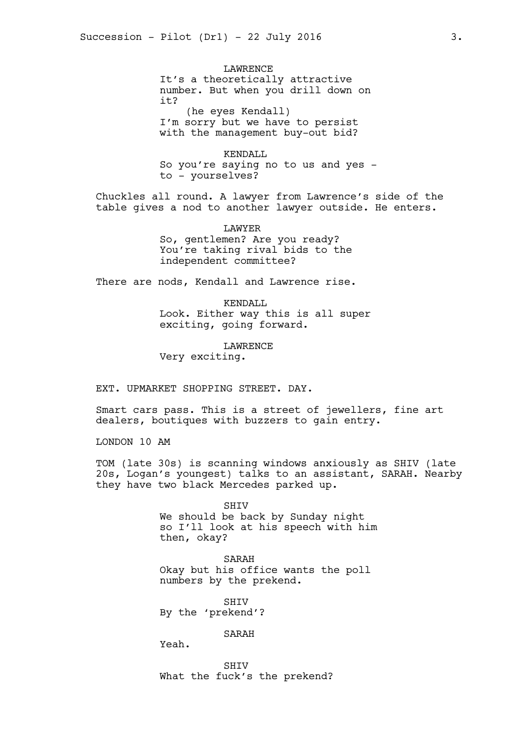LAWRENCE
It's a theoretically attractive number. But when you drill down on it?
(he eyes Kendall)
I'm sorry but we have to persist with the management buy-out bid?

KENDALL
So you're saying no to us and yes - to - yourselves?

Chuckles all round. A lawyer from Lawrence's side of the table gives a nod to another lawyer outside. He enters.

LAWYER
So, gentlemen? Are you ready? You're taking rival bids to the independent committee?

There are nods, Kendall and Lawrence rise.

KENDALL
Look. Either way this is all super exciting, going forward.

LAWRENCE
Very exciting.

EXT. UPMARKET SHOPPING STREET. DAY.

Smart cars pass. This is a street of jewellers, fine art dealers, boutiques with buzzers to gain entry.

LONDON 10 AM

TOM (late 30s) is scanning windows anxiously as SHIV (late 20s, Logan's youngest) talks to an assistant, SARAH. Nearby they have two black Mercedes parked up.

SHIV
We should be back by Sunday night so I'll look at his speech with him then, okay?

SARAH
Okay but his office wants the poll numbers by the prekend.

SHIV
By the 'prekend'?

SARAH
Yeah.

SHIV
What the fuck's the prekend?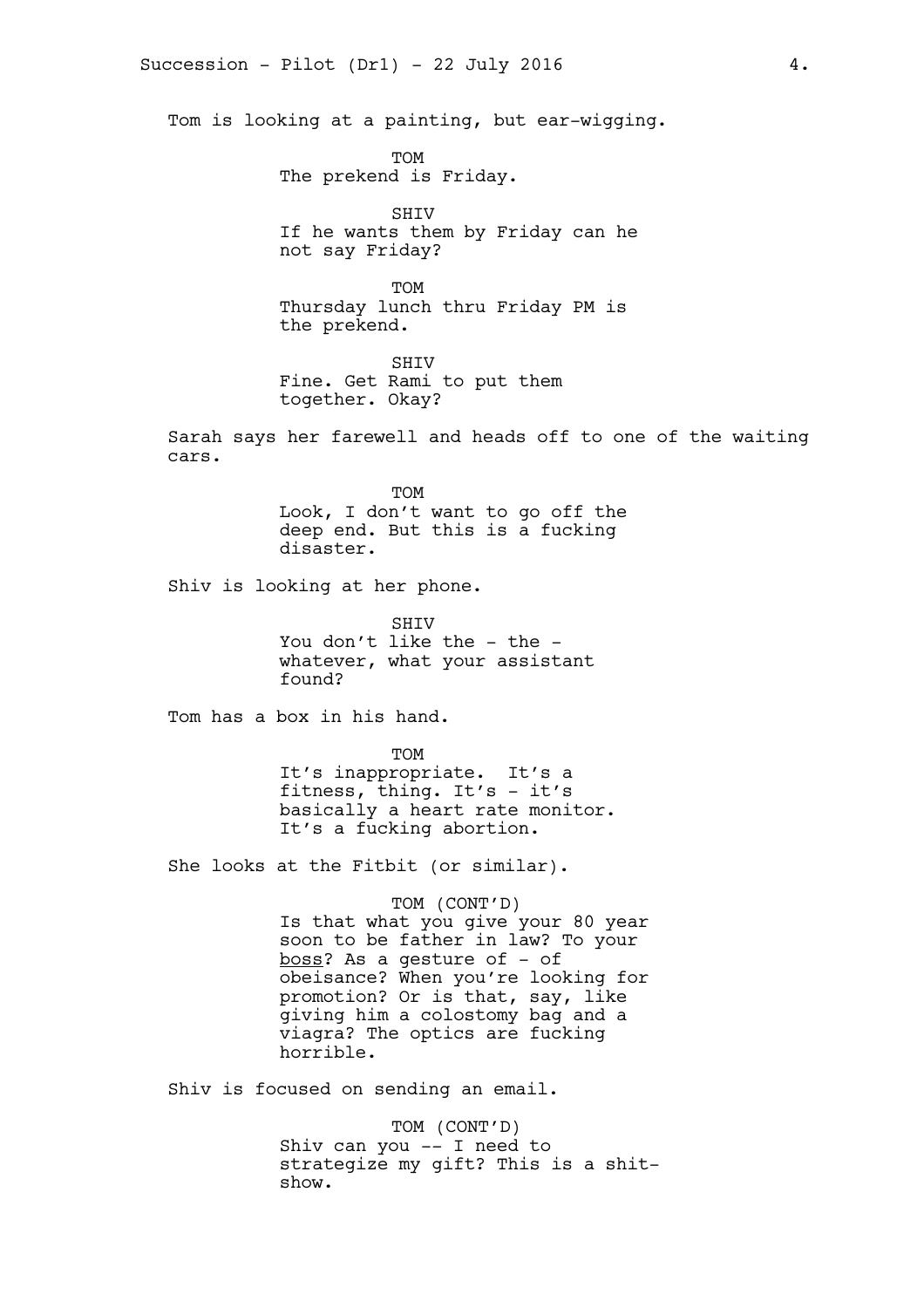Tom is looking at a painting, but ear-wigging.

TOM
The prekend is Friday.

SHIV
If he wants them by Friday can he not say Friday?

TOM
Thursday lunch thru Friday PM is the prekend.

SHIV
Fine. Get Rami to put them together. Okay?

Sarah says her farewell and heads off to one of the waiting cars.

TOM
Look, I don't want to go off the deep end. But this is a fucking disaster.

Shiv is looking at her phone.

SHIV
You don't like the - the - whatever, what your assistant found?

Tom has a box in his hand.

TOM
It's inappropriate. It's a fitness, thing. It's - it's basically a heart rate monitor. It's a fucking abortion.

She looks at the Fitbit (or similar).

TOM (CONT'D)
Is that what you give your 80 year soon to be father in law? To your <u>boss</u>? As a gesture of - of obeisance? When you're looking for promotion? Or is that, say, like giving him a colostomy bag and a viagra? The optics are fucking horrible.

Shiv is focused on sending an email.

TOM (CONT'D)
Shiv can you -- I need to strategize my gift? This is a shit-show.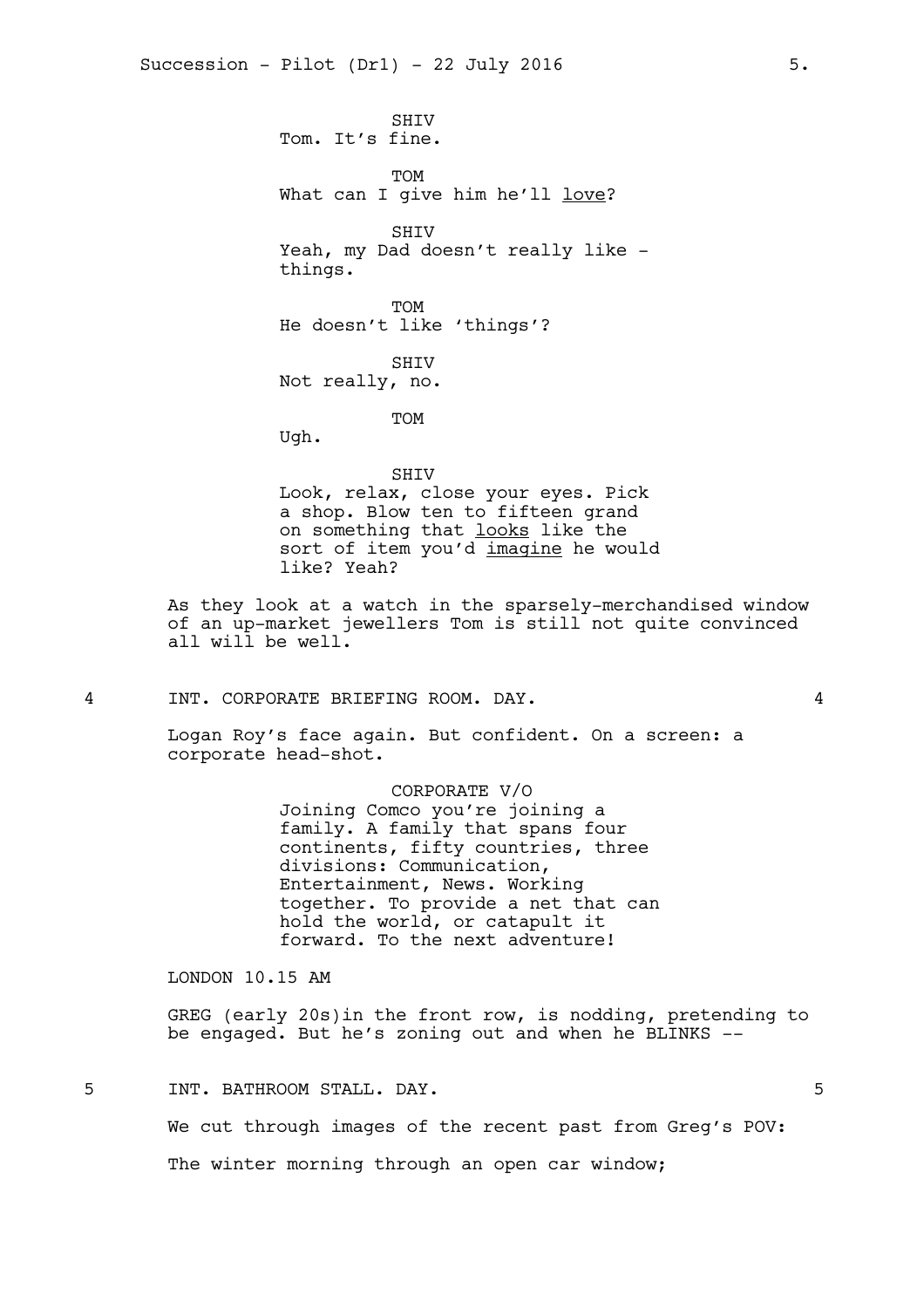SHIV
Tom. It's fine.

TOM
What can I give him he'll <u>love</u>?

SHIV
Yeah, my Dad doesn't really like - things.

TOM
He doesn't like 'things'?

SHIV
Not really, no.

TOM
Ugh.

SHIV
Look, relax, close your eyes. Pick a shop. Blow ten to fifteen grand on something that <u>looks</u> like the sort of item you'd <u>imagine</u> he would like? Yeah?

As they look at a watch in the sparsely-merchandised window of an up-market jewellers Tom is still not quite convinced all will be well.

4 INT. CORPORATE BRIEFING ROOM. DAY. 4

Logan Roy's face again. But confident. On a screen: a corporate head-shot.

CORPORATE V/O
Joining Comco you're joining a family. A family that spans four continents, fifty countries, three divisions: Communication, Entertainment, News. Working together. To provide a net that can hold the world, or catapult it forward. To the next adventure!

LONDON 10.15 AM

GREG (early 20s)in the front row, is nodding, pretending to be engaged. But he's zoning out and when he BLINKS --

5 INT. BATHROOM STALL. DAY. 5

We cut through images of the recent past from Greg's POV:

The winter morning through an open car window;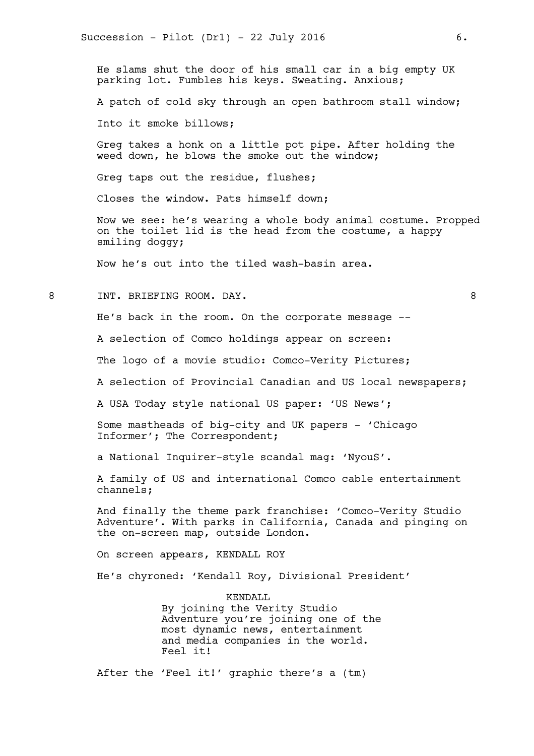He slams shut the door of his small car in a big empty UK parking lot. Fumbles his keys. Sweating. Anxious;

A patch of cold sky through an open bathroom stall window;

Into it smoke billows;

Greg takes a honk on a little pot pipe. After holding the weed down, he blows the smoke out the window;

Greg taps out the residue, flushes;

Closes the window. Pats himself down;

Now we see: he's wearing a whole body animal costume. Propped on the toilet lid is the head from the costume, a happy smiling doggy;

Now he's out into the tiled wash-basin area.

8 INT. BRIEFING ROOM. DAY. 8

He's back in the room. On the corporate message --

A selection of Comco holdings appear on screen:

The logo of a movie studio: Comco-Verity Pictures;

A selection of Provincial Canadian and US local newspapers;

A USA Today style national US paper: 'US News';

Some mastheads of big-city and UK papers - 'Chicago Informer'; The Correspondent;

a National Inquirer-style scandal mag: 'NyouS'.

A family of US and international Comco cable entertainment channels;

And finally the theme park franchise: 'Comco-Verity Studio Adventure'. With parks in California, Canada and pinging on the on-screen map, outside London.

On screen appears, KENDALL ROY

He's chyroned: 'Kendall Roy, Divisional President'

KENDALL
By joining the Verity Studio Adventure you're joining one of the most dynamic news, entertainment and media companies in the world. Feel it!

After the 'Feel it!' graphic there's a (tm)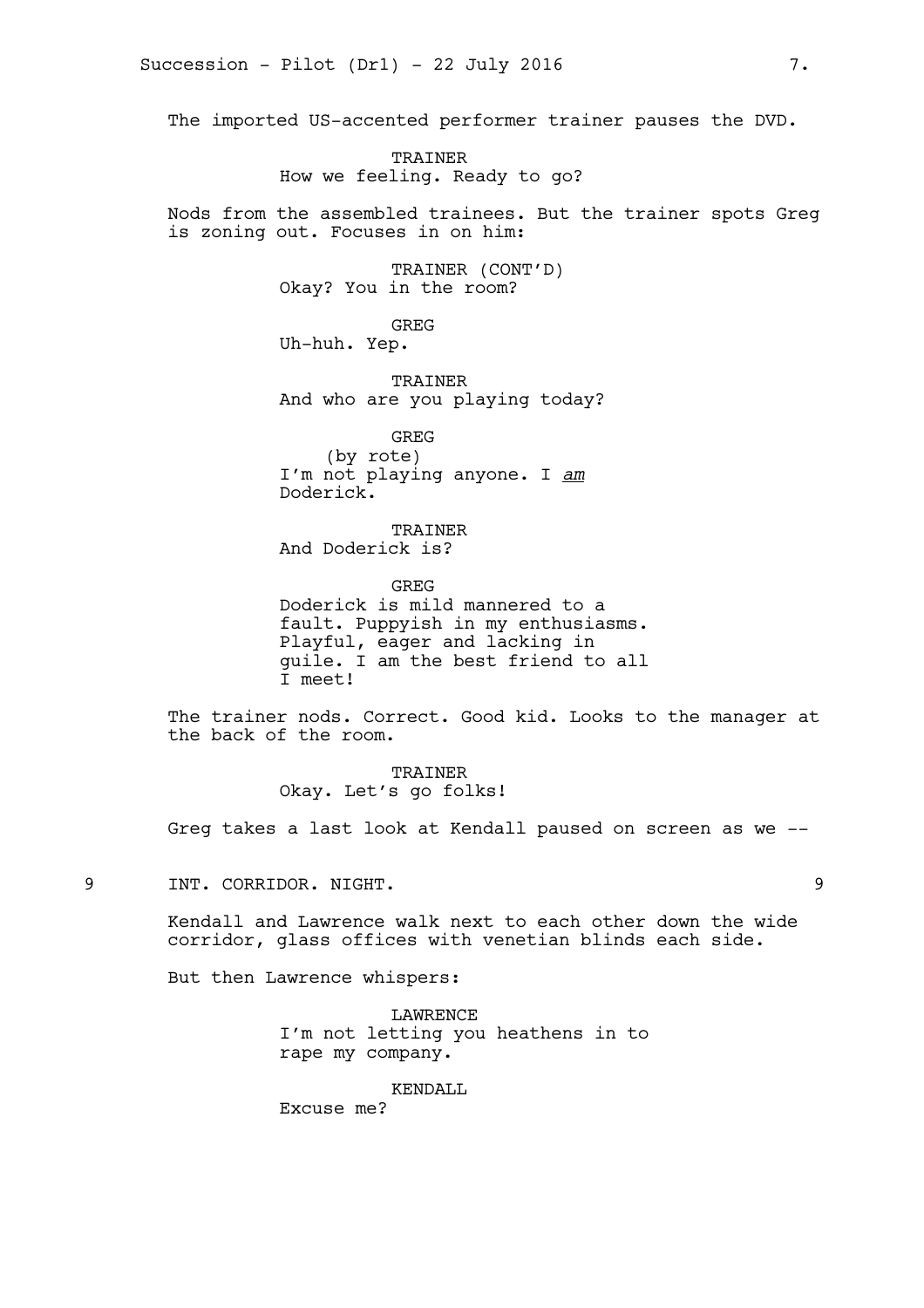The imported US-accented performer trainer pauses the DVD.

TRAINER
How we feeling. Ready to go?

Nods from the assembled trainees. But the trainer spots Greg is zoning out. Focuses in on him:

TRAINER (CONT'D)
Okay? You in the room?

GREG
Uh-huh. Yep.

TRAINER
And who are you playing today?

GREG
(by rote)
I'm not playing anyone. I *am* Doderick.

TRAINER
And Doderick is?

GREG
Doderick is mild mannered to a fault. Puppyish in my enthusiasms. Playful, eager and lacking in guile. I am the best friend to all I meet!

The trainer nods. Correct. Good kid. Looks to the manager at the back of the room.

TRAINER
Okay. Let's go folks!

Greg takes a last look at Kendall paused on screen as we --

9 INT. CORRIDOR. NIGHT. 9

Kendall and Lawrence walk next to each other down the wide corridor, glass offices with venetian blinds each side.

But then Lawrence whispers:

LAWRENCE
I'm not letting you heathens in to rape my company.

KENDALL
Excuse me?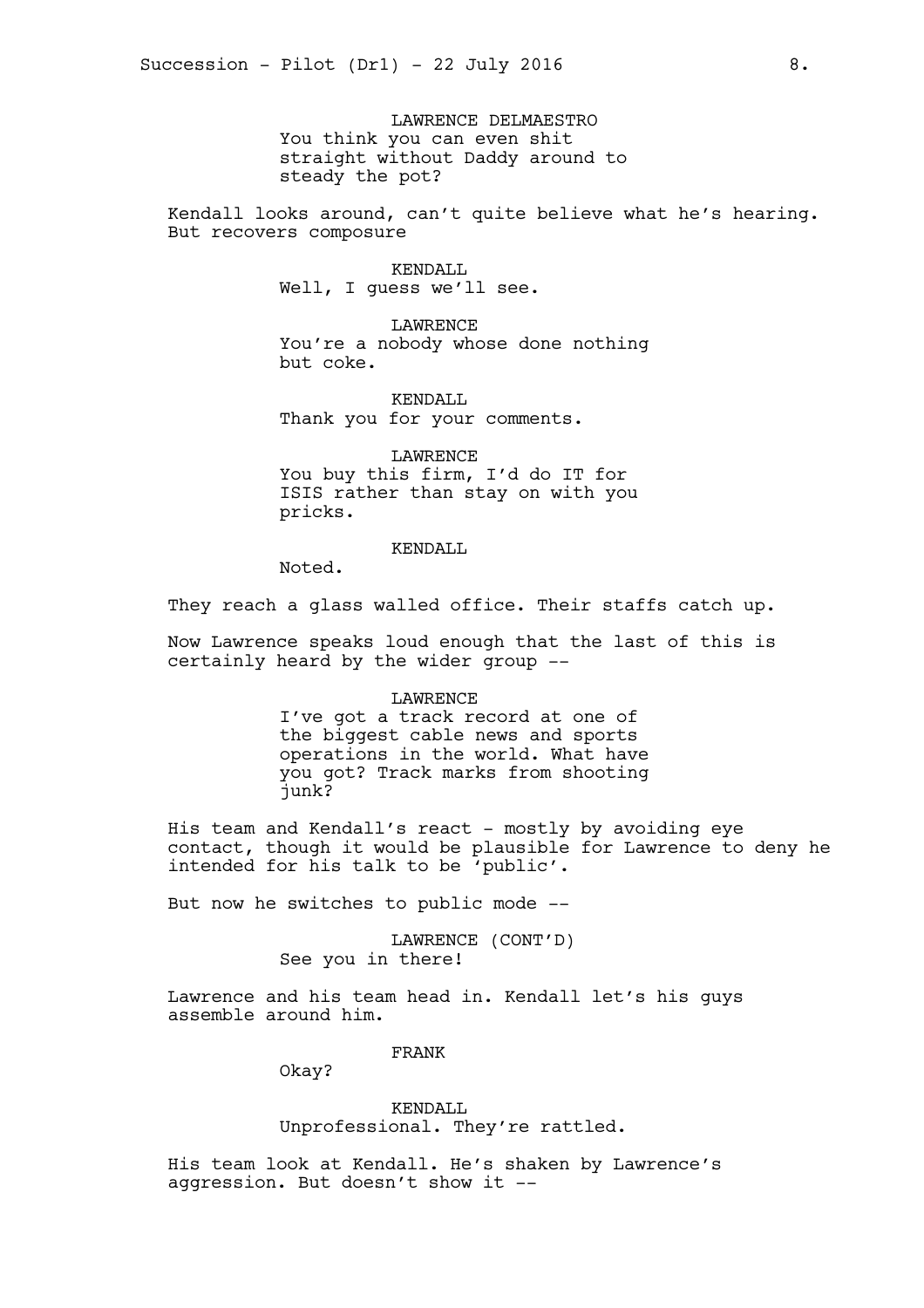LAWRENCE DELMAESTRO
You think you can even shit straight without Daddy around to steady the pot?

Kendall looks around, can't quite believe what he's hearing. But recovers composure

KENDALL
Well, I guess we'll see.

LAWRENCE
You're a nobody whose done nothing but coke.

KENDALL
Thank you for your comments.

LAWRENCE
You buy this firm, I'd do IT for ISIS rather than stay on with you pricks.

KENDALL
Noted.

They reach a glass walled office. Their staffs catch up.

Now Lawrence speaks loud enough that the last of this is certainly heard by the wider group --

LAWRENCE
I've got a track record at one of the biggest cable news and sports operations in the world. What have you got? Track marks from shooting junk?

His team and Kendall's react - mostly by avoiding eye contact, though it would be plausible for Lawrence to deny he intended for his talk to be 'public'.

But now he switches to public mode --

LAWRENCE (CONT'D)
See you in there!

Lawrence and his team head in. Kendall let's his guys assemble around him.

FRANK
Okay?

KENDALL
Unprofessional. They're rattled.

His team look at Kendall. He's shaken by Lawrence's aggression. But doesn't show it --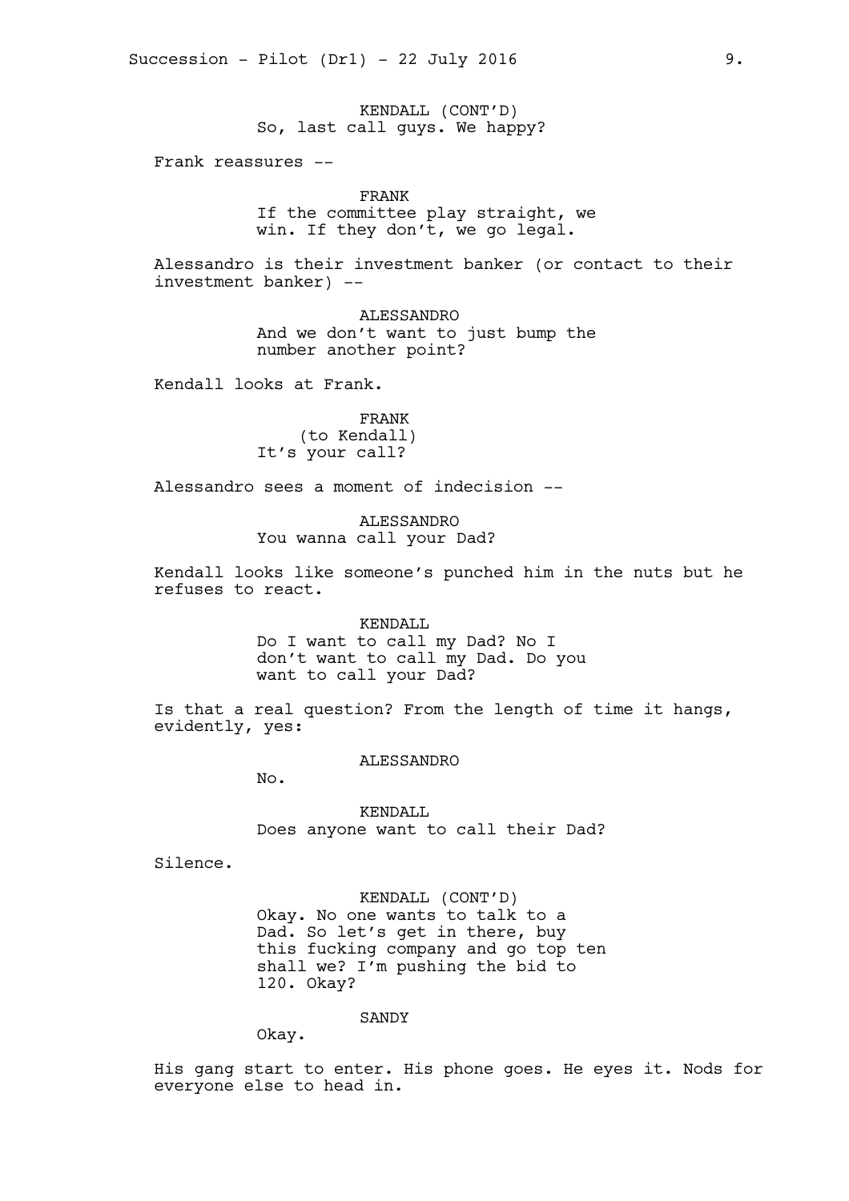KENDALL (CONT'D)
So, last call guys. We happy?

Frank reassures --

FRANK
If the committee play straight, we win. If they don't, we go legal.

Alessandro is their investment banker (or contact to their investment banker) --

ALESSANDRO
And we don't want to just bump the number another point?

Kendall looks at Frank.

FRANK
(to Kendall)
It's your call?

Alessandro sees a moment of indecision --

ALESSANDRO
You wanna call your Dad?

Kendall looks like someone's punched him in the nuts but he refuses to react.

KENDALL
Do I want to call my Dad? No I don't want to call my Dad. Do you want to call your Dad?

Is that a real question? From the length of time it hangs, evidently, yes:

ALESSANDRO
No.

KENDALL
Does anyone want to call their Dad?

Silence.

KENDALL (CONT'D)
Okay. No one wants to talk to a Dad. So let's get in there, buy this fucking company and go top ten shall we? I'm pushing the bid to 120. Okay?

SANDY
Okay.

His gang start to enter. His phone goes. He eyes it. Nods for everyone else to head in.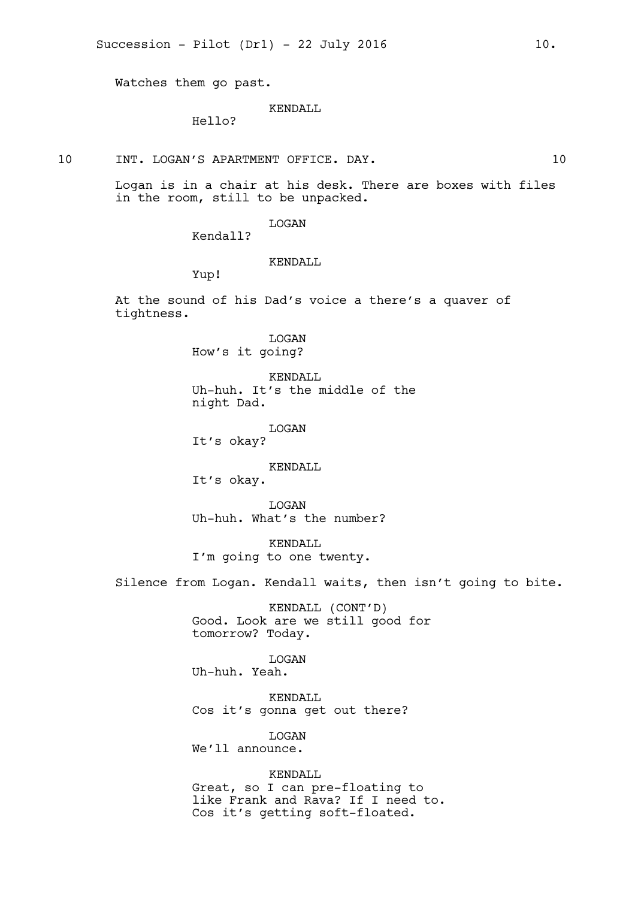Watches them go past.

KENDALL
Hello?

10 INT. LOGAN'S APARTMENT OFFICE. DAY. 10

Logan is in a chair at his desk. There are boxes with files in the room, still to be unpacked.

LOGAN
Kendall?

KENDALL
Yup!

At the sound of his Dad's voice a there's a quaver of tightness.

LOGAN
How's it going?

KENDALL
Uh-huh. It's the middle of the night Dad.

LOGAN
It's okay?

KENDALL
It's okay.

LOGAN
Uh-huh. What's the number?

KENDALL
I'm going to one twenty.

Silence from Logan. Kendall waits, then isn't going to bite.

KENDALL (CONT'D)
Good. Look are we still good for tomorrow? Today.

LOGAN
Uh-huh. Yeah.

KENDALL
Cos it's gonna get out there?

LOGAN
We'll announce.

KENDALL
Great, so I can pre-floating to like Frank and Rava? If I need to. Cos it's getting soft-floated.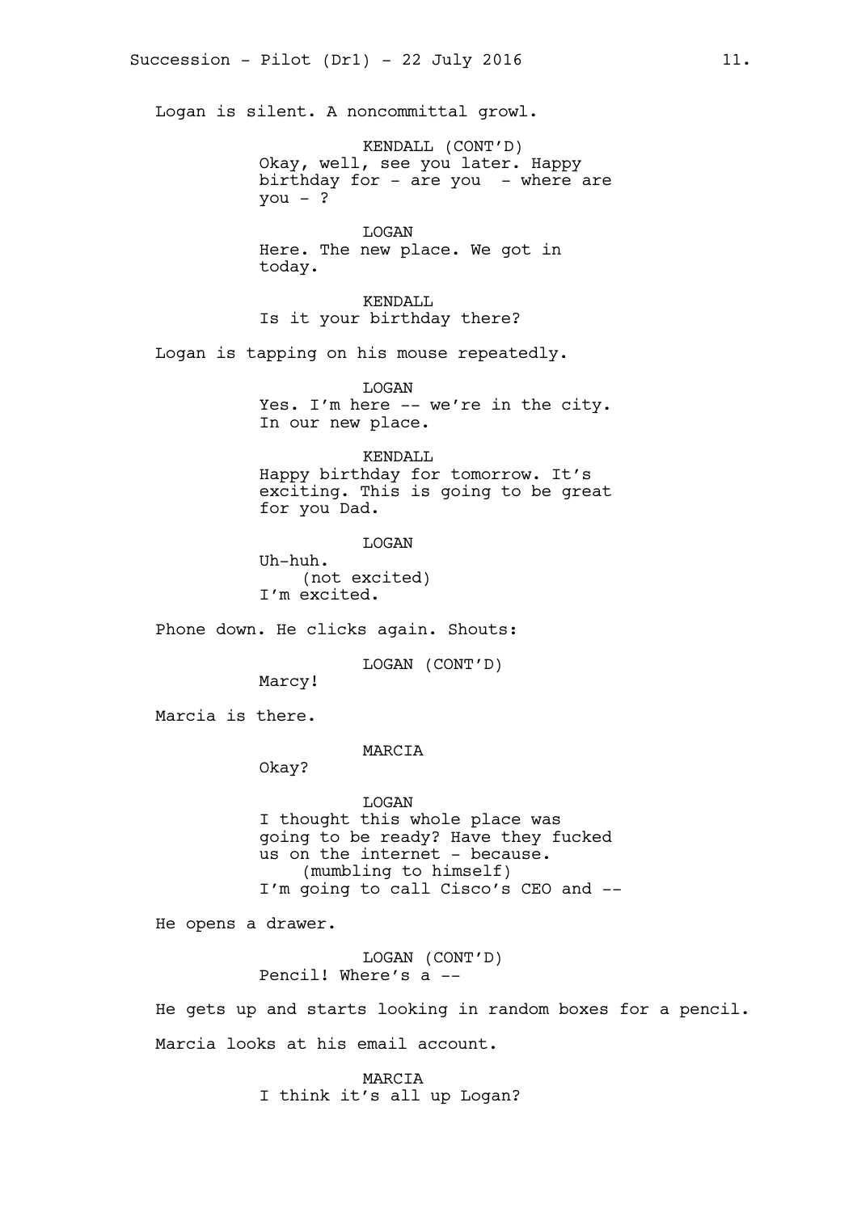Logan is silent. A noncommittal growl.

KENDALL (CONT'D)
Okay, well, see you later. Happy birthday for - are you - where are you - ?

LOGAN
Here. The new place. We got in today.

KENDALL
Is it your birthday there?

Logan is tapping on his mouse repeatedly.

LOGAN
Yes. I'm here -- we're in the city. In our new place.

KENDALL
Happy birthday for tomorrow. It's exciting. This is going to be great for you Dad.

LOGAN
Uh-huh.
(not excited)
I'm excited.

Phone down. He clicks again. Shouts:

LOGAN (CONT'D)
Marcy!

Marcia is there.

MARCIA
Okay?

LOGAN
I thought this whole place was going to be ready? Have they fucked us on the internet - because.
(mumbling to himself)
I'm going to call Cisco's CEO and --

He opens a drawer.

LOGAN (CONT'D)
Pencil! Where's a --

He gets up and starts looking in random boxes for a pencil.

Marcia looks at his email account.

MARCIA
I think it's all up Logan?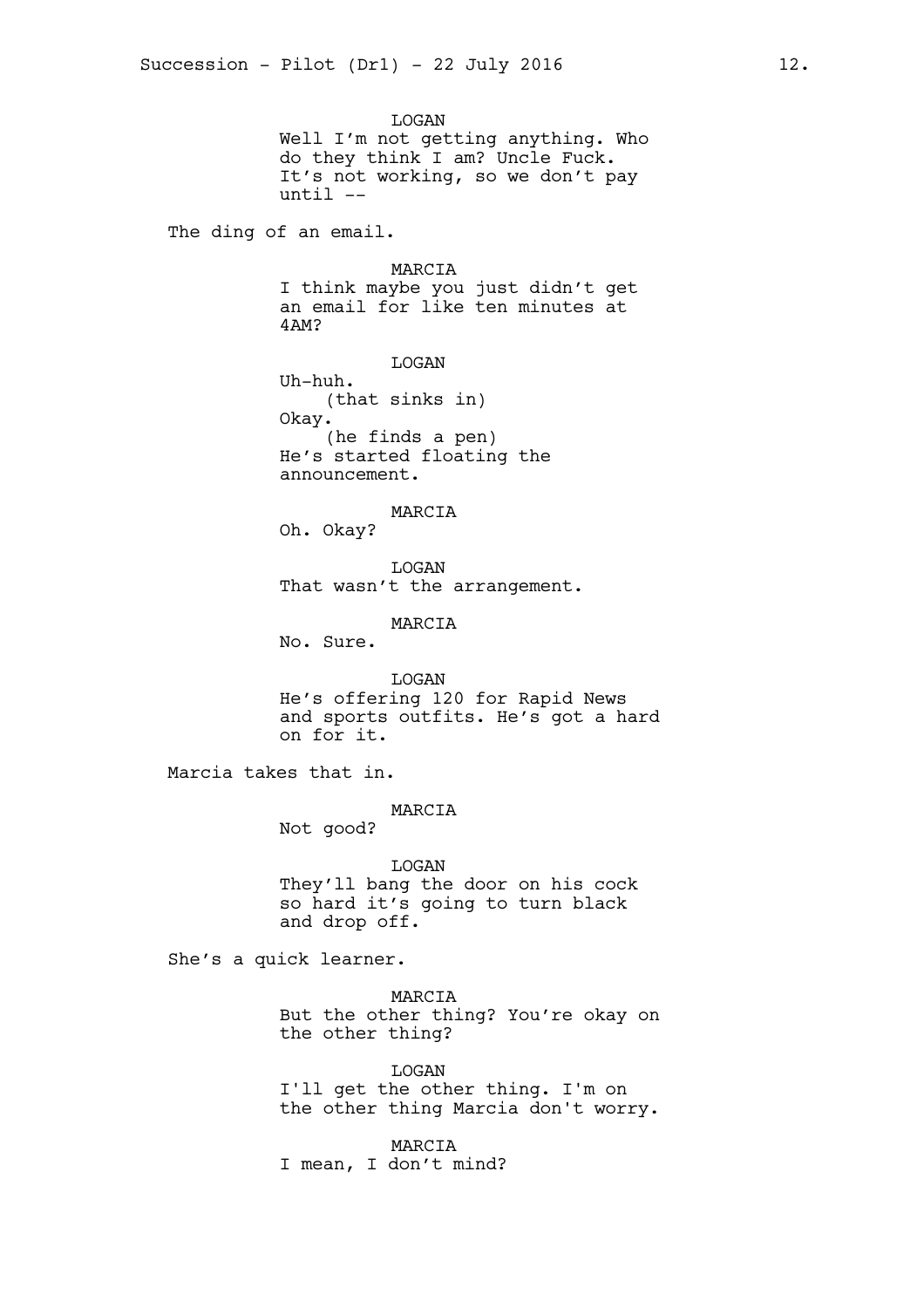LOGAN
Well I'm not getting anything. Who do they think I am? Uncle Fuck. It's not working, so we don't pay until --

The ding of an email.

MARCIA
I think maybe you just didn't get an email for like ten minutes at 4AM?

LOGAN
Uh-huh.
(that sinks in)
Okay.
(he finds a pen)
He's started floating the announcement.

MARCIA
Oh. Okay?

LOGAN
That wasn't the arrangement.

MARCIA
No. Sure.

LOGAN
He's offering 120 for Rapid News and sports outfits. He's got a hard on for it.

Marcia takes that in.

MARCIA
Not good?

LOGAN
They'll bang the door on his cock so hard it's going to turn black and drop off.

She's a quick learner.

MARCIA
But the other thing? You're okay on the other thing?

LOGAN
I'll get the other thing. I'm on the other thing Marcia don't worry.

MARCIA
I mean, I don't mind?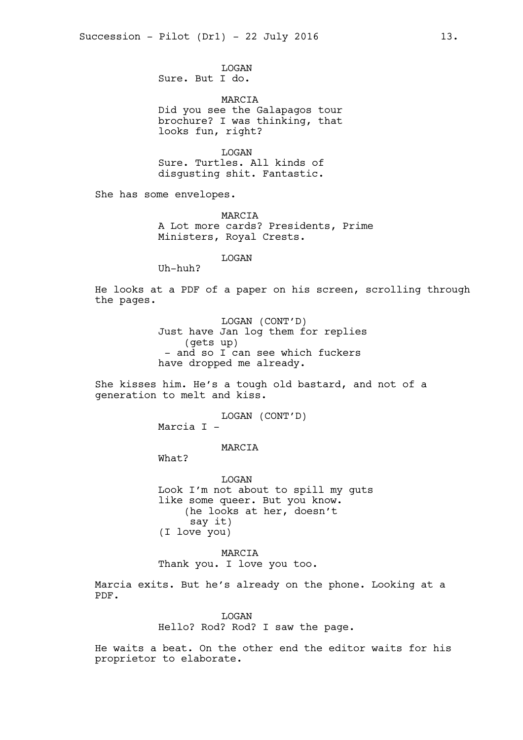LOGAN
Sure. But I do.

MARCIA
Did you see the Galapagos tour brochure? I was thinking, that looks fun, right?

LOGAN
Sure. Turtles. All kinds of disgusting shit. Fantastic.

She has some envelopes.

MARCIA
A Lot more cards? Presidents, Prime Ministers, Royal Crests.

LOGAN
Uh-huh?

He looks at a PDF of a paper on his screen, scrolling through the pages.

LOGAN (CONT'D)
Just have Jan log them for replies
(gets up)
- and so I can see which fuckers have dropped me already.

She kisses him. He's a tough old bastard, and not of a generation to melt and kiss.

LOGAN (CONT'D)
Marcia I -

MARCIA
What?

LOGAN
Look I'm not about to spill my guts like some queer. But you know.
(he looks at her, doesn't say it)
(I love you)

MARCIA
Thank you. I love you too.

Marcia exits. But he's already on the phone. Looking at a PDF.

LOGAN
Hello? Rod? Rod? I saw the page.

He waits a beat. On the other end the editor waits for his proprietor to elaborate.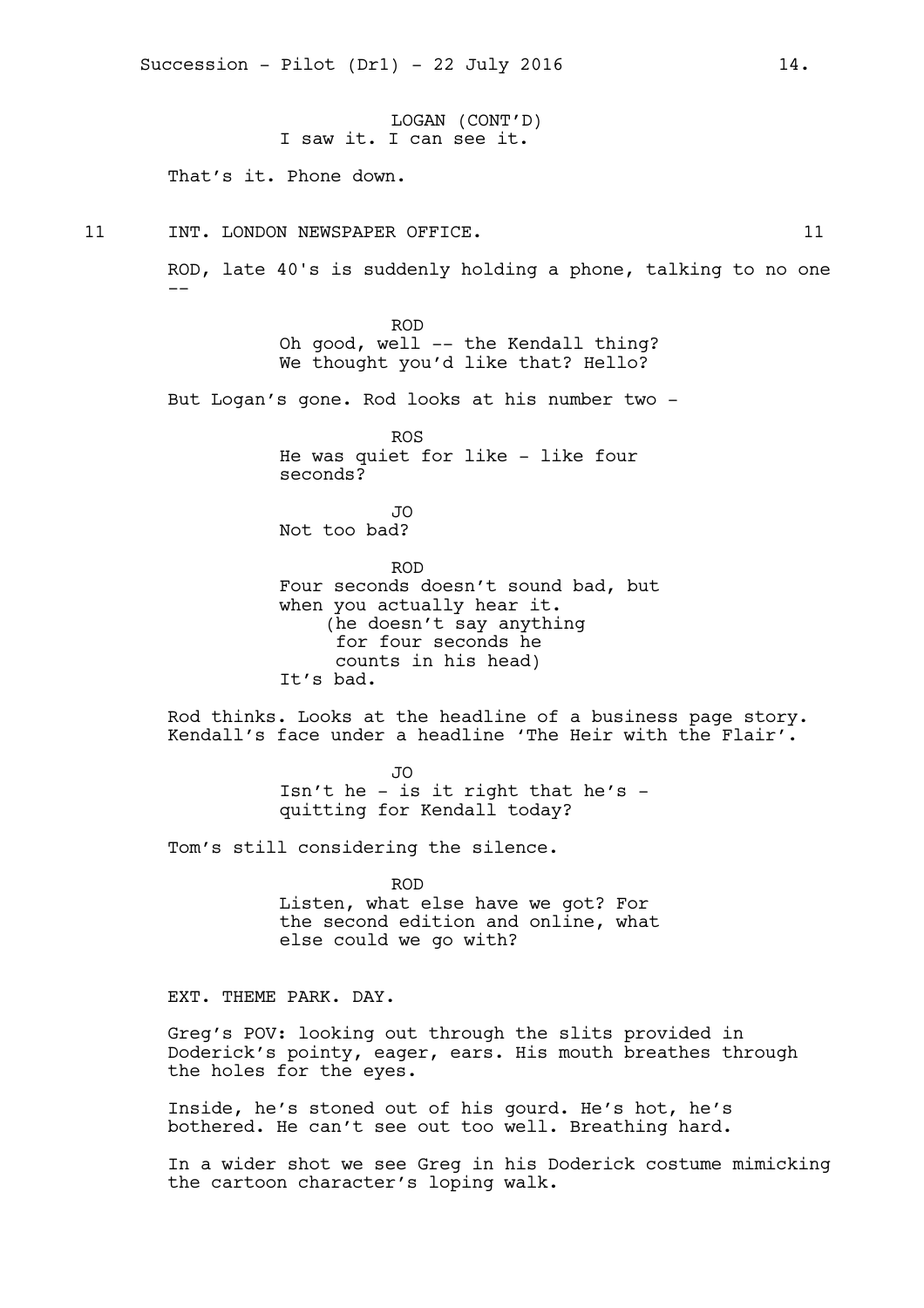LOGAN (CONT'D)
I saw it. I can see it.

That's it. Phone down.

11 INT. LONDON NEWSPAPER OFFICE. 11

ROD, late 40's is suddenly holding a phone, talking to no one --

ROD
Oh good, well -- the Kendall thing? We thought you'd like that? Hello?

But Logan's gone. Rod looks at his number two -

ROS
He was quiet for like - like four seconds?

JO
Not too bad?

ROD
Four seconds doesn't sound bad, but when you actually hear it.
(he doesn't say anything for four seconds he counts in his head)
It's bad.

Rod thinks. Looks at the headline of a business page story. Kendall's face under a headline 'The Heir with the Flair'.

JO
Isn't he - is it right that he's - quitting for Kendall today?

Tom's still considering the silence.

ROD
Listen, what else have we got? For the second edition and online, what else could we go with?

EXT. THEME PARK. DAY.

Greg's POV: looking out through the slits provided in Doderick's pointy, eager, ears. His mouth breathes through the holes for the eyes.

Inside, he's stoned out of his gourd. He's hot, he's bothered. He can't see out too well. Breathing hard.

In a wider shot we see Greg in his Doderick costume mimicking the cartoon character's loping walk.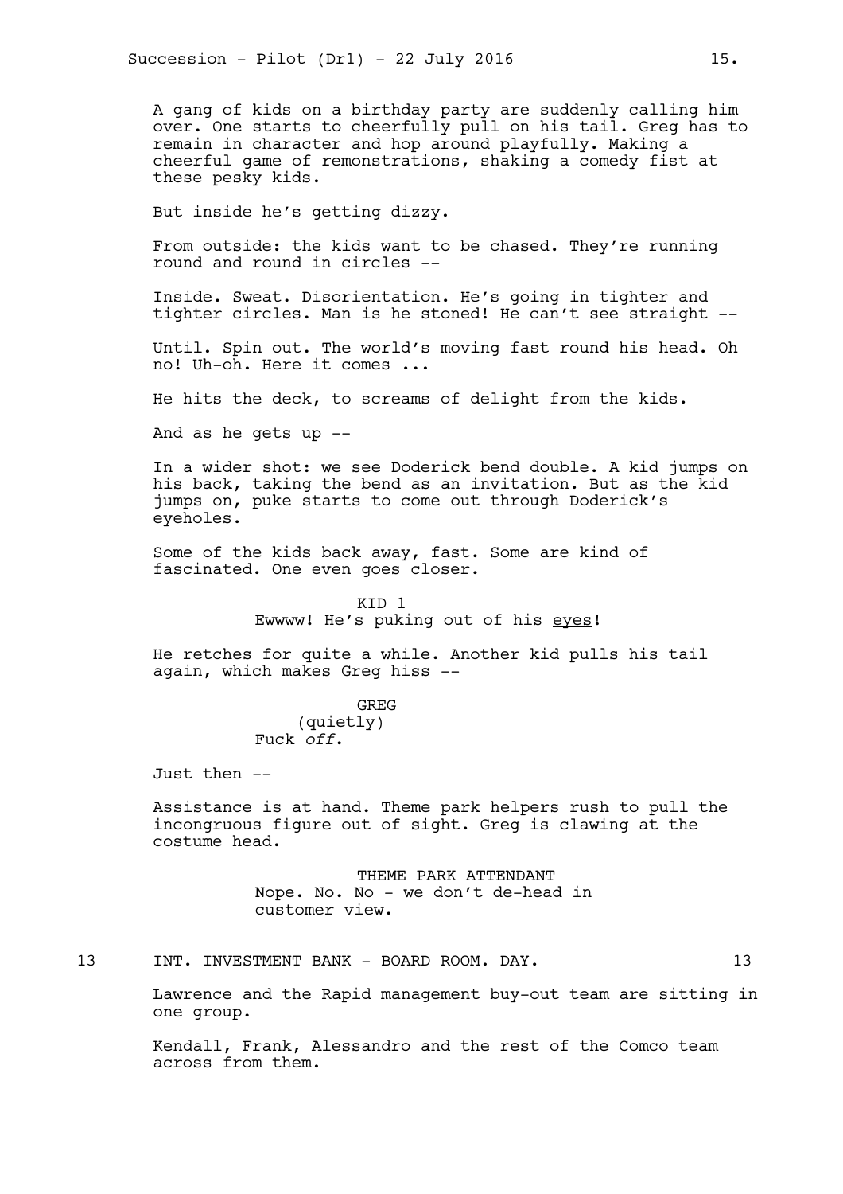A gang of kids on a birthday party are suddenly calling him over. One starts to cheerfully pull on his tail. Greg has to remain in character and hop around playfully. Making a cheerful game of remonstrations, shaking a comedy fist at these pesky kids.

But inside he's getting dizzy.

From outside: the kids want to be chased. They're running round and round in circles --

Inside. Sweat. Disorientation. He's going in tighter and tighter circles. Man is he stoned! He can't see straight --

Until. Spin out. The world's moving fast round his head. Oh no! Uh-oh. Here it comes ...

He hits the deck, to screams of delight from the kids.

And as he gets up --

In a wider shot: we see Doderick bend double. A kid jumps on his back, taking the bend as an invitation. But as the kid jumps on, puke starts to come out through Doderick's eyeholes.

Some of the kids back away, fast. Some are kind of fascinated. One even goes closer.

KID 1
Ewwww! He's puking out of his eyes!

He retches for quite a while. Another kid pulls his tail again, which makes Greg hiss --

GREG
(quietly)
Fuck *off*.

Just then --

Assistance is at hand. Theme park helpers rush to pull the incongruous figure out of sight. Greg is clawing at the costume head.

THEME PARK ATTENDANT
Nope. No. No - we don't de-head in customer view.

13 INT. INVESTMENT BANK - BOARD ROOM. DAY. 13

Lawrence and the Rapid management buy-out team are sitting in one group.

Kendall, Frank, Alessandro and the rest of the Comco team across from them.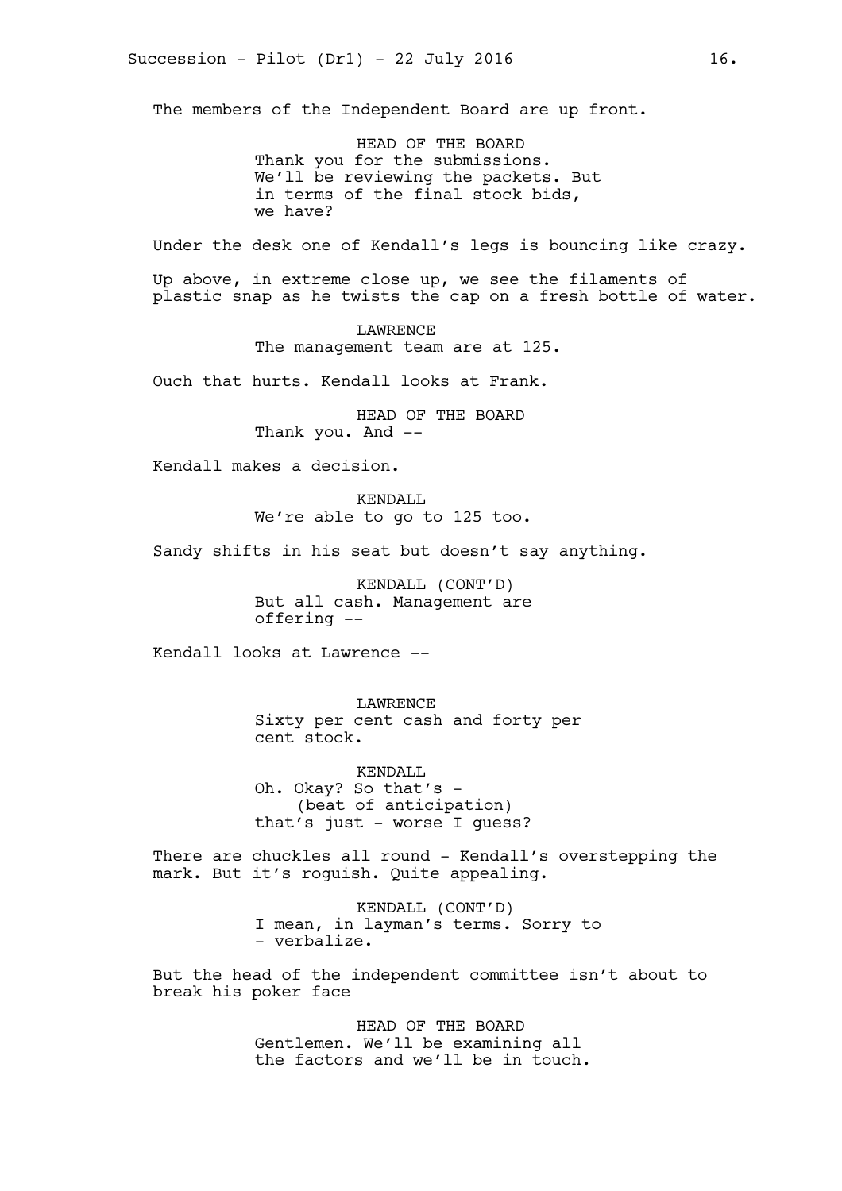The members of the Independent Board are up front.

HEAD OF THE BOARD
Thank you for the submissions. We'll be reviewing the packets. But in terms of the final stock bids, we have?

Under the desk one of Kendall's legs is bouncing like crazy.

Up above, in extreme close up, we see the filaments of plastic snap as he twists the cap on a fresh bottle of water.

LAWRENCE
The management team are at 125.

Ouch that hurts. Kendall looks at Frank.

HEAD OF THE BOARD
Thank you. And --

Kendall makes a decision.

KENDALL
We're able to go to 125 too.

Sandy shifts in his seat but doesn't say anything.

KENDALL (CONT'D)
But all cash. Management are offering --

Kendall looks at Lawrence --

LAWRENCE
Sixty per cent cash and forty per cent stock.

KENDALL
Oh. Okay? So that's -
(beat of anticipation)
that's just - worse I guess?

There are chuckles all round - Kendall's overstepping the mark. But it's roguish. Quite appealing.

KENDALL (CONT'D)
I mean, in layman's terms. Sorry to - verbalize.

But the head of the independent committee isn't about to break his poker face

HEAD OF THE BOARD
Gentlemen. We'll be examining all the factors and we'll be in touch.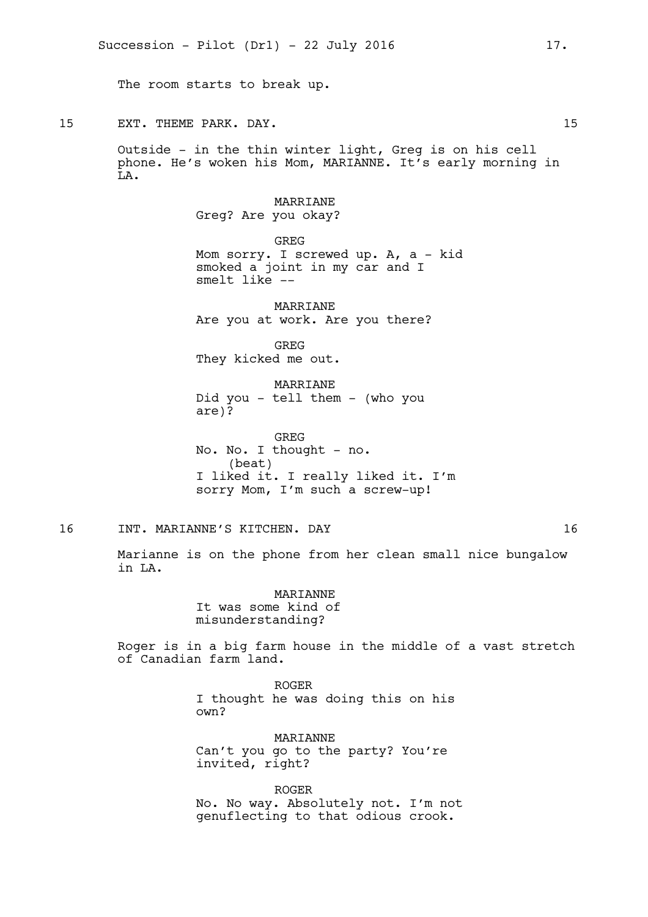The room starts to break up.

15 EXT. THEME PARK. DAY. 15

Outside - in the thin winter light, Greg is on his cell phone. He's woken his Mom, MARIANNE. It's early morning in LA.

MARRIANE
Greg? Are you okay?

GREG
Mom sorry. I screwed up. A, a - kid smoked a joint in my car and I smelt like --

MARRIANE
Are you at work. Are you there?

GREG
They kicked me out.

MARRIANE
Did you - tell them - (who you are)?

GREG
No. No. I thought - no.
(beat)
I liked it. I really liked it. I'm sorry Mom, I'm such a screw-up!

16 INT. MARIANNE'S KITCHEN. DAY 16

Marianne is on the phone from her clean small nice bungalow in LA.

MARIANNE
It was some kind of misunderstanding?

Roger is in a big farm house in the middle of a vast stretch of Canadian farm land.

ROGER
I thought he was doing this on his own?

MARIANNE
Can't you go to the party? You're invited, right?

ROGER
No. No way. Absolutely not. I'm not genuflecting to that odious crook.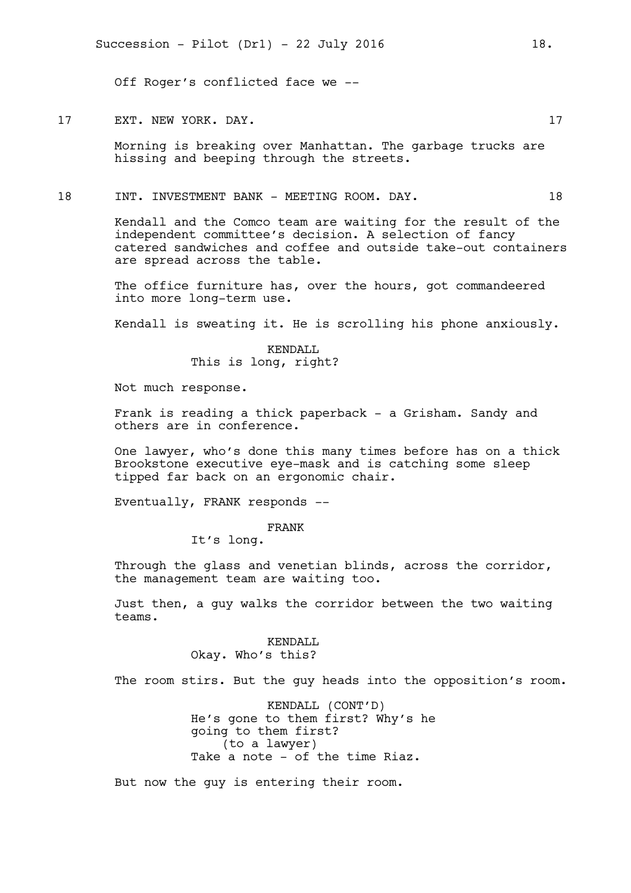Off Roger's conflicted face we --

17 EXT. NEW YORK. DAY. 17

Morning is breaking over Manhattan. The garbage trucks are hissing and beeping through the streets.

18 INT. INVESTMENT BANK - MEETING ROOM. DAY. 18

Kendall and the Comco team are waiting for the result of the independent committee's decision. A selection of fancy catered sandwiches and coffee and outside take-out containers are spread across the table.

The office furniture has, over the hours, got commandeered into more long-term use.

Kendall is sweating it. He is scrolling his phone anxiously.

KENDALL
This is long, right?

Not much response.

Frank is reading a thick paperback - a Grisham. Sandy and others are in conference.

One lawyer, who's done this many times before has on a thick Brookstone executive eye-mask and is catching some sleep tipped far back on an ergonomic chair.

Eventually, FRANK responds --

FRANK
It's long.

Through the glass and venetian blinds, across the corridor, the management team are waiting too.

Just then, a guy walks the corridor between the two waiting teams.

KENDALL
Okay. Who's this?

The room stirs. But the guy heads into the opposition's room.

KENDALL (CONT'D)
He's gone to them first? Why's he going to them first?
(to a lawyer)
Take a note - of the time Riaz.

But now the guy is entering their room.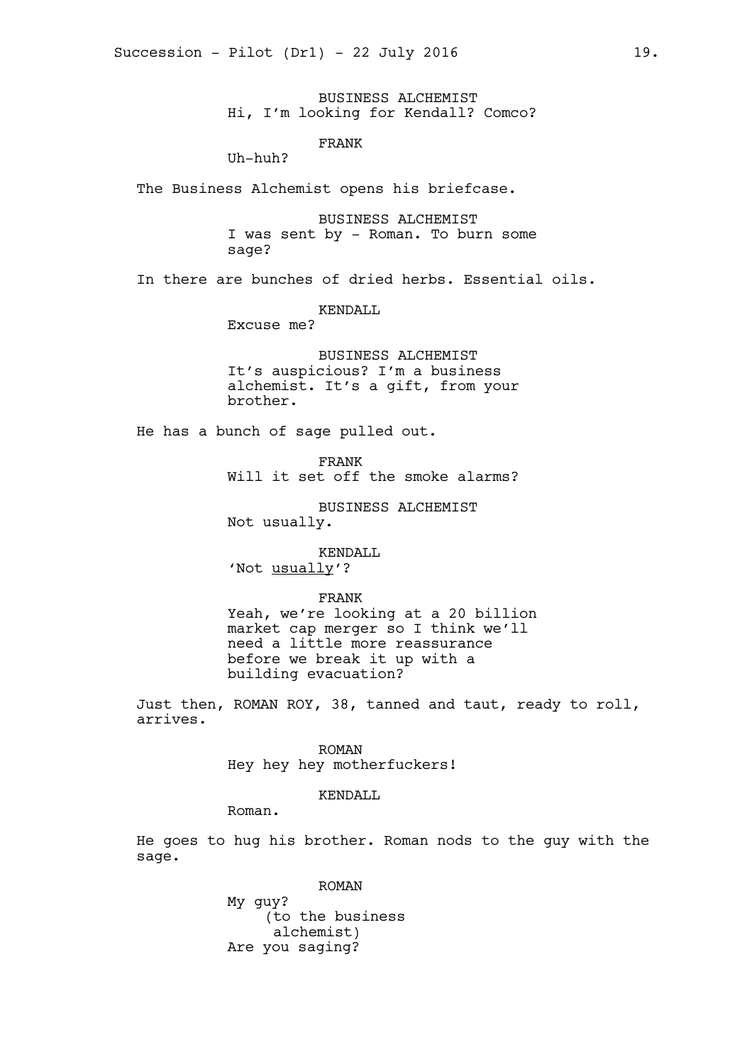BUSINESS ALCHEMIST
Hi, I'm looking for Kendall? Comco?

FRANK
Uh-huh?

The Business Alchemist opens his briefcase.

BUSINESS ALCHEMIST
I was sent by - Roman. To burn some sage?

In there are bunches of dried herbs. Essential oils.

KENDALL
Excuse me?

BUSINESS ALCHEMIST
It's auspicious? I'm a business alchemist. It's a gift, from your brother.

He has a bunch of sage pulled out.

FRANK
Will it set off the smoke alarms?

BUSINESS ALCHEMIST
Not usually.

KENDALL
'Not <u>usually</u>'?

FRANK
Yeah, we're looking at a 20 billion market cap merger so I think we'll need a little more reassurance before we break it up with a building evacuation?

Just then, ROMAN ROY, 38, tanned and taut, ready to roll, arrives.

ROMAN
Hey hey hey motherfuckers!

KENDALL
Roman.

He goes to hug his brother. Roman nods to the guy with the sage.

ROMAN
My guy?
(to the business alchemist)
Are you saging?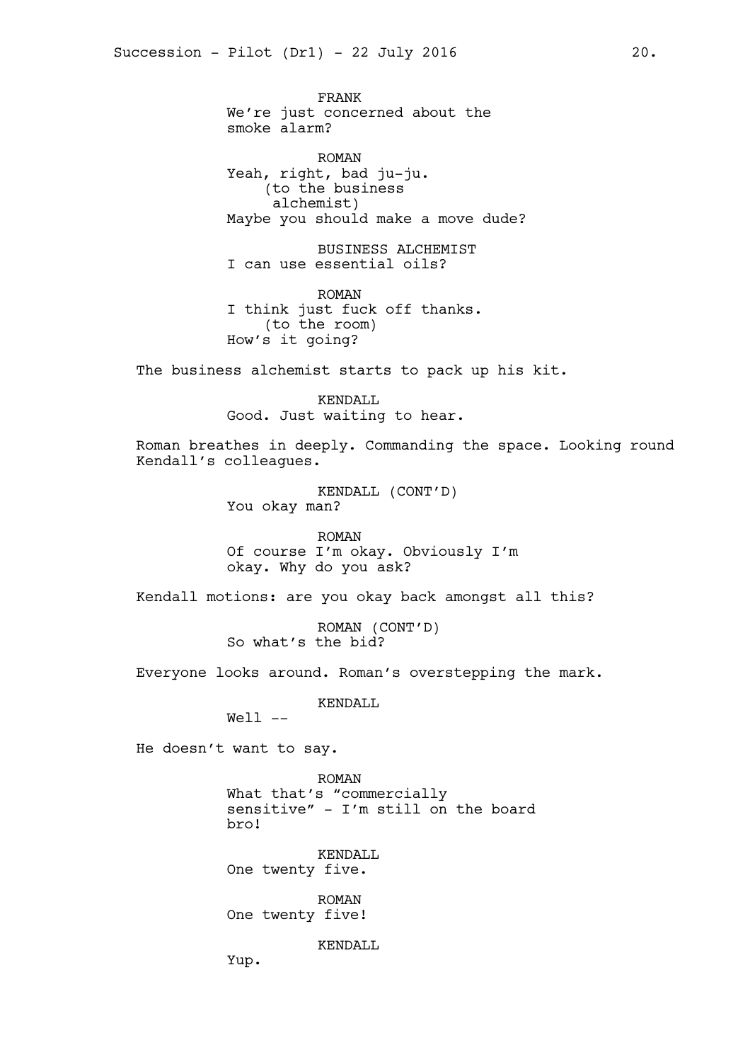FRANK
We're just concerned about the smoke alarm?

ROMAN
Yeah, right, bad ju-ju.
(to the business alchemist)
Maybe you should make a move dude?

BUSINESS ALCHEMIST
I can use essential oils?

ROMAN
I think just fuck off thanks.
(to the room)
How's it going?

The business alchemist starts to pack up his kit.

KENDALL
Good. Just waiting to hear.

Roman breathes in deeply. Commanding the space. Looking round Kendall's colleagues.

KENDALL (CONT'D)
You okay man?

ROMAN
Of course I'm okay. Obviously I'm okay. Why do you ask?

Kendall motions: are you okay back amongst all this?

ROMAN (CONT'D)
So what's the bid?

Everyone looks around. Roman's overstepping the mark.

KENDALL
Well --

He doesn't want to say.

ROMAN
What that's "commercially sensitive" - I'm still on the board bro!

KENDALL
One twenty five.

ROMAN
One twenty five!

KENDALL
Yup.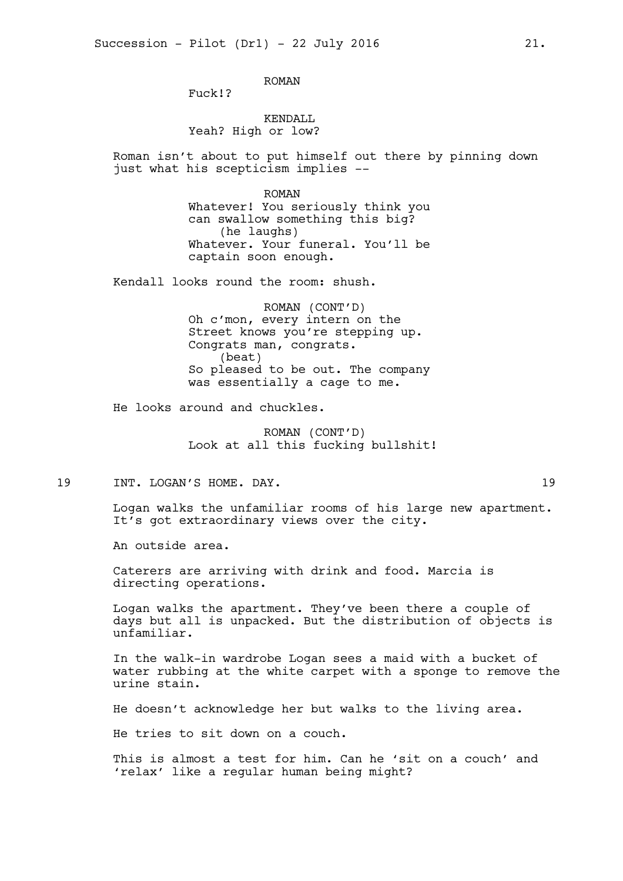ROMAN
Fuck!?

KENDALL
Yeah? High or low?

Roman isn't about to put himself out there by pinning down just what his scepticism implies --

ROMAN
Whatever! You seriously think you can swallow something this big?
(he laughs)
Whatever. Your funeral. You'll be captain soon enough.

Kendall looks round the room: shush.

ROMAN (CONT'D)
Oh c'mon, every intern on the Street knows you're stepping up. Congrats man, congrats.
(beat)
So pleased to be out. The company was essentially a cage to me.

He looks around and chuckles.

ROMAN (CONT'D)
Look at all this fucking bullshit!

19 INT. LOGAN'S HOME. DAY. 19

Logan walks the unfamiliar rooms of his large new apartment. It's got extraordinary views over the city.

An outside area.

Caterers are arriving with drink and food. Marcia is directing operations.

Logan walks the apartment. They've been there a couple of days but all is unpacked. But the distribution of objects is unfamiliar.

In the walk-in wardrobe Logan sees a maid with a bucket of water rubbing at the white carpet with a sponge to remove the urine stain.

He doesn't acknowledge her but walks to the living area.

He tries to sit down on a couch.

This is almost a test for him. Can he 'sit on a couch' and 'relax' like a regular human being might?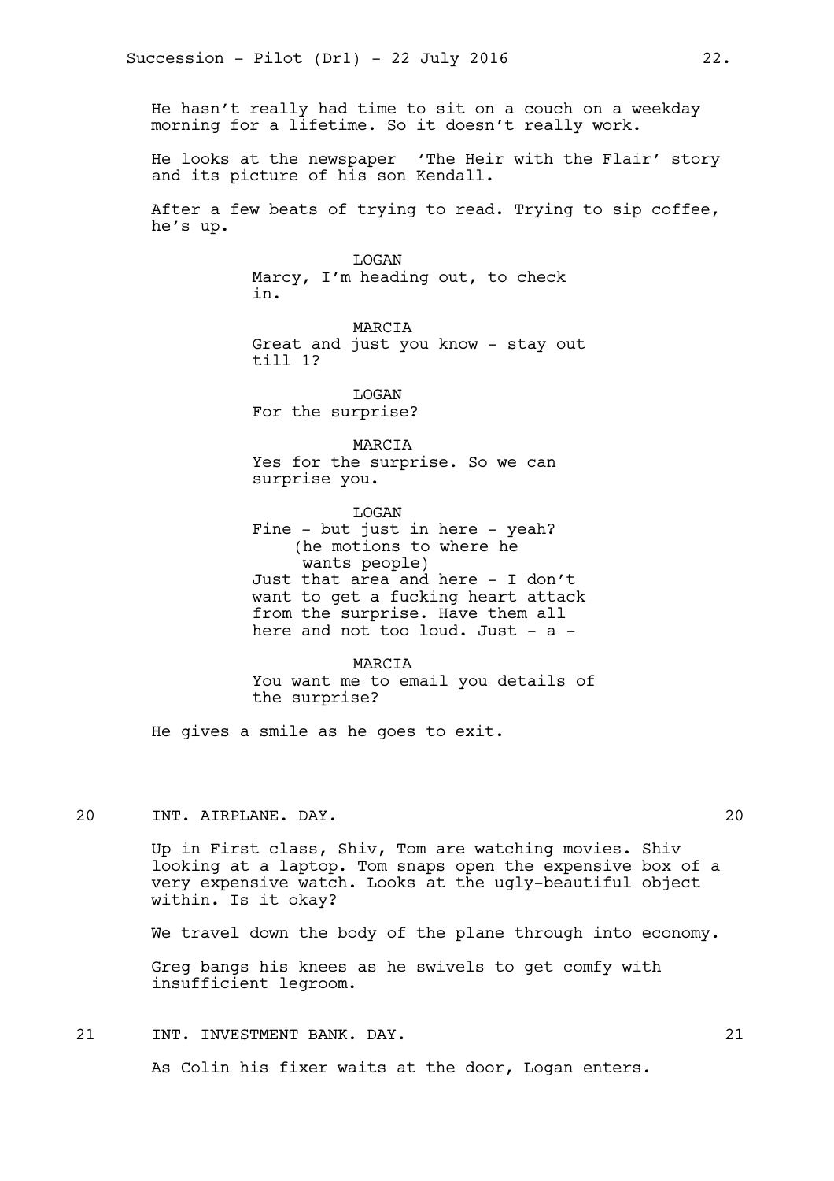He hasn't really had time to sit on a couch on a weekday morning for a lifetime. So it doesn't really work.

He looks at the newspaper 'The Heir with the Flair' story and its picture of his son Kendall.

After a few beats of trying to read. Trying to sip coffee, he's up.

LOGAN
Marcy, I'm heading out, to check in.

MARCIA
Great and just you know - stay out till 1?

LOGAN
For the surprise?

MARCIA
Yes for the surprise. So we can surprise you.

LOGAN
Fine - but just in here - yeah?
(he motions to where he wants people)
Just that area and here - I don't want to get a fucking heart attack from the surprise. Have them all here and not too loud. Just - a -

MARCIA
You want me to email you details of the surprise?

He gives a smile as he goes to exit.

20 INT. AIRPLANE. DAY. 20

Up in First class, Shiv, Tom are watching movies. Shiv looking at a laptop. Tom snaps open the expensive box of a very expensive watch. Looks at the ugly-beautiful object within. Is it okay?

We travel down the body of the plane through into economy.

Greg bangs his knees as he swivels to get comfy with insufficient legroom.

21 INT. INVESTMENT BANK. DAY. 21

As Colin his fixer waits at the door, Logan enters.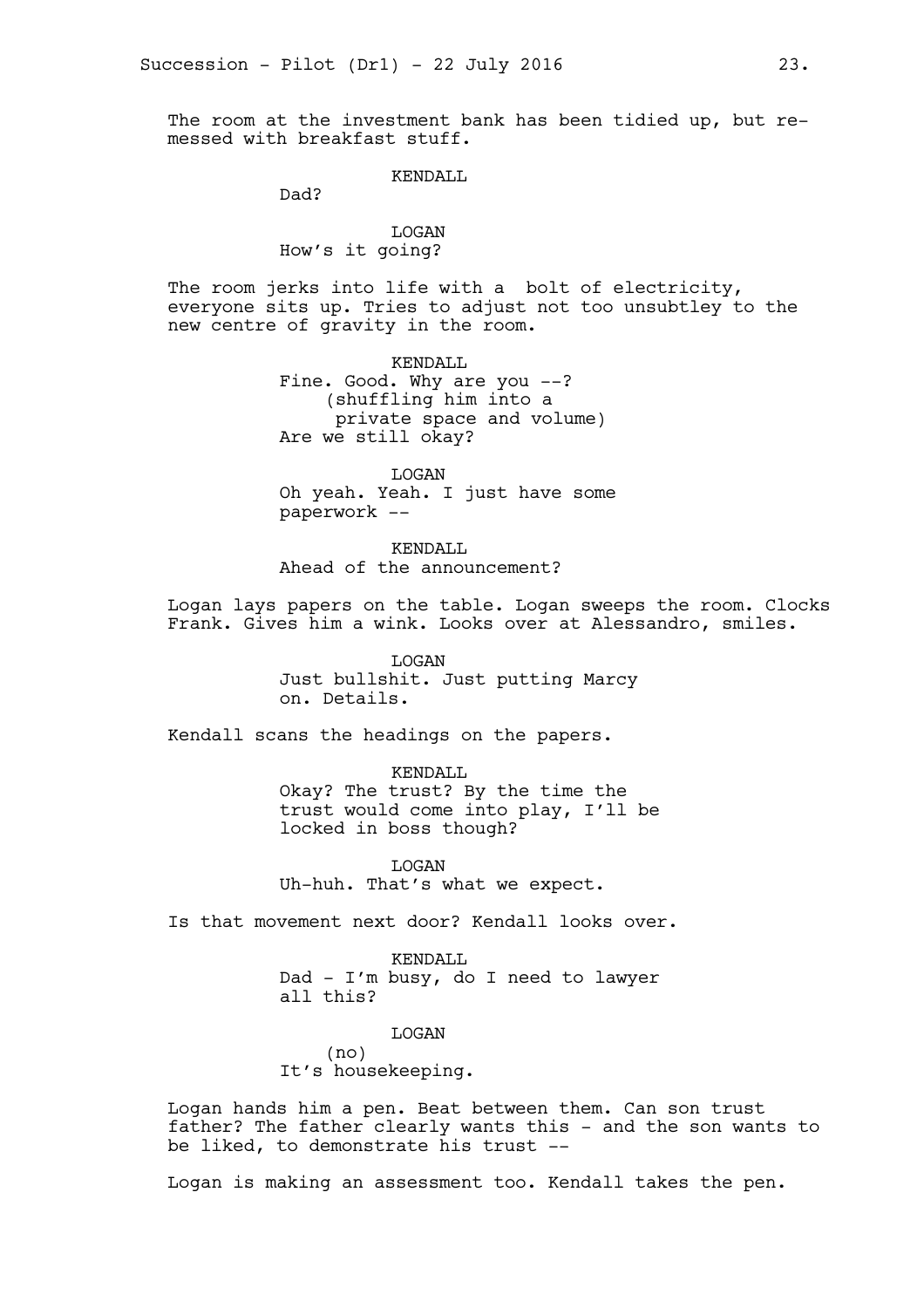The room at the investment bank has been tidied up, but re-messed with breakfast stuff.

KENDALL
Dad?

LOGAN
How's it going?

The room jerks into life with a  bolt of electricity, everyone sits up. Tries to adjust not too unsubtley to the new centre of gravity in the room.

KENDALL
Fine. Good. Why are you --?
(shuffling him into a private space and volume)
Are we still okay?

LOGAN
Oh yeah. Yeah. I just have some paperwork --

KENDALL
Ahead of the announcement?

Logan lays papers on the table. Logan sweeps the room. Clocks Frank. Gives him a wink. Looks over at Alessandro, smiles.

LOGAN
Just bullshit. Just putting Marcy on. Details.

Kendall scans the headings on the papers.

KENDALL
Okay? The trust? By the time the trust would come into play, I'll be locked in boss though?

LOGAN
Uh-huh. That's what we expect.

Is that movement next door? Kendall looks over.

KENDALL
Dad - I'm busy, do I need to lawyer all this?

LOGAN
(no)
It's housekeeping.

Logan hands him a pen. Beat between them. Can son trust father? The father clearly wants this - and the son wants to be liked, to demonstrate his trust --

Logan is making an assessment too. Kendall takes the pen.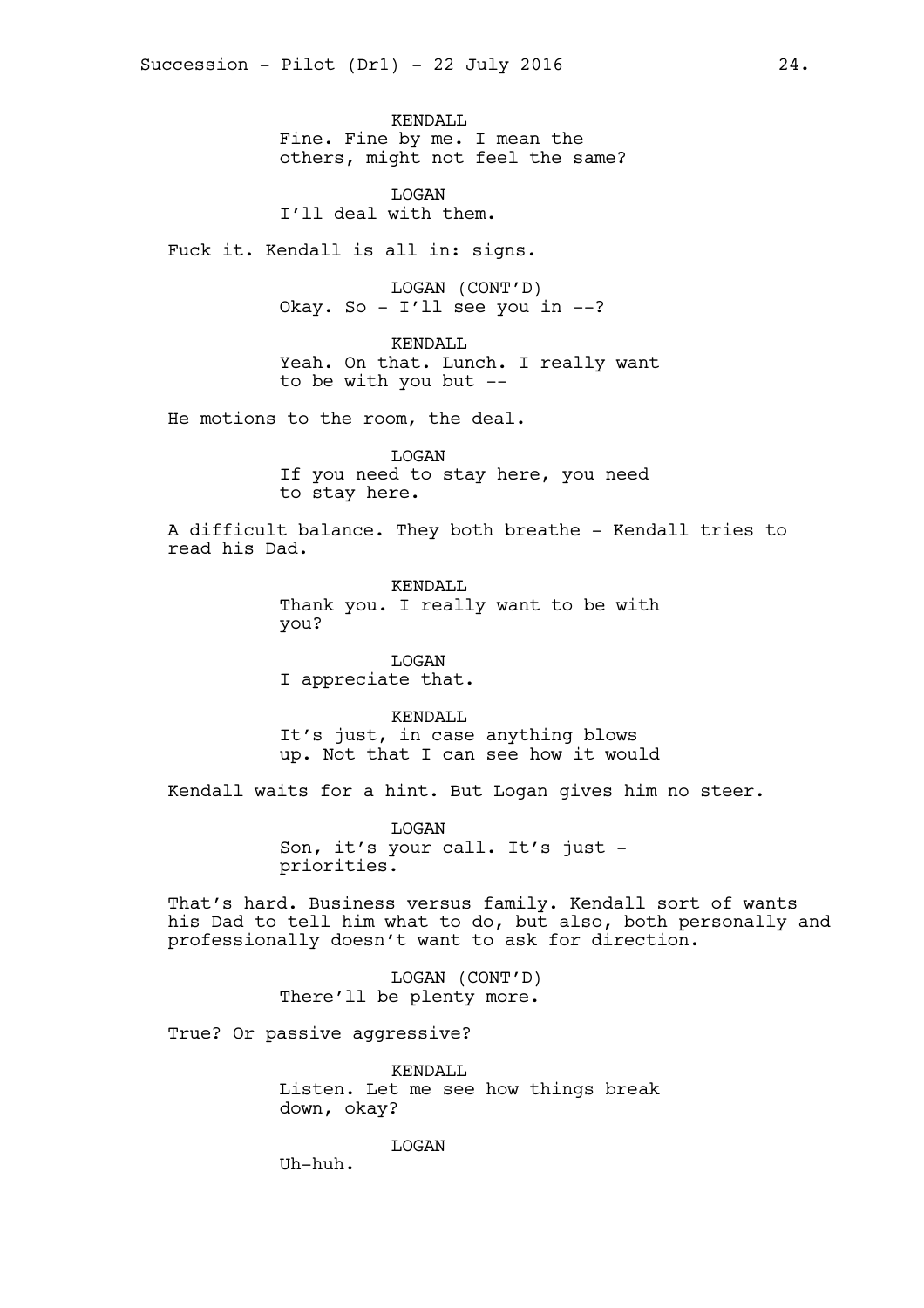KENDALL
Fine. Fine by me. I mean the others, might not feel the same?

LOGAN
I'll deal with them.

Fuck it. Kendall is all in: signs.

LOGAN (CONT'D)
Okay. So - I'll see you in --?

KENDALL
Yeah. On that. Lunch. I really want to be with you but --

He motions to the room, the deal.

LOGAN
If you need to stay here, you need to stay here.

A difficult balance. They both breathe - Kendall tries to read his Dad.

KENDALL
Thank you. I really want to be with you?

LOGAN
I appreciate that.

KENDALL
It's just, in case anything blows up. Not that I can see how it would

Kendall waits for a hint. But Logan gives him no steer.

LOGAN
Son, it's your call. It's just - priorities.

That's hard. Business versus family. Kendall sort of wants his Dad to tell him what to do, but also, both personally and professionally doesn't want to ask for direction.

LOGAN (CONT'D)
There'll be plenty more.

True? Or passive aggressive?

KENDALL
Listen. Let me see how things break down, okay?

LOGAN
Uh-huh.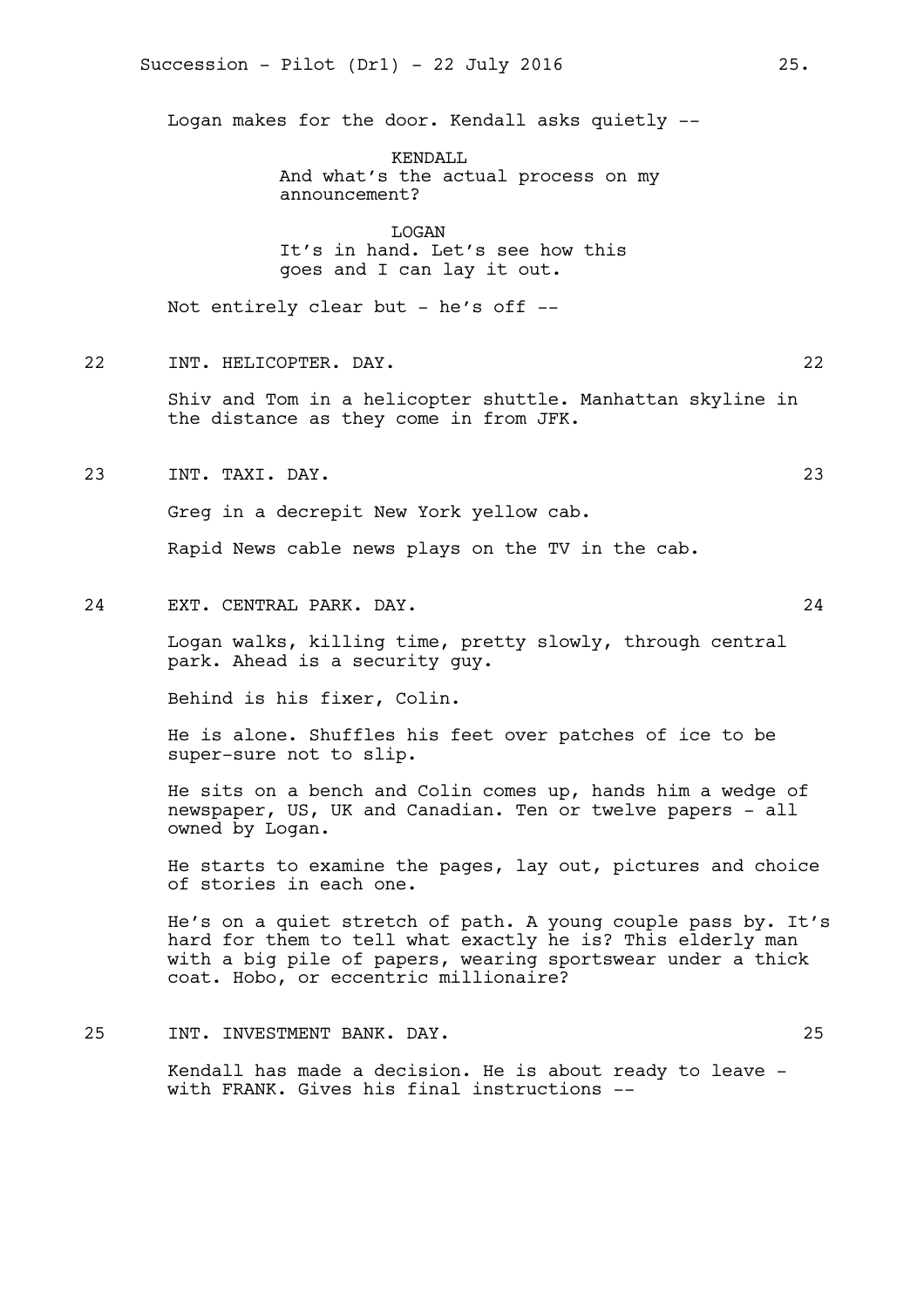Logan makes for the door. Kendall asks quietly --

KENDALL
And what's the actual process on my announcement?

LOGAN
It's in hand. Let's see how this goes and I can lay it out.

Not entirely clear but - he's off --

22 INT. HELICOPTER. DAY. 22

Shiv and Tom in a helicopter shuttle. Manhattan skyline in the distance as they come in from JFK.

23 INT. TAXI. DAY. 23

Greg in a decrepit New York yellow cab.

Rapid News cable news plays on the TV in the cab.

24 EXT. CENTRAL PARK. DAY. 24

Logan walks, killing time, pretty slowly, through central park. Ahead is a security guy.

Behind is his fixer, Colin.

He is alone. Shuffles his feet over patches of ice to be super-sure not to slip.

He sits on a bench and Colin comes up, hands him a wedge of newspaper, US, UK and Canadian. Ten or twelve papers - all owned by Logan.

He starts to examine the pages, lay out, pictures and choice of stories in each one.

He's on a quiet stretch of path. A young couple pass by. It's hard for them to tell what exactly he is? This elderly man with a big pile of papers, wearing sportswear under a thick coat. Hobo, or eccentric millionaire?

25 INT. INVESTMENT BANK. DAY. 25

Kendall has made a decision. He is about ready to leave - with FRANK. Gives his final instructions --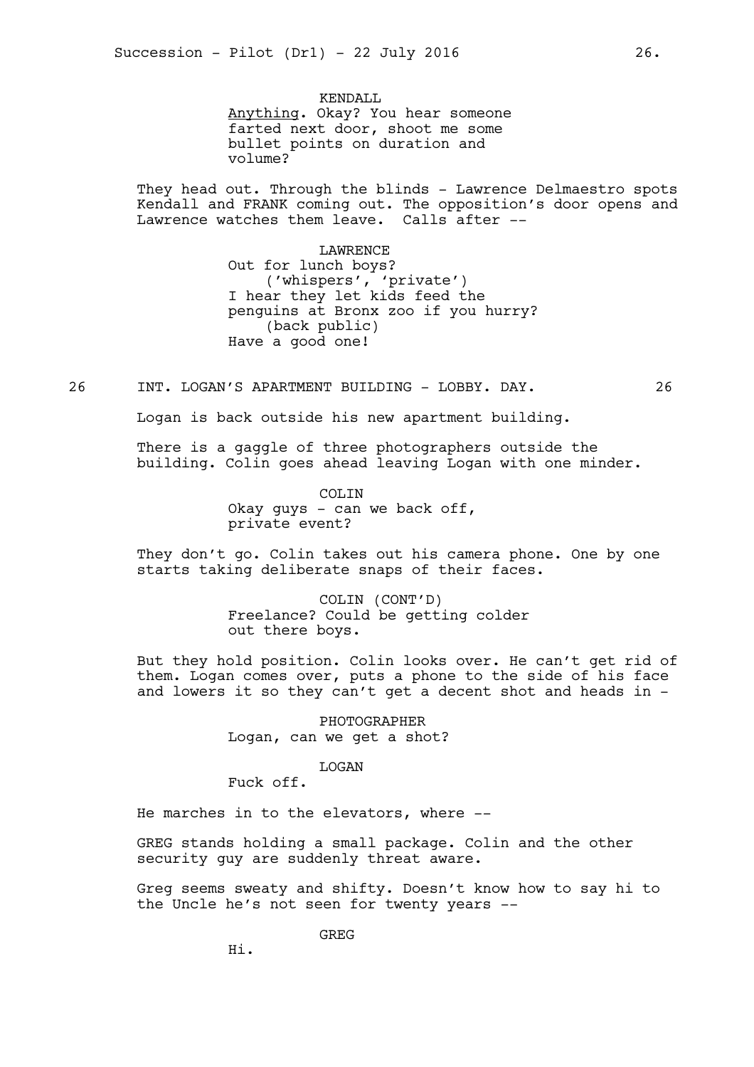KENDALL

<u>Anything</u>. Okay? You hear someone farted next door, shoot me some bullet points on duration and volume?

They head out. Through the blinds - Lawrence Delmaestro spots Kendall and FRANK coming out. The opposition's door opens and Lawrence watches them leave. Calls after --

LAWRENCE

Out for lunch boys?
('whispers', 'private')
I hear they let kids feed the penguins at Bronx zoo if you hurry?
(back public)
Have a good one!

26 INT. LOGAN'S APARTMENT BUILDING - LOBBY. DAY. 26

Logan is back outside his new apartment building.

There is a gaggle of three photographers outside the building. Colin goes ahead leaving Logan with one minder.

COLIN

Okay guys - can we back off, private event?

They don't go. Colin takes out his camera phone. One by one starts taking deliberate snaps of their faces.

COLIN (CONT'D)

Freelance? Could be getting colder out there boys.

But they hold position. Colin looks over. He can't get rid of them. Logan comes over, puts a phone to the side of his face and lowers it so they can't get a decent shot and heads in -

PHOTOGRAPHER

Logan, can we get a shot?

LOGAN

Fuck off.

He marches in to the elevators, where --

GREG stands holding a small package. Colin and the other security guy are suddenly threat aware.

Greg seems sweaty and shifty. Doesn't know how to say hi to the Uncle he's not seen for twenty years --

GREG

Hi.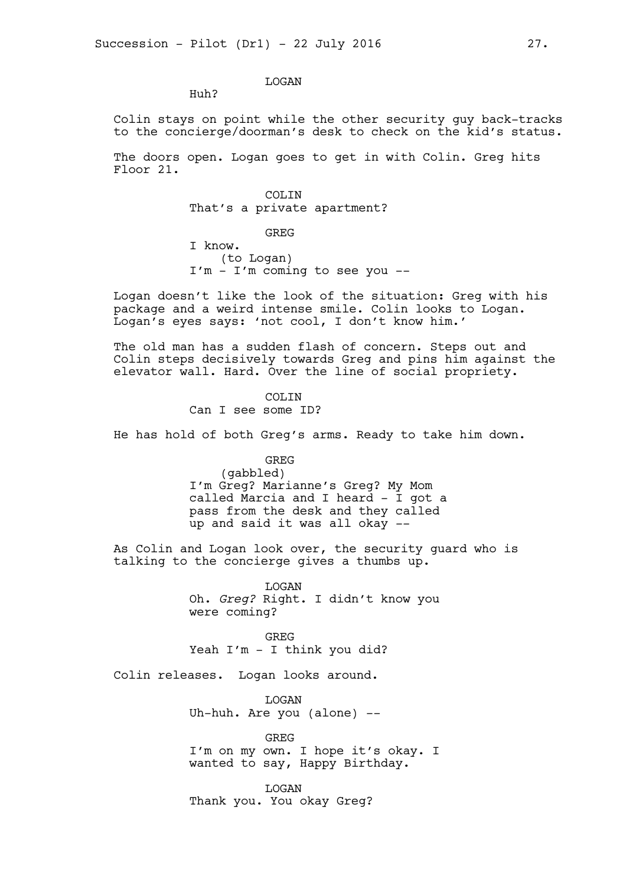LOGAN

Huh?

Colin stays on point while the other security guy back-tracks to the concierge/doorman's desk to check on the kid's status.

The doors open. Logan goes to get in with Colin. Greg hits Floor 21.

COLIN

That's a private apartment?

GREG

I know.

(to Logan)

I'm - I'm coming to see you --

Logan doesn't like the look of the situation: Greg with his package and a weird intense smile. Colin looks to Logan. Logan's eyes says: 'not cool, I don't know him.'

The old man has a sudden flash of concern. Steps out and Colin steps decisively towards Greg and pins him against the elevator wall. Hard. Over the line of social propriety.

COLIN

Can I see some ID?

He has hold of both Greg's arms. Ready to take him down.

GREG

(gabbled)

I'm Greg? Marianne's Greg? My Mom called Marcia and I heard - I got a pass from the desk and they called up and said it was all okay --

As Colin and Logan look over, the security guard who is talking to the concierge gives a thumbs up.

LOGAN

Oh. *Greg?* Right. I didn't know you were coming?

GREG

Yeah I'm - I think you did?

Colin releases. Logan looks around.

LOGAN

Uh-huh. Are you (alone) --

GREG

I'm on my own. I hope it's okay. I wanted to say, Happy Birthday.

LOGAN

Thank you. You okay Greg?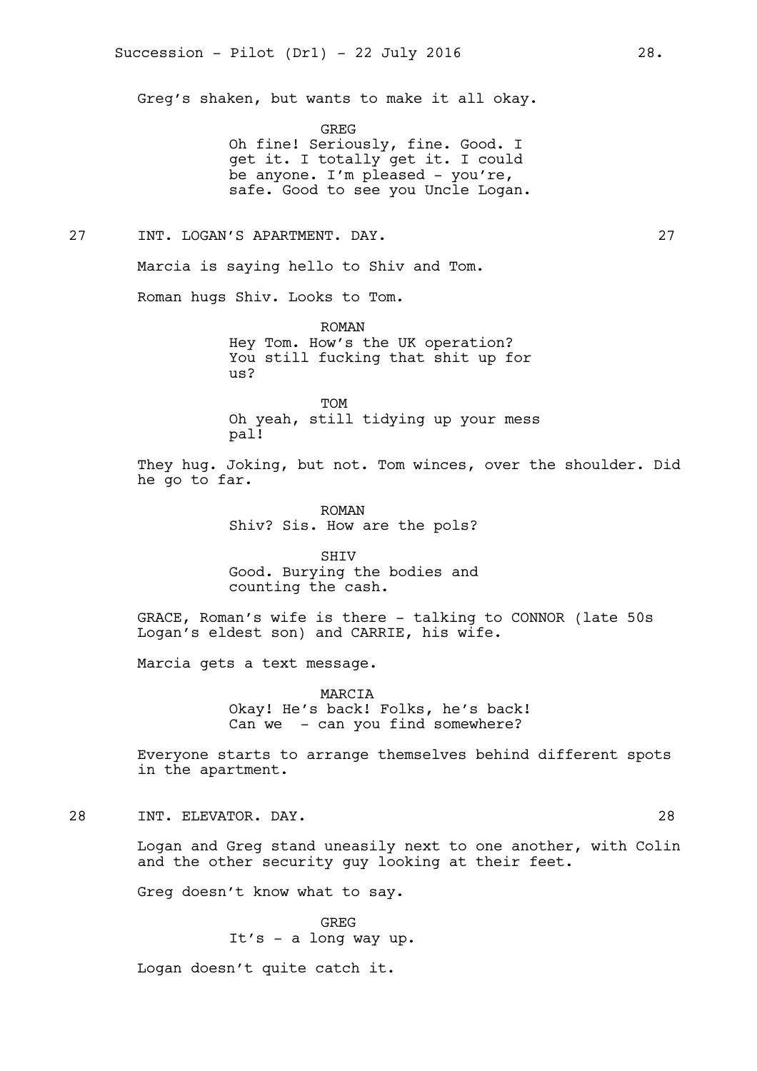Greg's shaken, but wants to make it all okay.

GREG
Oh fine! Seriously, fine. Good. I get it. I totally get it. I could be anyone. I'm pleased - you're, safe. Good to see you Uncle Logan.

27 INT. LOGAN'S APARTMENT. DAY. 27

Marcia is saying hello to Shiv and Tom.

Roman hugs Shiv. Looks to Tom.

ROMAN
Hey Tom. How's the UK operation? You still fucking that shit up for us?

TOM
Oh yeah, still tidying up your mess pal!

They hug. Joking, but not. Tom winces, over the shoulder. Did he go to far.

ROMAN
Shiv? Sis. How are the pols?

SHIV
Good. Burying the bodies and counting the cash.

GRACE, Roman's wife is there - talking to CONNOR (late 50s Logan's eldest son) and CARRIE, his wife.

Marcia gets a text message.

MARCIA
Okay! He's back! Folks, he's back! Can we - can you find somewhere?

Everyone starts to arrange themselves behind different spots in the apartment.

28 INT. ELEVATOR. DAY. 28

Logan and Greg stand uneasily next to one another, with Colin and the other security guy looking at their feet.

Greg doesn't know what to say.

GREG
It's - a long way up.

Logan doesn't quite catch it.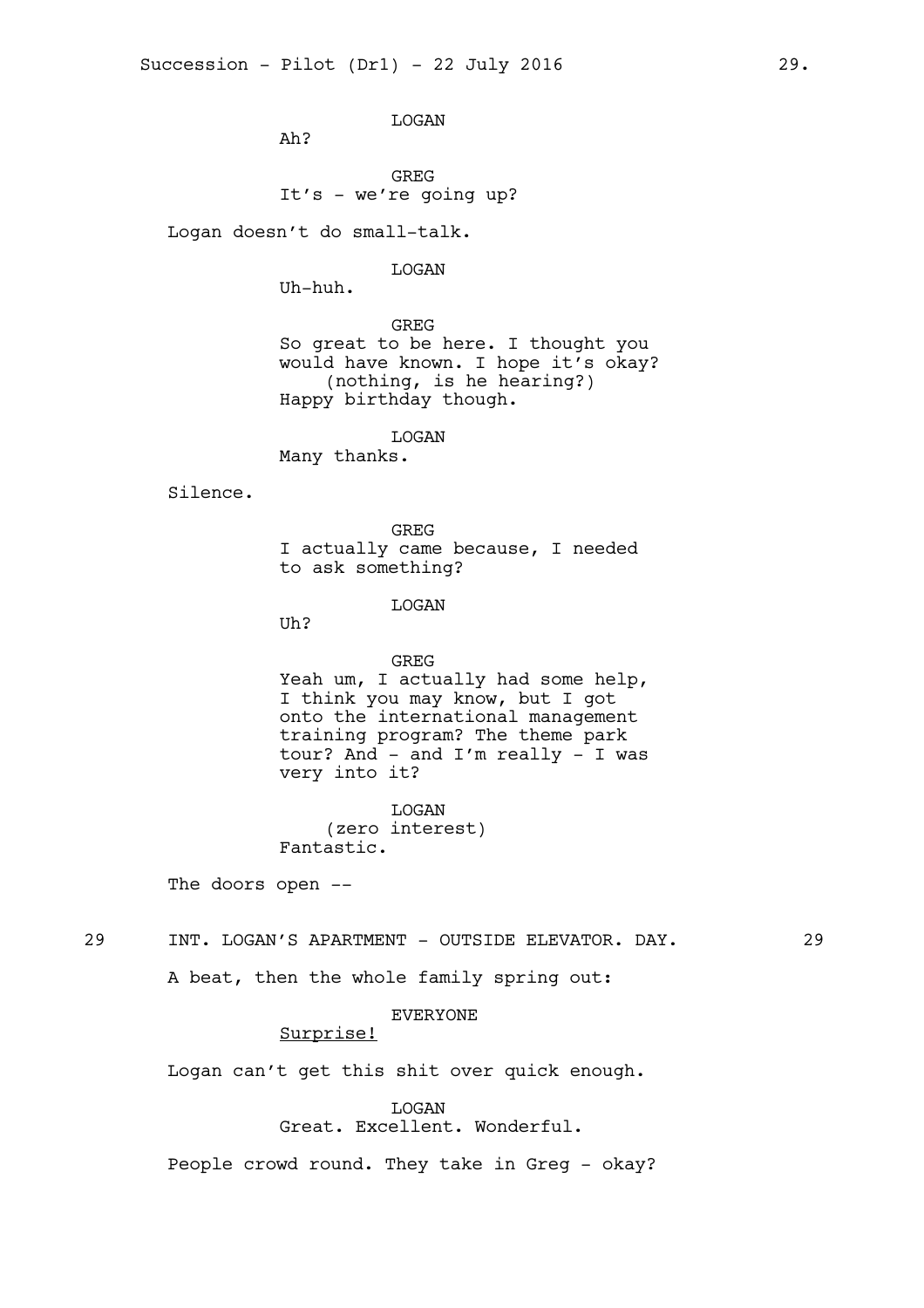LOGAN

Ah?

GREG

It's - we're going up?

Logan doesn't do small-talk.

LOGAN

Uh-huh.

GREG

So great to be here. I thought you would have known. I hope it's okay?
(nothing, is he hearing?)
Happy birthday though.

LOGAN

Many thanks.

Silence.

GREG

I actually came because, I needed to ask something?

LOGAN

Uh?

GREG

Yeah um, I actually had some help, I think you may know, but I got onto the international management training program? The theme park tour? And - and I'm really - I was very into it?

LOGAN
(zero interest)
Fantastic.

The doors open --

29 INT. LOGAN'S APARTMENT - OUTSIDE ELEVATOR. DAY. 29

A beat, then the whole family spring out:

EVERYONE

<u>Surprise!</u>

Logan can't get this shit over quick enough.

LOGAN

Great. Excellent. Wonderful.

People crowd round. They take in Greg - okay?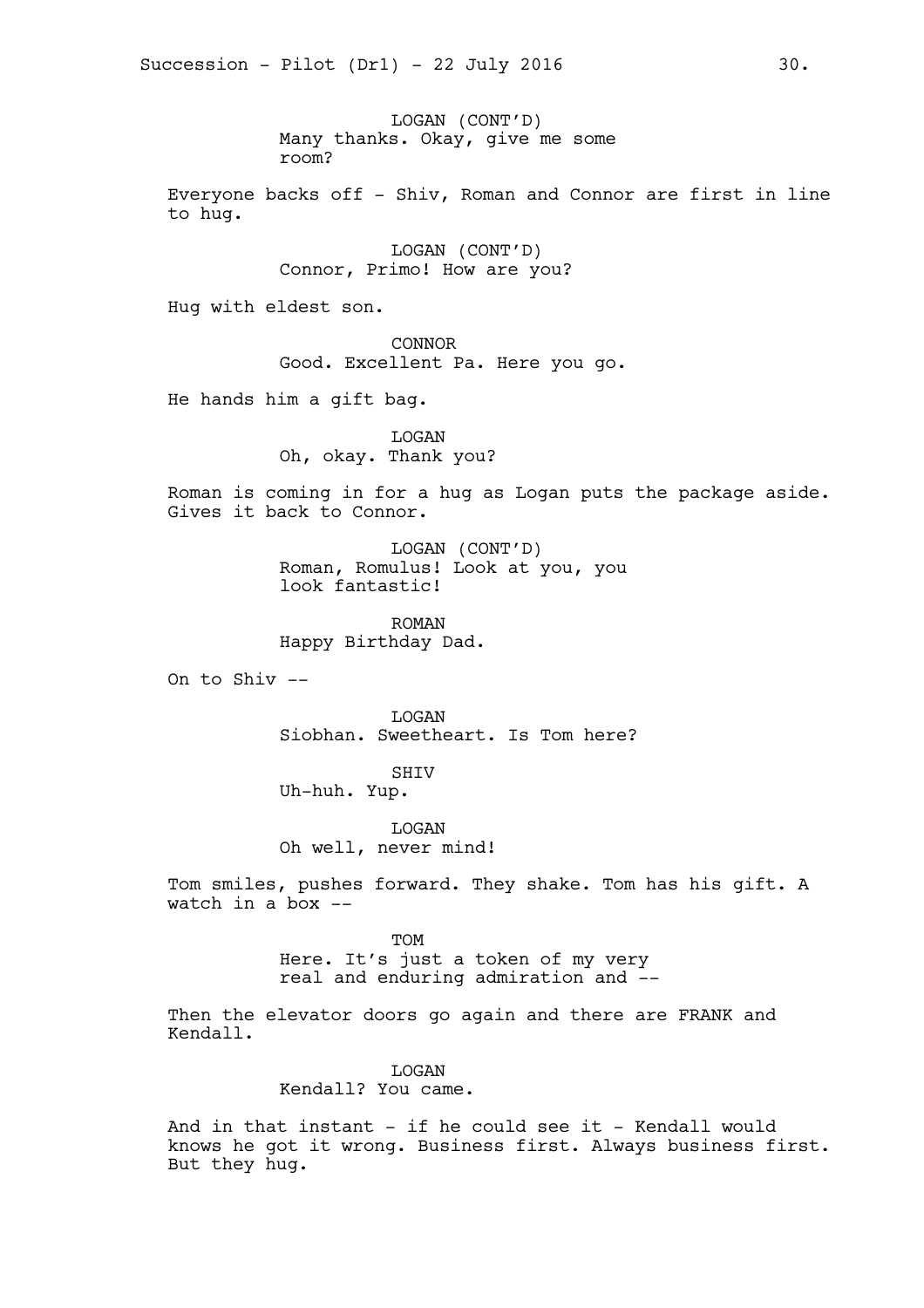LOGAN (CONT'D)
Many thanks. Okay, give me some room?

Everyone backs off - Shiv, Roman and Connor are first in line to hug.

LOGAN (CONT'D)
Connor, Primo! How are you?

Hug with eldest son.

CONNOR
Good. Excellent Pa. Here you go.

He hands him a gift bag.

LOGAN
Oh, okay. Thank you?

Roman is coming in for a hug as Logan puts the package aside. Gives it back to Connor.

LOGAN (CONT'D)
Roman, Romulus! Look at you, you look fantastic!

ROMAN
Happy Birthday Dad.

On to Shiv --

LOGAN
Siobhan. Sweetheart. Is Tom here?

SHIV
Uh-huh. Yup.

LOGAN
Oh well, never mind!

Tom smiles, pushes forward. They shake. Tom has his gift. A watch in a box --

TOM
Here. It's just a token of my very real and enduring admiration and --

Then the elevator doors go again and there are FRANK and Kendall.

LOGAN
Kendall? You came.

And in that instant - if he could see it - Kendall would knows he got it wrong. Business first. Always business first. But they hug.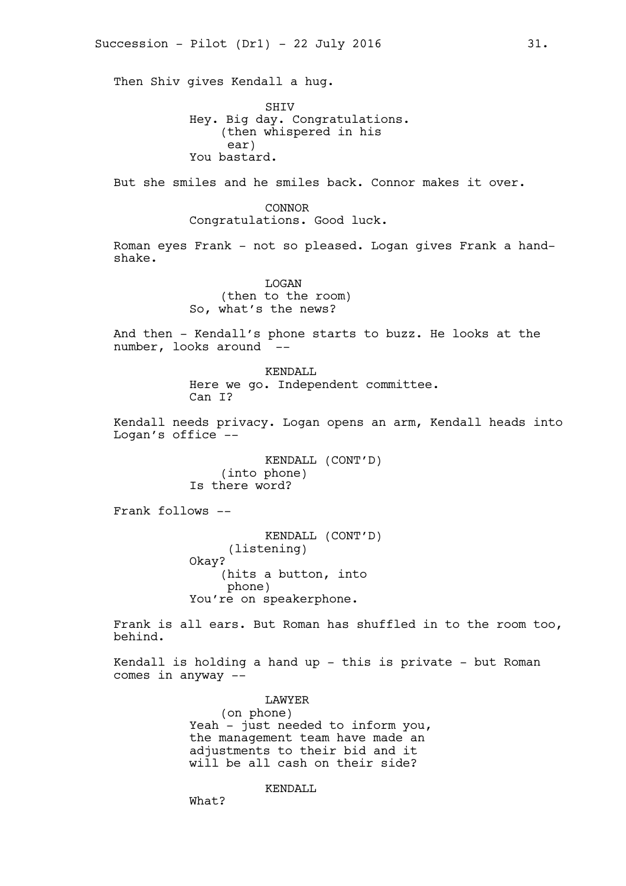Then Shiv gives Kendall a hug.

SHIV
Hey. Big day. Congratulations.
(then whispered in his ear)
You bastard.

But she smiles and he smiles back. Connor makes it over.

CONNOR
Congratulations. Good luck.

Roman eyes Frank - not so pleased. Logan gives Frank a hand-shake.

LOGAN
(then to the room)
So, what's the news?

And then - Kendall's phone starts to buzz. He looks at the number, looks around --

KENDALL
Here we go. Independent committee.
Can I?

Kendall needs privacy. Logan opens an arm, Kendall heads into Logan's office --

KENDALL (CONT'D)
(into phone)
Is there word?

Frank follows --

KENDALL (CONT'D)
(listening)
Okay?
(hits a button, into phone)
You're on speakerphone.

Frank is all ears. But Roman has shuffled in to the room too, behind.

Kendall is holding a hand up - this is private - but Roman comes in anyway --

LAWYER
(on phone)
Yeah - just needed to inform you, the management team have made an adjustments to their bid and it will be all cash on their side?

KENDALL
What?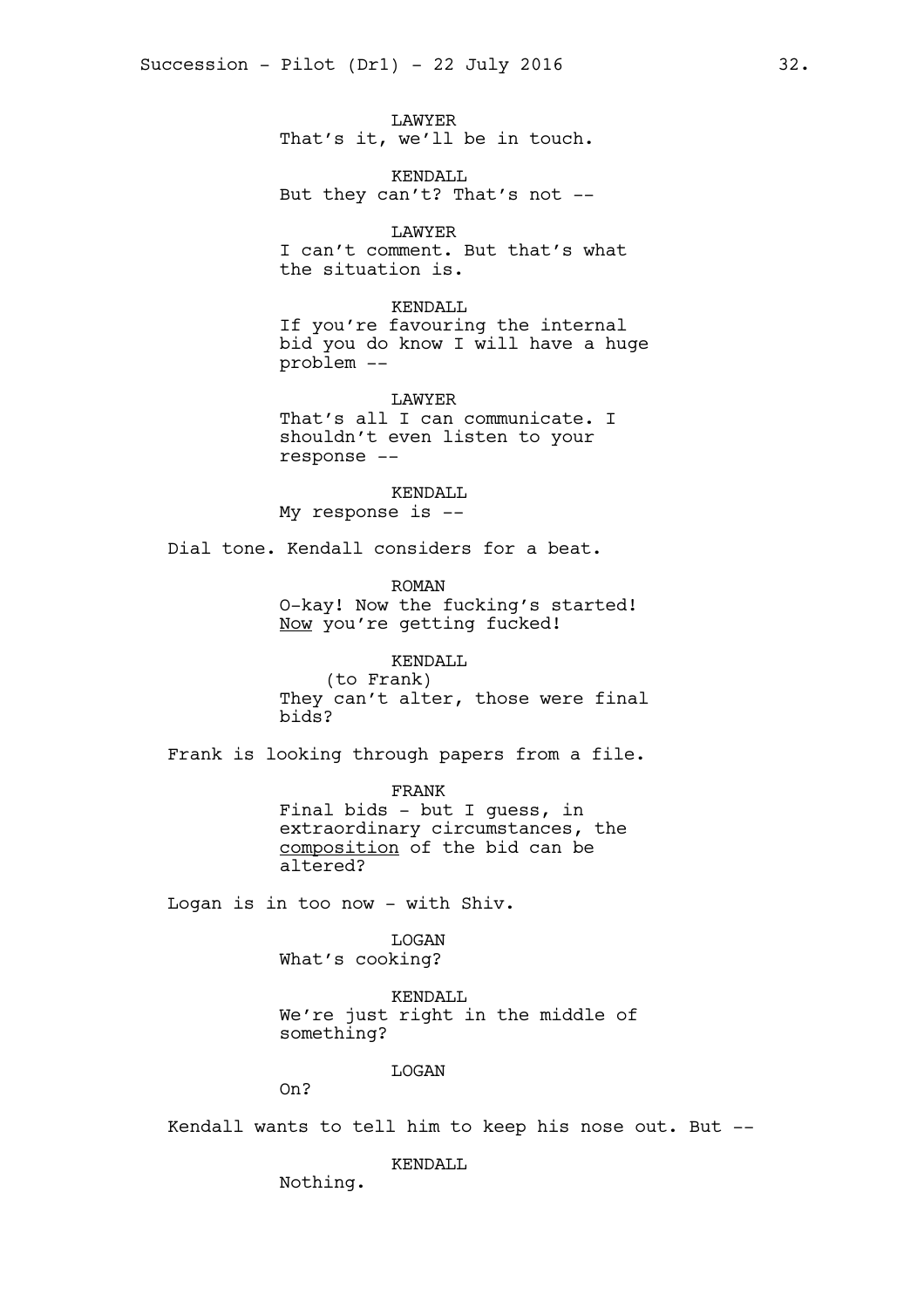LAWYER
That's it, we'll be in touch.

KENDALL
But they can't? That's not --

LAWYER
I can't comment. But that's what the situation is.

KENDALL
If you're favouring the internal bid you do know I will have a huge problem --

LAWYER
That's all I can communicate. I shouldn't even listen to your response --

KENDALL
My response is --

Dial tone. Kendall considers for a beat.

ROMAN
O-kay! Now the fucking's started! Now you're getting fucked!

KENDALL
(to Frank)
They can't alter, those were final bids?

Frank is looking through papers from a file.

FRANK
Final bids - but I guess, in extraordinary circumstances, the composition of the bid can be altered?

Logan is in too now - with Shiv.

LOGAN
What's cooking?

KENDALL
We're just right in the middle of something?

LOGAN
On?

Kendall wants to tell him to keep his nose out. But --

KENDALL
Nothing.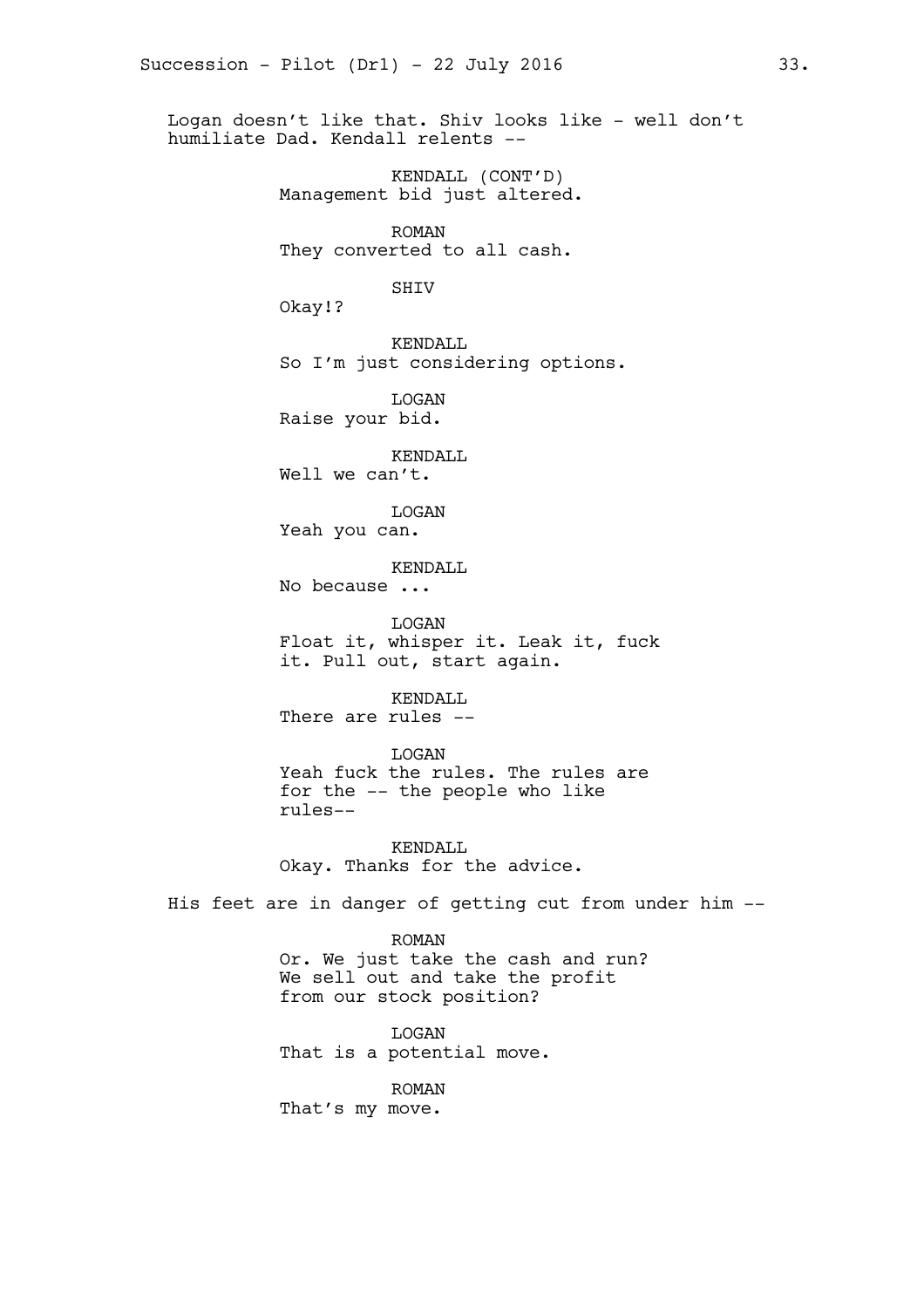Logan doesn't like that. Shiv looks like - well don't humiliate Dad. Kendall relents --

KENDALL (CONT'D)
Management bid just altered.

ROMAN
They converted to all cash.

SHIV
Okay!?

KENDALL
So I'm just considering options.

LOGAN
Raise your bid.

KENDALL
Well we can't.

LOGAN
Yeah you can.

KENDALL
No because ...

LOGAN
Float it, whisper it. Leak it, fuck it. Pull out, start again.

KENDALL
There are rules --

LOGAN
Yeah fuck the rules. The rules are for the -- the people who like rules--

KENDALL
Okay. Thanks for the advice.

His feet are in danger of getting cut from under him --

ROMAN
Or. We just take the cash and run? We sell out and take the profit from our stock position?

LOGAN
That is a potential move.

ROMAN
That's my move.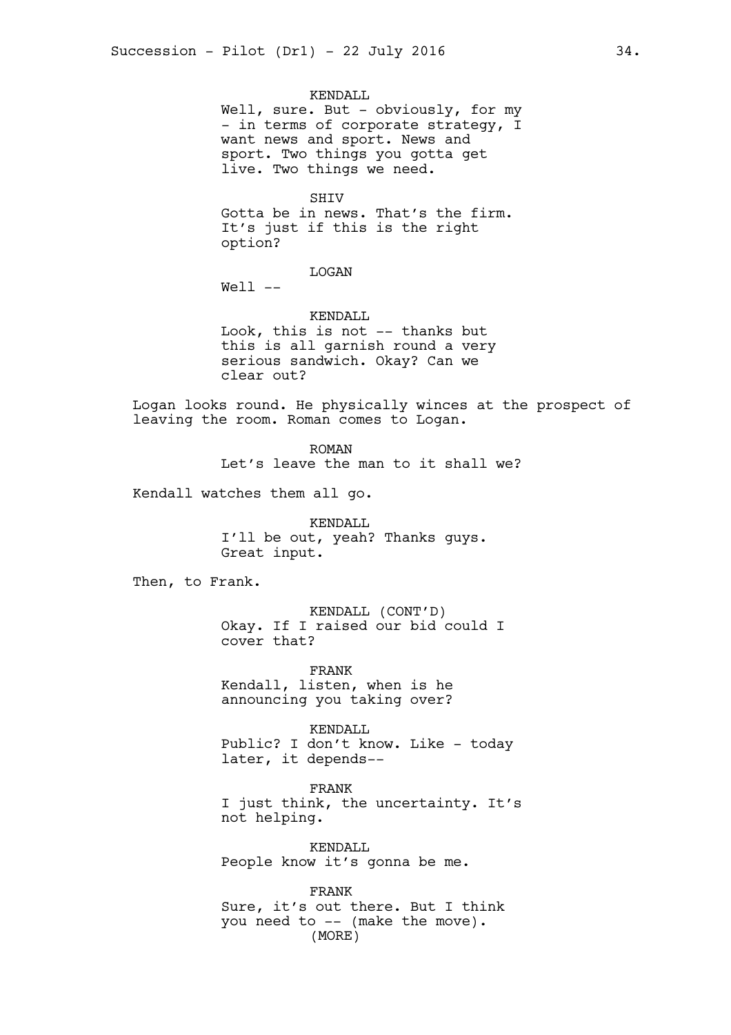KENDALL

Well, sure. But - obviously, for my - in terms of corporate strategy, I want news and sport. News and sport. Two things you gotta get live. Two things we need.

SHIV

Gotta be in news. That's the firm. It's just if this is the right option?

LOGAN

Well --

KENDALL

Look, this is not -- thanks but this is all garnish round a very serious sandwich. Okay? Can we clear out?

Logan looks round. He physically winces at the prospect of leaving the room. Roman comes to Logan.

ROMAN

Let's leave the man to it shall we?

Kendall watches them all go.

KENDALL

I'll be out, yeah? Thanks guys. Great input.

Then, to Frank.

KENDALL (CONT'D)

Okay. If I raised our bid could I cover that?

FRANK

Kendall, listen, when is he announcing you taking over?

KENDALL

Public? I don't know. Like - today later, it depends--

FRANK

I just think, the uncertainty. It's not helping.

KENDALL

People know it's gonna be me.

FRANK

Sure, it's out there. But I think you need to -- (make the move).

(MORE)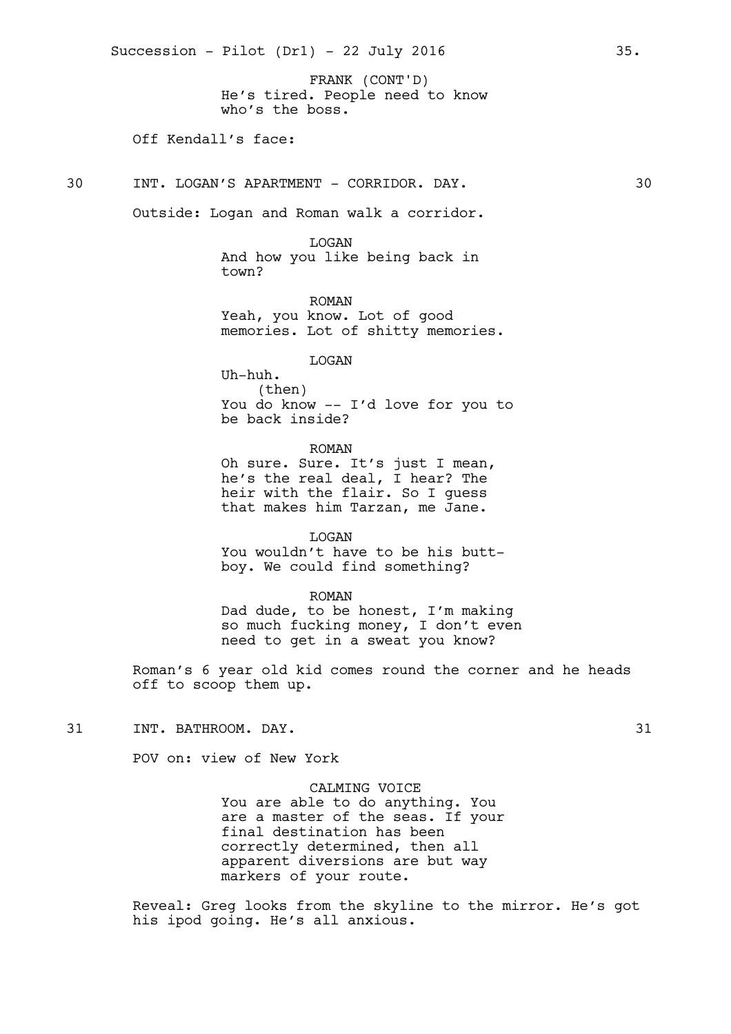FRANK (CONT'D)
He's tired. People need to know who's the boss.

Off Kendall's face:

30 INT. LOGAN'S APARTMENT - CORRIDOR. DAY. 30

Outside: Logan and Roman walk a corridor.

LOGAN
And how you like being back in town?

ROMAN
Yeah, you know. Lot of good memories. Lot of shitty memories.

LOGAN
Uh-huh.
(then)
You do know -- I'd love for you to be back inside?

ROMAN
Oh sure. Sure. It's just I mean, he's the real deal, I hear? The heir with the flair. So I guess that makes him Tarzan, me Jane.

LOGAN
You wouldn't have to be his butt-boy. We could find something?

ROMAN
Dad dude, to be honest, I'm making so much fucking money, I don't even need to get in a sweat you know?

Roman's 6 year old kid comes round the corner and he heads off to scoop them up.

31 INT. BATHROOM. DAY. 31

POV on: view of New York

CALMING VOICE
You are able to do anything. You are a master of the seas. If your final destination has been correctly determined, then all apparent diversions are but way markers of your route.

Reveal: Greg looks from the skyline to the mirror. He's got his ipod going. He's all anxious.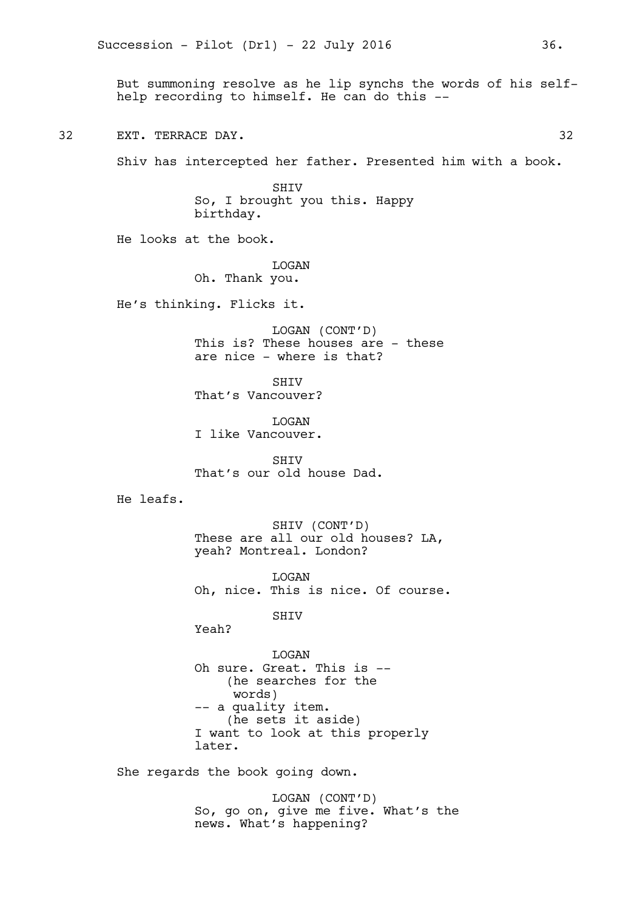But summoning resolve as he lip synchs the words of his self-help recording to himself. He can do this --

32 EXT. TERRACE DAY. 32

Shiv has intercepted her father. Presented him with a book.

SHIV
So, I brought you this. Happy birthday.

He looks at the book.

LOGAN
Oh. Thank you.

He's thinking. Flicks it.

LOGAN (CONT'D)
This is? These houses are - these are nice - where is that?

SHIV
That's Vancouver?

LOGAN
I like Vancouver.

SHIV
That's our old house Dad.

He leafs.

SHIV (CONT'D)
These are all our old houses? LA, yeah? Montreal. London?

LOGAN
Oh, nice. This is nice. Of course.

SHIV
Yeah?

LOGAN
Oh sure. Great. This is --
(he searches for the words)
-- a quality item.
(he sets it aside)
I want to look at this properly later.

She regards the book going down.

LOGAN (CONT'D)
So, go on, give me five. What's the news. What's happening?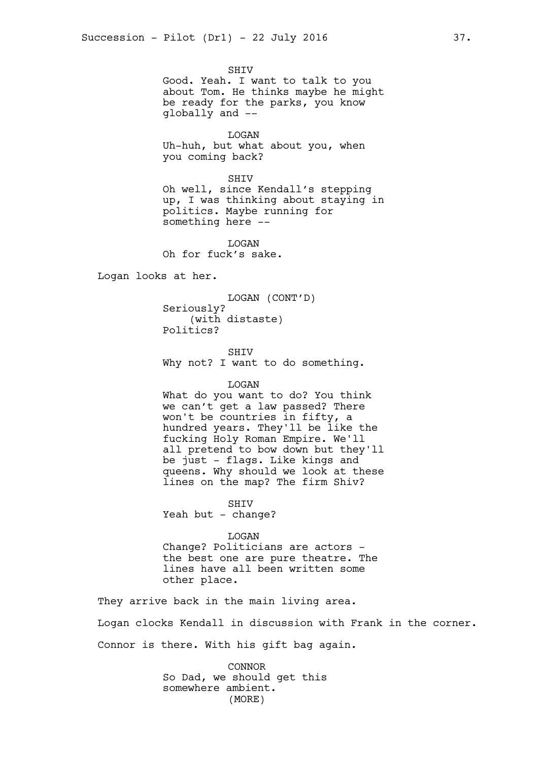SHIV
Good. Yeah. I want to talk to you about Tom. He thinks maybe he might be ready for the parks, you know globally and --

LOGAN
Uh-huh, but what about you, when you coming back?

SHIV
Oh well, since Kendall's stepping up, I was thinking about staying in politics. Maybe running for something here --

LOGAN
Oh for fuck's sake.

Logan looks at her.

LOGAN (CONT'D)
Seriously?
(with distaste)
Politics?

SHIV
Why not? I want to do something.

LOGAN
What do you want to do? You think we can't get a law passed? There won't be countries in fifty, a hundred years. They'll be like the fucking Holy Roman Empire. We'll all pretend to bow down but they'll be just - flags. Like kings and queens. Why should we look at these lines on the map? The firm Shiv?

SHIV
Yeah but - change?

LOGAN
Change? Politicians are actors - the best one are pure theatre. The lines have all been written some other place.

They arrive back in the main living area.

Logan clocks Kendall in discussion with Frank in the corner.

Connor is there. With his gift bag again.

CONNOR
So Dad, we should get this somewhere ambient.
(MORE)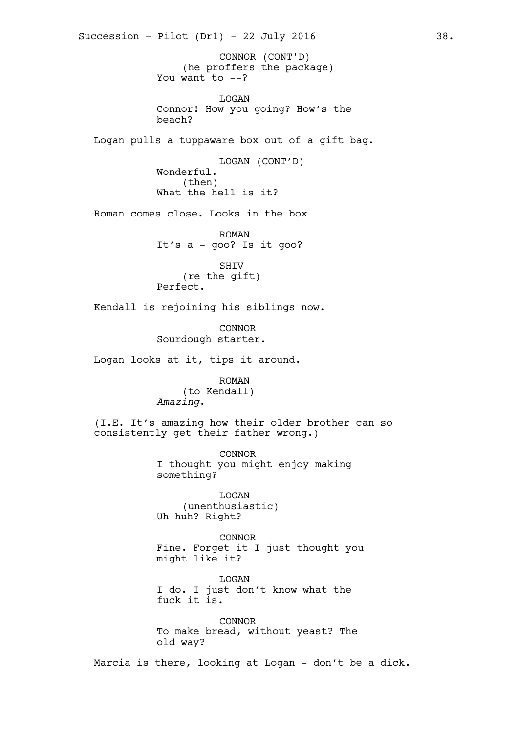CONNOR (CONT'D)
(he proffers the package)
You want to --?

LOGAN
Connor! How you going? How's the beach?

Logan pulls a tuppaware box out of a gift bag.

LOGAN (CONT'D)
Wonderful.
(then)
What the hell is it?

Roman comes close. Looks in the box

ROMAN
It's a - goo? Is it goo?

SHIV
(re the gift)
Perfect.

Kendall is rejoining his siblings now.

CONNOR
Sourdough starter.

Logan looks at it, tips it around.

ROMAN
(to Kendall)
*Amazing*.

(I.E. It's amazing how their older brother can so consistently get their father wrong.)

CONNOR
I thought you might enjoy making something?

LOGAN
(unenthusiastic)
Uh-huh? Right?

CONNOR
Fine. Forget it I just thought you might like it?

LOGAN
I do. I just don't know what the fuck it is.

CONNOR
To make bread, without yeast? The old way?

Marcia is there, looking at Logan - don't be a dick.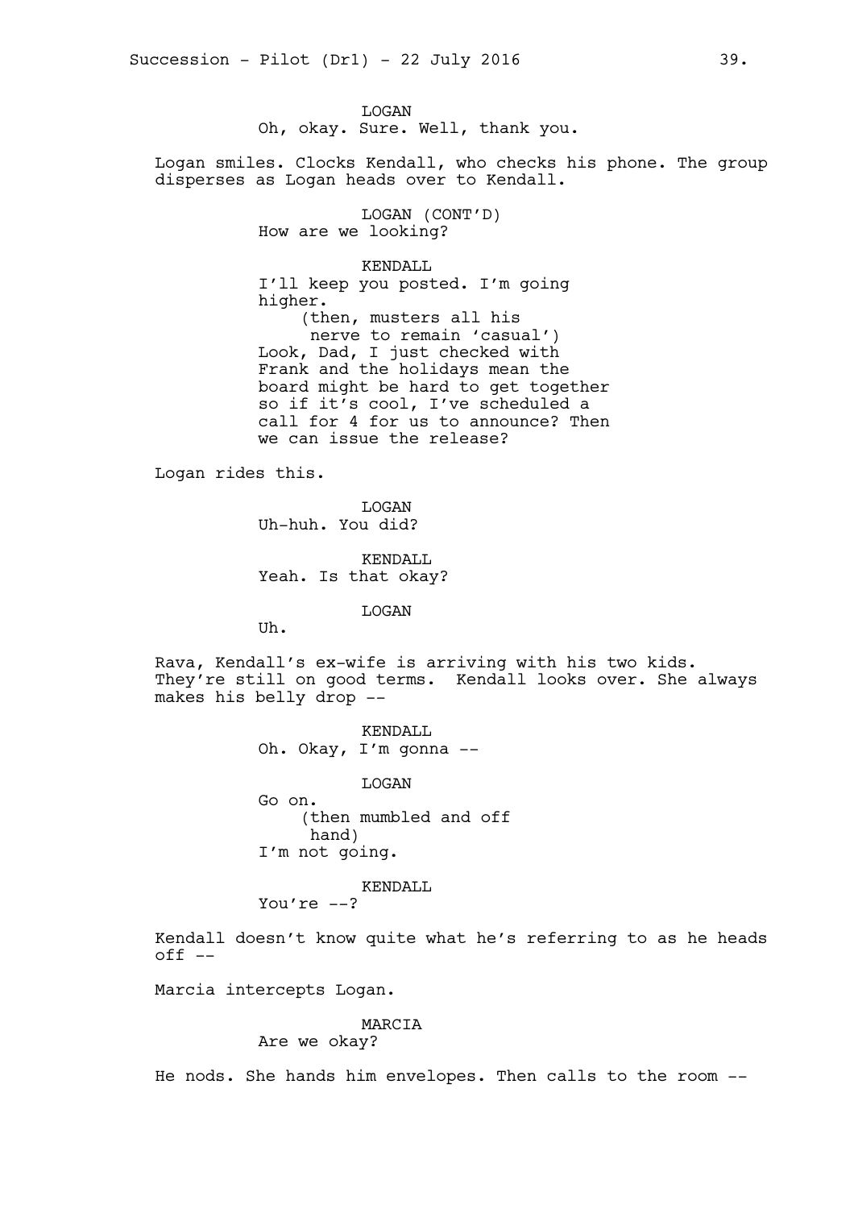LOGAN

Oh, okay. Sure. Well, thank you.

Logan smiles. Clocks Kendall, who checks his phone. The group disperses as Logan heads over to Kendall.

LOGAN (CONT'D)

How are we looking?

KENDALL

I'll keep you posted. I'm going higher.

(then, musters all his nerve to remain 'casual')

Look, Dad, I just checked with Frank and the holidays mean the board might be hard to get together so if it's cool, I've scheduled a call for 4 for us to announce? Then we can issue the release?

Logan rides this.

LOGAN

Uh-huh. You did?

KENDALL

Yeah. Is that okay?

LOGAN

Uh.

Rava, Kendall's ex-wife is arriving with his two kids. They're still on good terms. Kendall looks over. She always makes his belly drop --

KENDALL

Oh. Okay, I'm gonna --

LOGAN

Go on.

(then mumbled and off hand)

I'm not going.

KENDALL

You're --?

Kendall doesn't know quite what he's referring to as he heads off --

Marcia intercepts Logan.

MARCIA

Are we okay?

He nods. She hands him envelopes. Then calls to the room --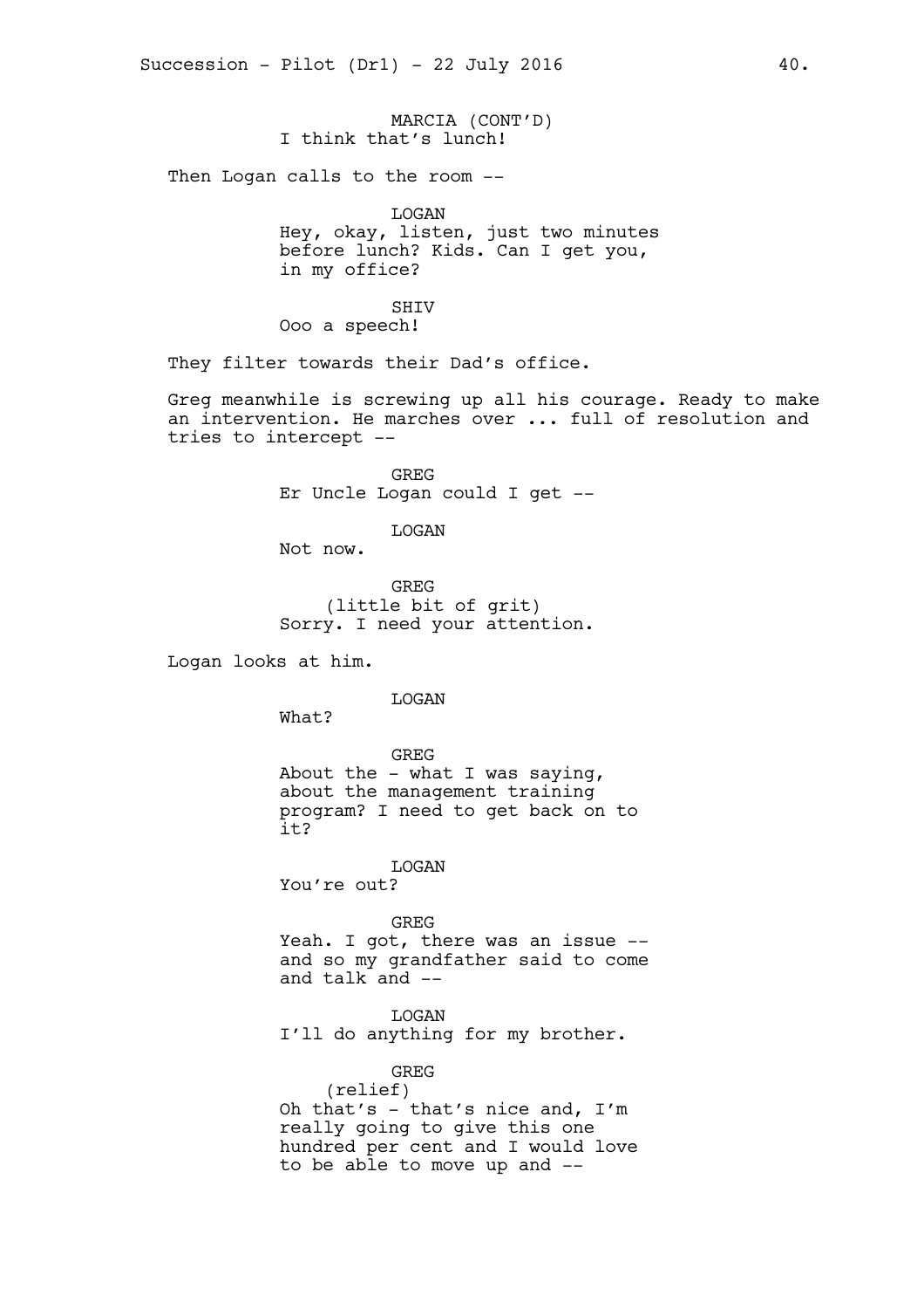MARCIA (CONT'D)
I think that's lunch!

Then Logan calls to the room --

LOGAN
Hey, okay, listen, just two minutes before lunch? Kids. Can I get you, in my office?

SHIV
Ooo a speech!

They filter towards their Dad's office.

Greg meanwhile is screwing up all his courage. Ready to make an intervention. He marches over ... full of resolution and tries to intercept --

GREG
Er Uncle Logan could I get --

LOGAN
Not now.

GREG
(little bit of grit)
Sorry. I need your attention.

Logan looks at him.

LOGAN
What?

GREG
About the - what I was saying, about the management training program? I need to get back on to it?

LOGAN
You're out?

GREG
Yeah. I got, there was an issue -- and so my grandfather said to come and talk and --

LOGAN
I'll do anything for my brother.

GREG
(relief)
Oh that's - that's nice and, I'm really going to give this one hundred per cent and I would love to be able to move up and --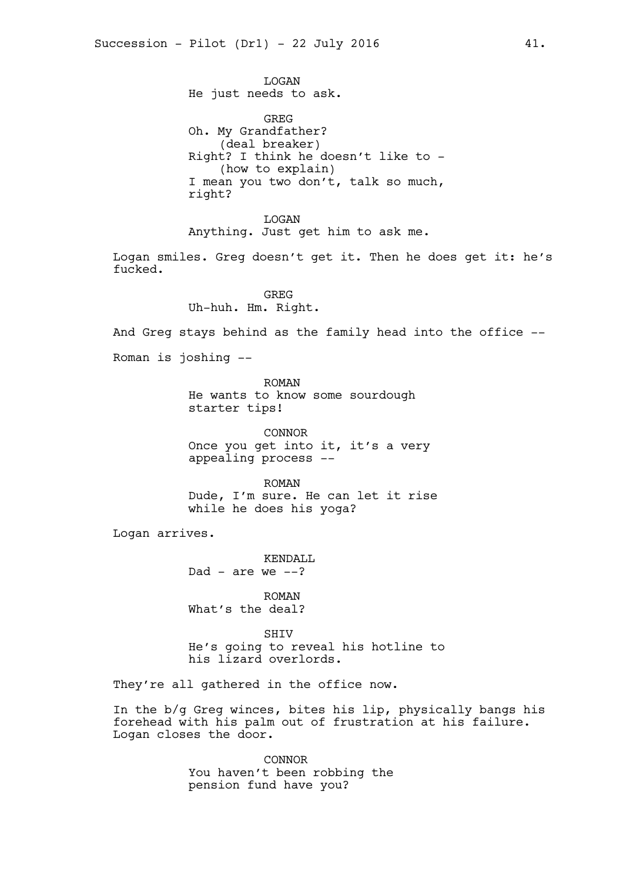LOGAN
He just needs to ask.

GREG
Oh. My Grandfather?
(deal breaker)
Right? I think he doesn't like to -
(how to explain)
I mean you two don't, talk so much, right?

LOGAN
Anything. Just get him to ask me.

Logan smiles. Greg doesn't get it. Then he does get it: he's fucked.

GREG
Uh-huh. Hm. Right.

And Greg stays behind as the family head into the office --

Roman is joshing --

ROMAN
He wants to know some sourdough starter tips!

CONNOR
Once you get into it, it's a very appealing process --

ROMAN
Dude, I'm sure. He can let it rise while he does his yoga?

Logan arrives.

KENDALL
Dad - are we --?

ROMAN
What's the deal?

SHIV
He's going to reveal his hotline to his lizard overlords.

They're all gathered in the office now.

In the b/g Greg winces, bites his lip, physically bangs his forehead with his palm out of frustration at his failure. Logan closes the door.

CONNOR
You haven't been robbing the pension fund have you?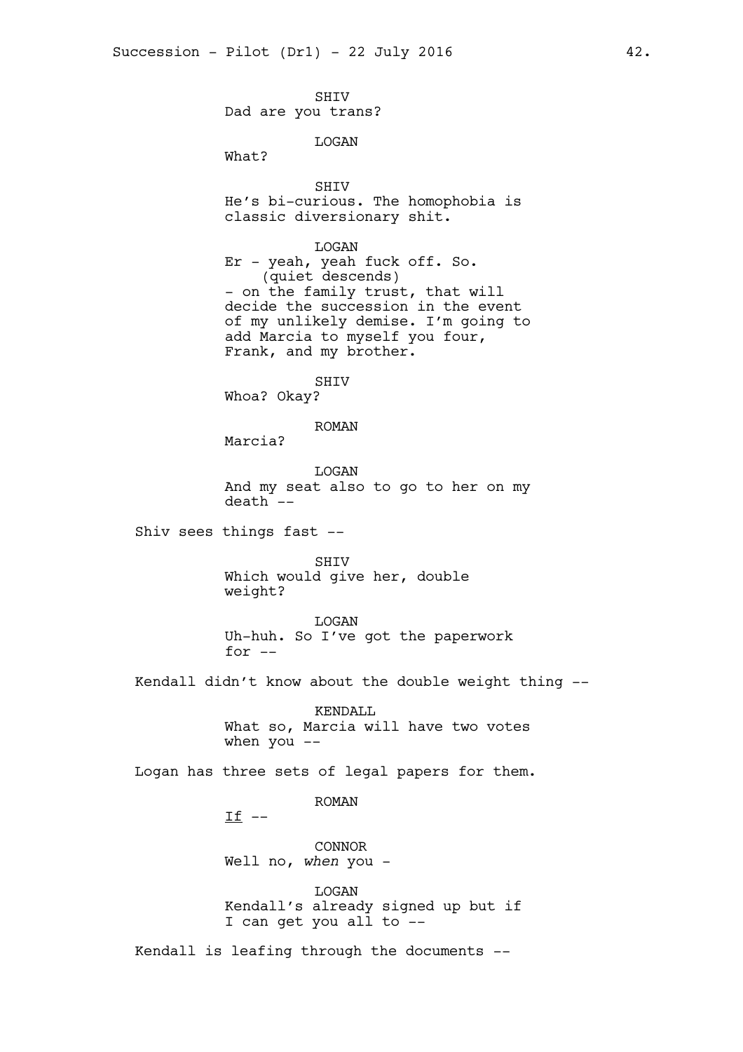SHIV
Dad are you trans?

LOGAN
What?

SHIV
He's bi-curious. The homophobia is classic diversionary shit.

LOGAN
Er - yeah, yeah fuck off. So.
(quiet descends)
- on the family trust, that will decide the succession in the event of my unlikely demise. I'm going to add Marcia to myself you four, Frank, and my brother.

SHIV
Whoa? Okay?

ROMAN
Marcia?

LOGAN
And my seat also to go to her on my death --

Shiv sees things fast --

SHIV
Which would give her, double weight?

LOGAN
Uh-huh. So I've got the paperwork for --

Kendall didn't know about the double weight thing --

KENDALL
What so, Marcia will have two votes when you --

Logan has three sets of legal papers for them.

ROMAN
<u>If</u> --

CONNOR
Well no, *when* you -

LOGAN
Kendall's already signed up but if I can get you all to --

Kendall is leafing through the documents --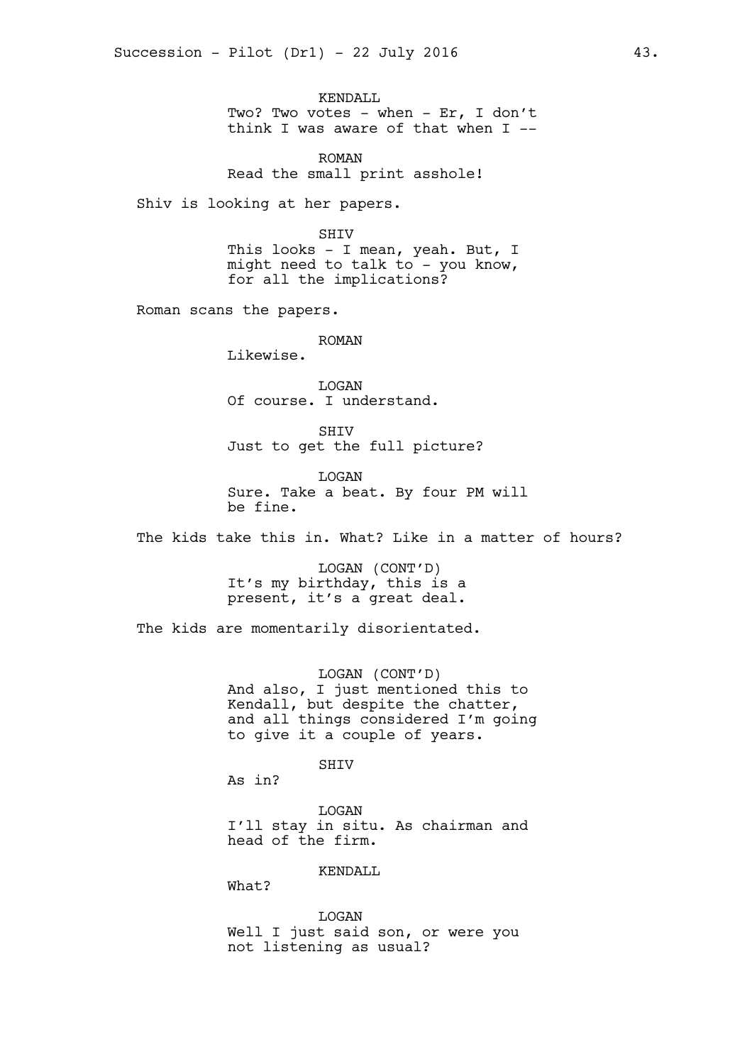KENDALL
Two? Two votes - when - Er, I don't think I was aware of that when I --

ROMAN
Read the small print asshole!

Shiv is looking at her papers.

SHIV
This looks - I mean, yeah. But, I might need to talk to - you know, for all the implications?

Roman scans the papers.

ROMAN
Likewise.

LOGAN
Of course. I understand.

SHIV
Just to get the full picture?

LOGAN
Sure. Take a beat. By four PM will be fine.

The kids take this in. What? Like in a matter of hours?

LOGAN (CONT'D)
It's my birthday, this is a present, it's a great deal.

The kids are momentarily disorientated.

LOGAN (CONT'D)
And also, I just mentioned this to Kendall, but despite the chatter, and all things considered I'm going to give it a couple of years.

SHIV
As in?

LOGAN
I'll stay in situ. As chairman and head of the firm.

KENDALL
What?

LOGAN
Well I just said son, or were you not listening as usual?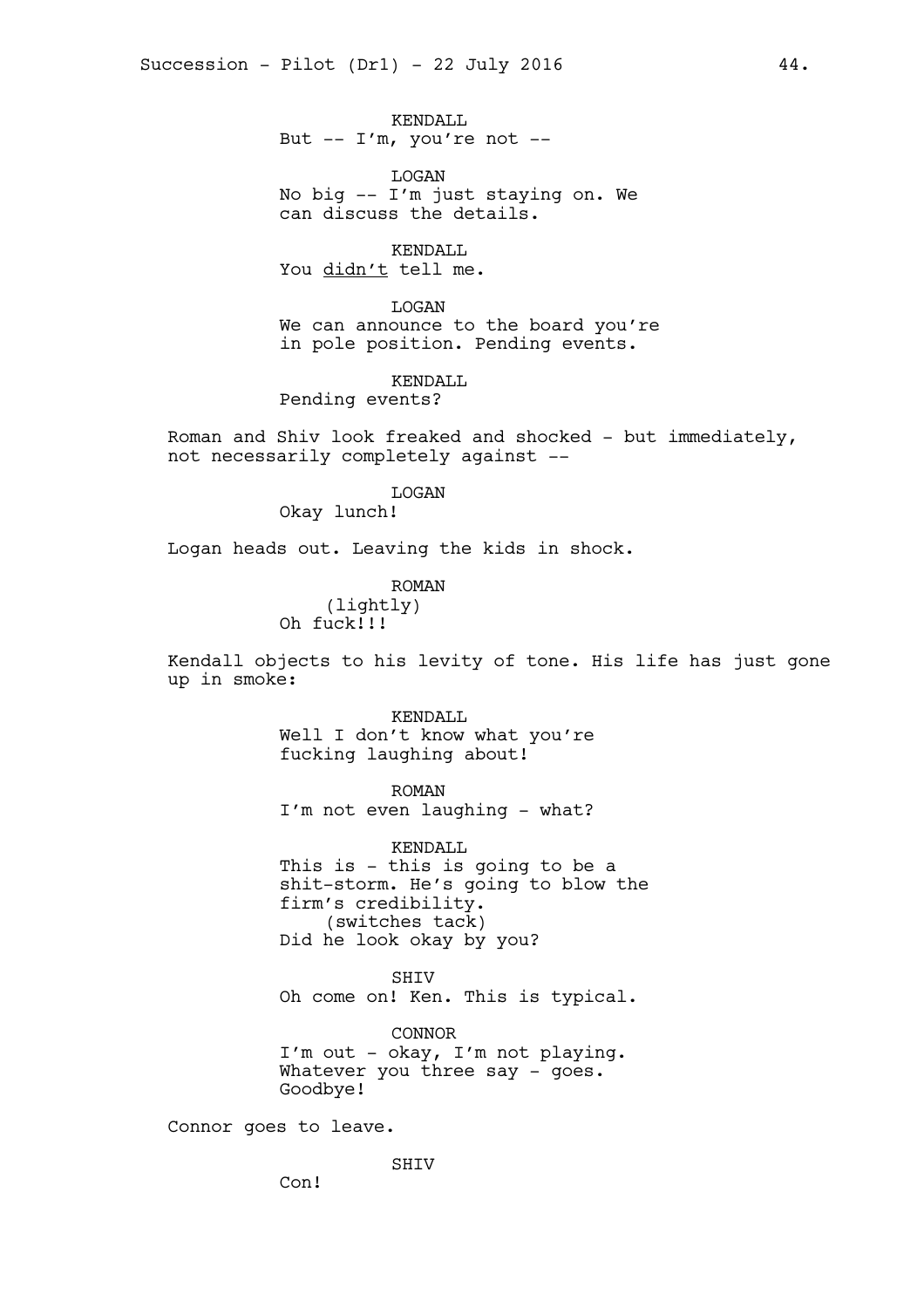KENDALL
But -- I'm, you're not --

LOGAN
No big -- I'm just staying on. We can discuss the details.

KENDALL
You <u>didn't</u> tell me.

LOGAN
We can announce to the board you're in pole position. Pending events.

KENDALL
Pending events?

Roman and Shiv look freaked and shocked - but immediately, not necessarily completely against --

LOGAN
Okay lunch!

Logan heads out. Leaving the kids in shock.

ROMAN
(lightly)
Oh fuck!!!

Kendall objects to his levity of tone. His life has just gone up in smoke:

KENDALL
Well I don't know what you're fucking laughing about!

ROMAN
I'm not even laughing - what?

KENDALL
This is - this is going to be a shit-storm. He's going to blow the firm's credibility.
(switches tack)
Did he look okay by you?

SHIV
Oh come on! Ken. This is typical.

CONNOR
I'm out - okay, I'm not playing. Whatever you three say - goes. Goodbye!

Connor goes to leave.

SHIV
Con!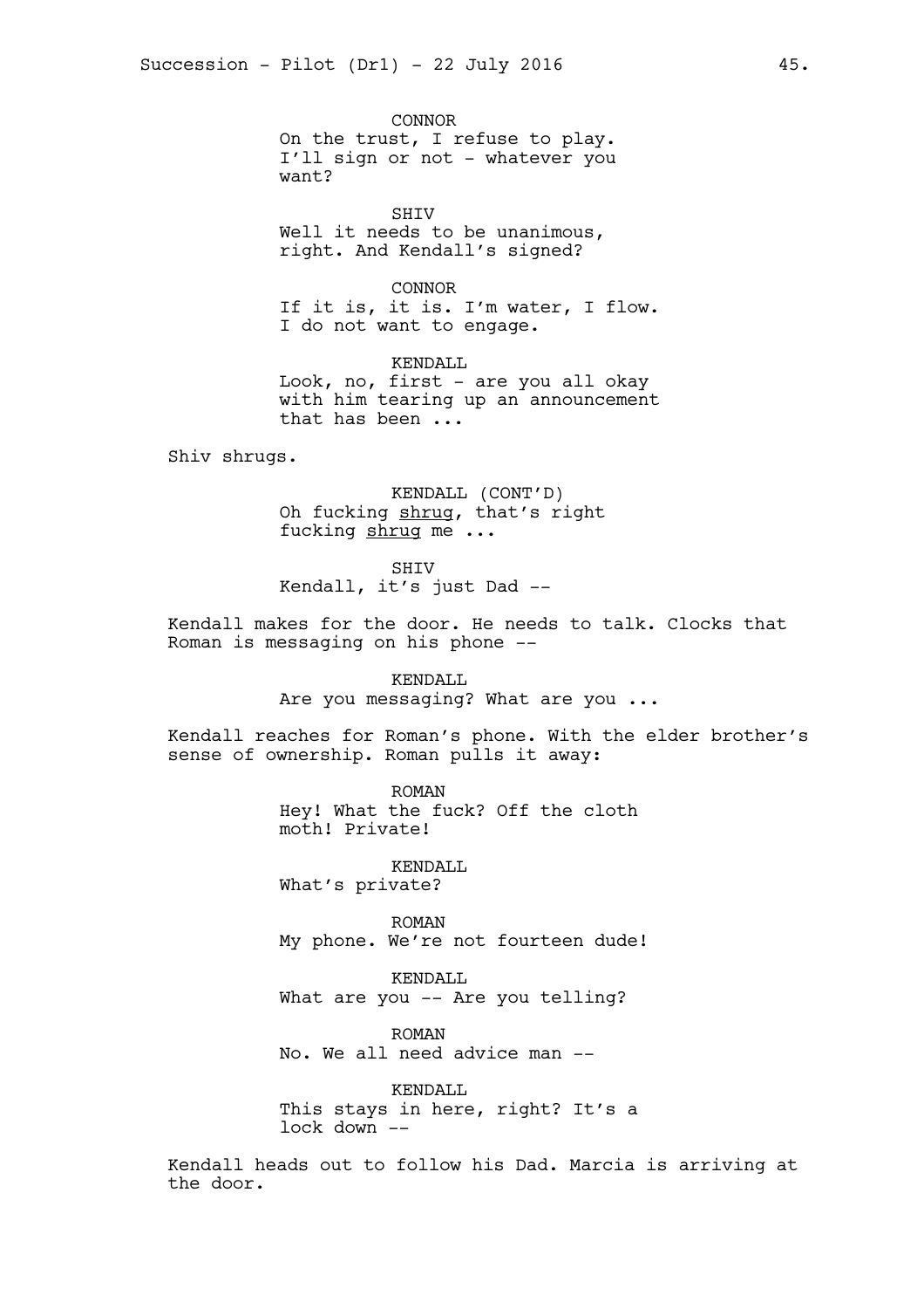CONNOR
On the trust, I refuse to play. I'll sign or not - whatever you want?

SHIV
Well it needs to be unanimous, right. And Kendall's signed?

CONNOR
If it is, it is. I'm water, I flow. I do not want to engage.

KENDALL
Look, no, first - are you all okay with him tearing up an announcement that has been ...

Shiv shrugs.

KENDALL (CONT'D)
Oh fucking <u>shrug</u>, that's right fucking <u>shrug</u> me ...

SHIV
Kendall, it's just Dad --

Kendall makes for the door. He needs to talk. Clocks that Roman is messaging on his phone --

KENDALL
Are you messaging? What are you ...

Kendall reaches for Roman's phone. With the elder brother's sense of ownership. Roman pulls it away:

ROMAN
Hey! What the fuck? Off the cloth moth! Private!

KENDALL
What's private?

ROMAN
My phone. We're not fourteen dude!

KENDALL
What are you -- Are you telling?

ROMAN
No. We all need advice man --

KENDALL
This stays in here, right? It's a lock down --

Kendall heads out to follow his Dad. Marcia is arriving at the door.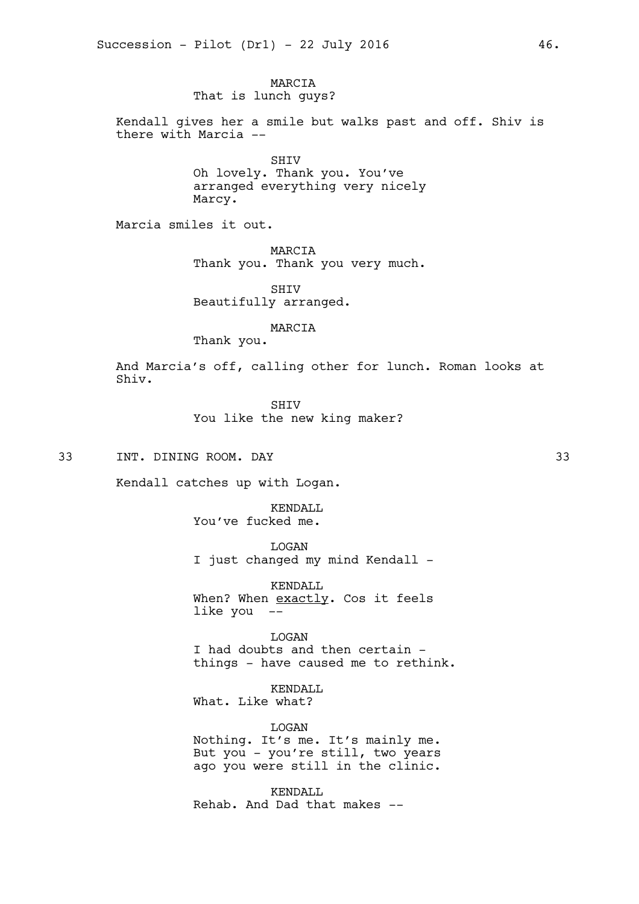MARCIA
That is lunch guys?

Kendall gives her a smile but walks past and off. Shiv is there with Marcia --

SHIV
Oh lovely. Thank you. You've arranged everything very nicely Marcy.

Marcia smiles it out.

MARCIA
Thank you. Thank you very much.

SHIV
Beautifully arranged.

MARCIA
Thank you.

And Marcia's off, calling other for lunch. Roman looks at Shiv.

SHIV
You like the new king maker?

33 INT. DINING ROOM. DAY 33

Kendall catches up with Logan.

KENDALL
You've fucked me.

LOGAN
I just changed my mind Kendall -

KENDALL
When? When <u>exactly</u>. Cos it feels like you --

LOGAN
I had doubts and then certain - things - have caused me to rethink.

KENDALL
What. Like what?

LOGAN
Nothing. It's me. It's mainly me. But you - you're still, two years ago you were still in the clinic.

KENDALL
Rehab. And Dad that makes --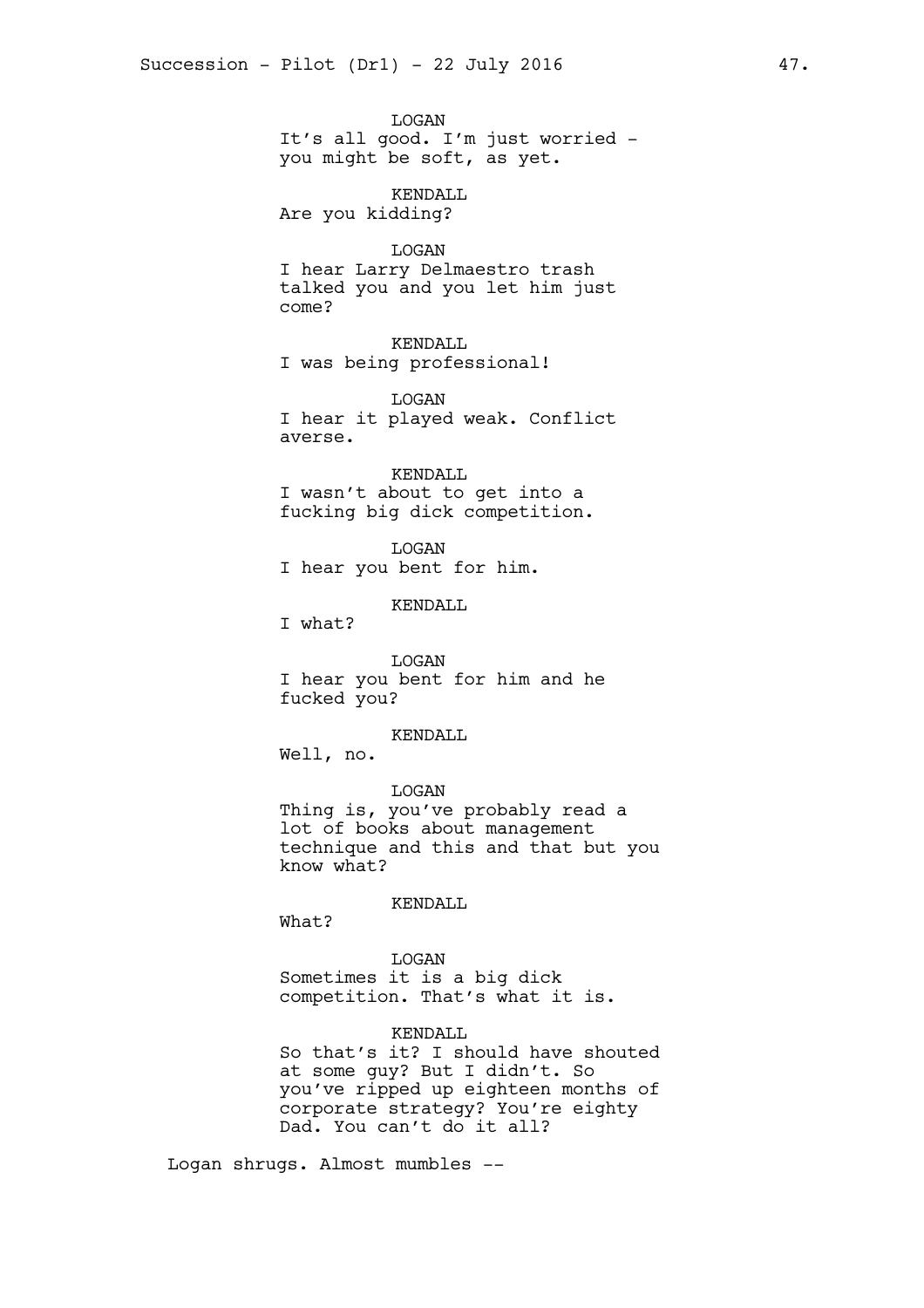LOGAN
It's all good. I'm just worried - you might be soft, as yet.

KENDALL
Are you kidding?

LOGAN
I hear Larry Delmaestro trash talked you and you let him just come?

KENDALL
I was being professional!

LOGAN
I hear it played weak. Conflict averse.

KENDALL
I wasn't about to get into a fucking big dick competition.

LOGAN
I hear you bent for him.

KENDALL
I what?

LOGAN
I hear you bent for him and he fucked you?

KENDALL
Well, no.

LOGAN
Thing is, you've probably read a lot of books about management technique and this and that but you know what?

KENDALL
What?

LOGAN
Sometimes it is a big dick competition. That's what it is.

KENDALL
So that's it? I should have shouted at some guy? But I didn't. So you've ripped up eighteen months of corporate strategy? You're eighty Dad. You can't do it all?

Logan shrugs. Almost mumbles --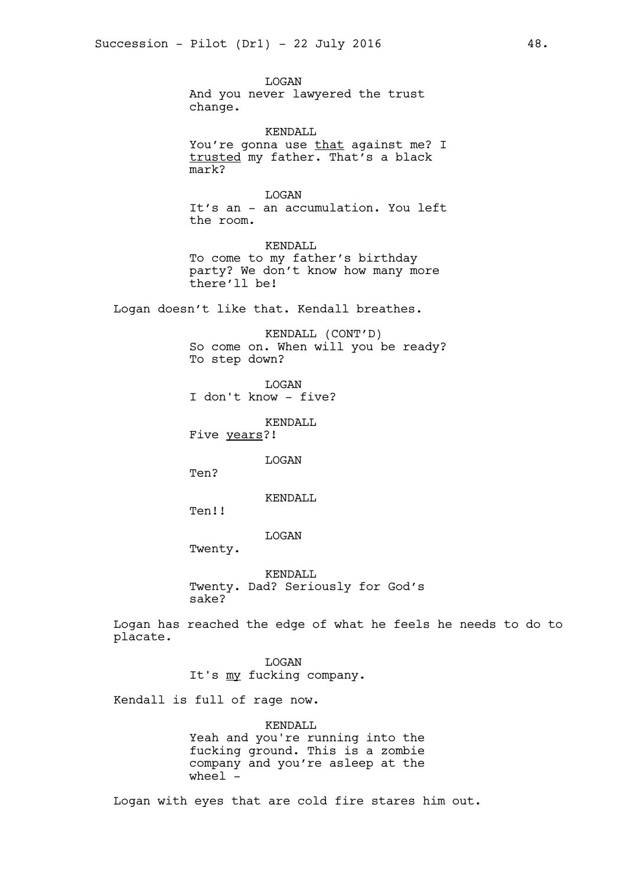LOGAN
And you never lawyered the trust change.

KENDALL
You're gonna use <u>that</u> against me? I <u>trusted</u> my father. That's a black mark?

LOGAN
It's an - an accumulation. You left the room.

KENDALL
To come to my father's birthday party? We don't know how many more there'll be!

Logan doesn't like that. Kendall breathes.

KENDALL (CONT'D)
So come on. When will you be ready? To step down?

LOGAN
I don't know - five?

KENDALL
Five <u>years</u>?!

LOGAN
Ten?

KENDALL
Ten!!

LOGAN
Twenty.

KENDALL
Twenty. Dad? Seriously for God's sake?

Logan has reached the edge of what he feels he needs to do to placate.

LOGAN
It's <u>my</u> fucking company.

Kendall is full of rage now.

KENDALL
Yeah and you're running into the fucking ground. This is a zombie company and you're asleep at the wheel -

Logan with eyes that are cold fire stares him out.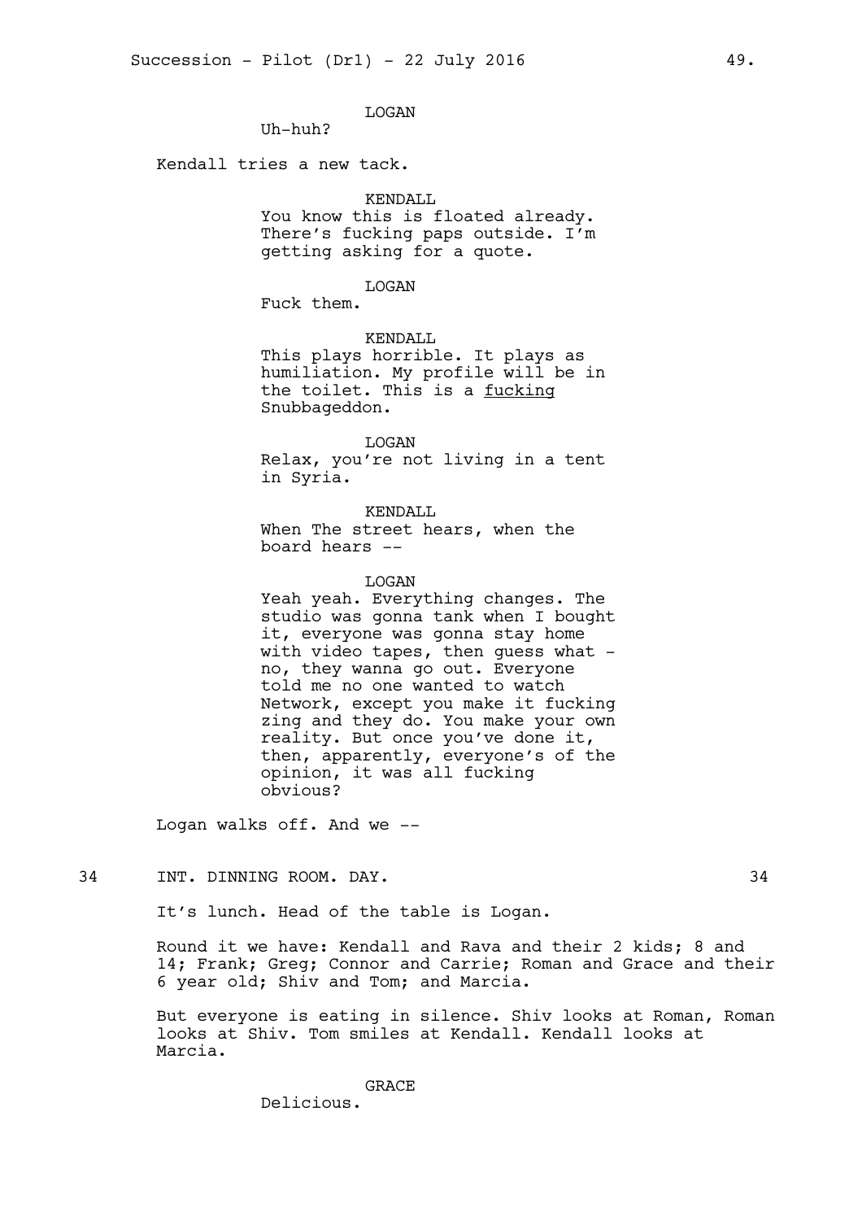LOGAN

Uh-huh?

Kendall tries a new tack.

KENDALL

You know this is floated already. There's fucking paps outside. I'm getting asking for a quote.

LOGAN

Fuck them.

KENDALL

This plays horrible. It plays as humiliation. My profile will be in the toilet. This is a <u>fucking</u> Snubbageddon.

LOGAN

Relax, you're not living in a tent in Syria.

KENDALL

When The street hears, when the board hears --

LOGAN

Yeah yeah. Everything changes. The studio was gonna tank when I bought it, everyone was gonna stay home with video tapes, then guess what - no, they wanna go out. Everyone told me no one wanted to watch Network, except you make it fucking zing and they do. You make your own reality. But once you've done it, then, apparently, everyone's of the opinion, it was all fucking obvious?

Logan walks off. And we --

34 INT. DINNING ROOM. DAY. 34

It's lunch. Head of the table is Logan.

Round it we have: Kendall and Rava and their 2 kids; 8 and 14; Frank; Greg; Connor and Carrie; Roman and Grace and their 6 year old; Shiv and Tom; and Marcia.

But everyone is eating in silence. Shiv looks at Roman, Roman looks at Shiv. Tom smiles at Kendall. Kendall looks at Marcia.

GRACE

Delicious.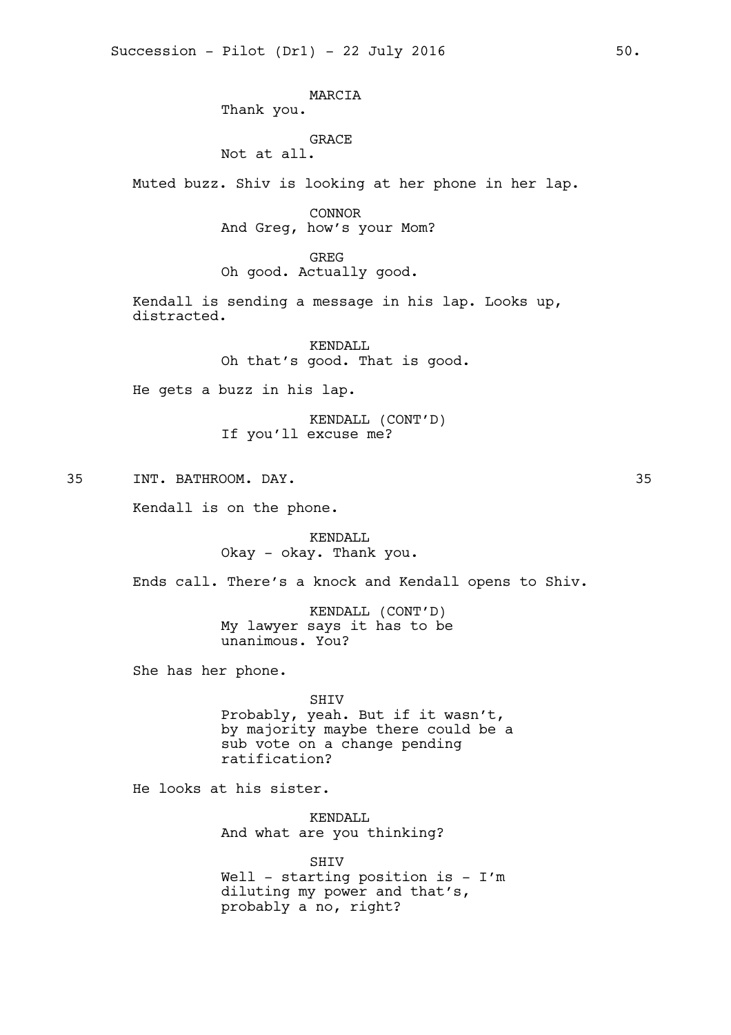MARCIA
Thank you.

GRACE
Not at all.

Muted buzz. Shiv is looking at her phone in her lap.

CONNOR
And Greg, how's your Mom?

GREG
Oh good. Actually good.

Kendall is sending a message in his lap. Looks up, distracted.

KENDALL
Oh that's good. That is good.

He gets a buzz in his lap.

KENDALL (CONT'D)
If you'll excuse me?

35 INT. BATHROOM. DAY. 35

Kendall is on the phone.

KENDALL
Okay - okay. Thank you.

Ends call. There's a knock and Kendall opens to Shiv.

KENDALL (CONT'D)
My lawyer says it has to be unanimous. You?

She has her phone.

SHIV
Probably, yeah. But if it wasn't, by majority maybe there could be a sub vote on a change pending ratification?

He looks at his sister.

KENDALL
And what are you thinking?

SHIV
Well - starting position is - I'm diluting my power and that's, probably a no, right?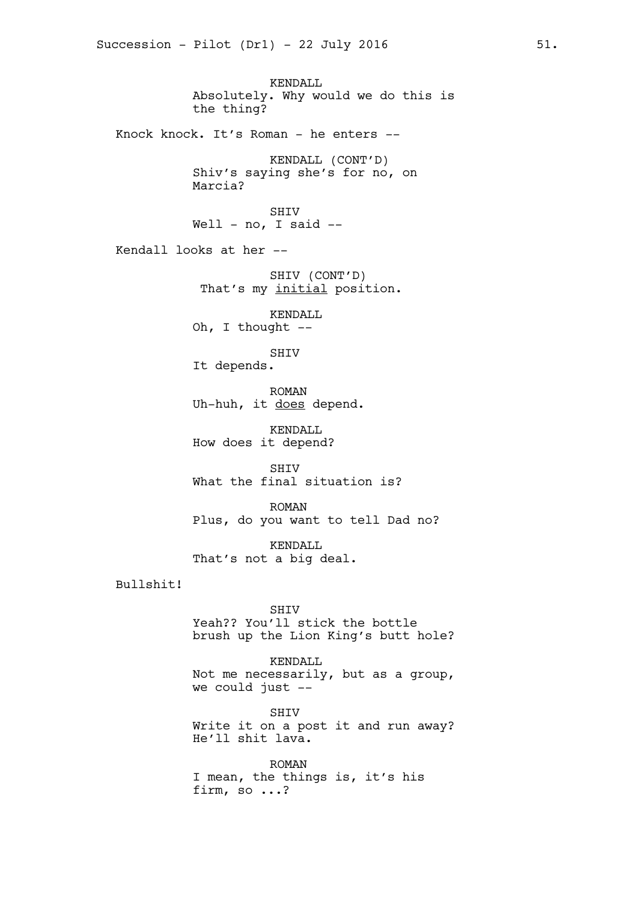KENDALL
Absolutely. Why would we do this is the thing?

Knock knock. It's Roman - he enters --

KENDALL (CONT'D)
Shiv's saying she's for no, on Marcia?

SHIV
Well - no, I said --

Kendall looks at her --

SHIV (CONT'D)
That's my <u>initial</u> position.

KENDALL
Oh, I thought --

SHIV
It depends.

ROMAN
Uh-huh, it <u>does</u> depend.

KENDALL
How does it depend?

SHIV
What the final situation is?

ROMAN
Plus, do you want to tell Dad no?

KENDALL
That's not a big deal.

Bullshit!

SHIV
Yeah?? You'll stick the bottle brush up the Lion King's butt hole?

KENDALL
Not me necessarily, but as a group, we could just --

SHIV
Write it on a post it and run away? He'll shit lava.

ROMAN
I mean, the things is, it's his firm, so ...?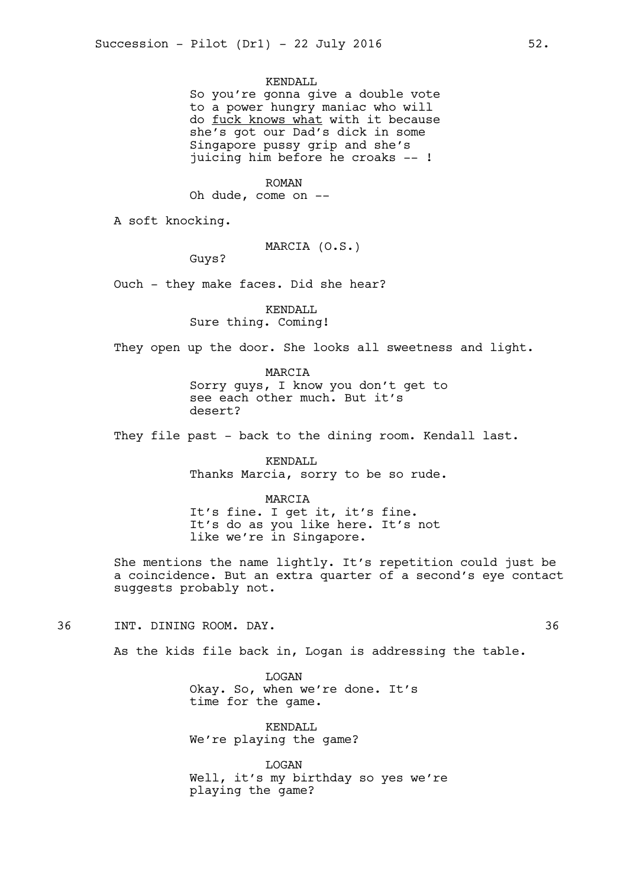KENDALL
So you're gonna give a double vote to a power hungry maniac who will do <u>fuck knows what</u> with it because she's got our Dad's dick in some Singapore pussy grip and she's juicing him before he croaks -- !

ROMAN
Oh dude, come on --

A soft knocking.

MARCIA (O.S.)
Guys?

Ouch - they make faces. Did she hear?

KENDALL
Sure thing. Coming!

They open up the door. She looks all sweetness and light.

MARCIA
Sorry guys, I know you don't get to see each other much. But it's desert?

They file past - back to the dining room. Kendall last.

KENDALL
Thanks Marcia, sorry to be so rude.

MARCIA
It's fine. I get it, it's fine. It's do as you like here. It's not like we're in Singapore.

She mentions the name lightly. It's repetition could just be a coincidence. But an extra quarter of a second's eye contact suggests probably not.

36 INT. DINING ROOM. DAY. 36

As the kids file back in, Logan is addressing the table.

LOGAN
Okay. So, when we're done. It's time for the game.

KENDALL
We're playing the game?

LOGAN
Well, it's my birthday so yes we're playing the game?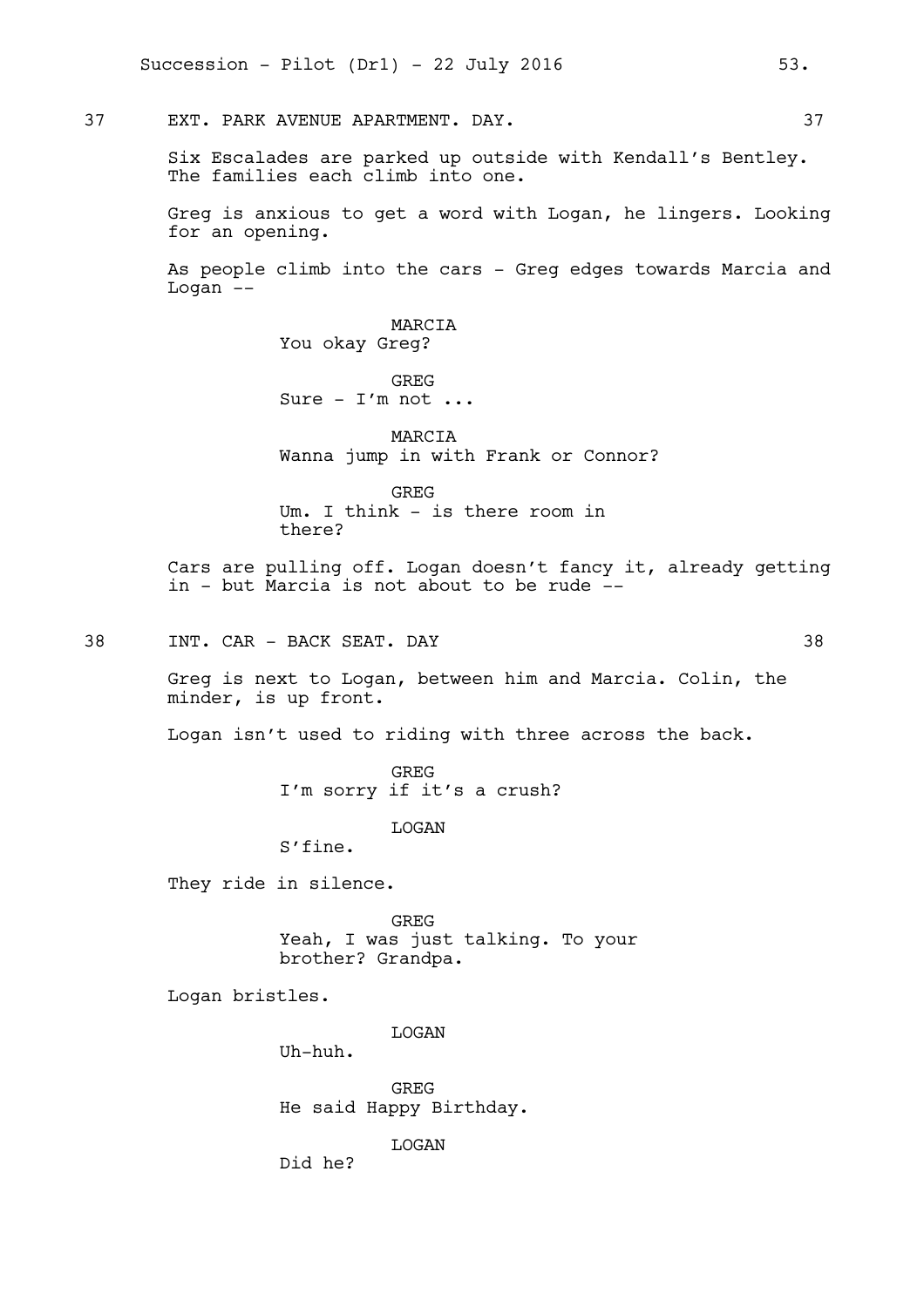37 EXT. PARK AVENUE APARTMENT. DAY. 37

Six Escalades are parked up outside with Kendall's Bentley. The families each climb into one.

Greg is anxious to get a word with Logan, he lingers. Looking for an opening.

As people climb into the cars - Greg edges towards Marcia and Logan --

MARCIA
You okay Greg?

GREG
Sure - I'm not ...

MARCIA
Wanna jump in with Frank or Connor?

GREG
Um. I think - is there room in there?

Cars are pulling off. Logan doesn't fancy it, already getting in - but Marcia is not about to be rude --

38 INT. CAR - BACK SEAT. DAY 38

Greg is next to Logan, between him and Marcia. Colin, the minder, is up front.

Logan isn't used to riding with three across the back.

GREG
I'm sorry if it's a crush?

LOGAN
S'fine.

They ride in silence.

GREG
Yeah, I was just talking. To your brother? Grandpa.

Logan bristles.

LOGAN
Uh-huh.

GREG
He said Happy Birthday.

LOGAN
Did he?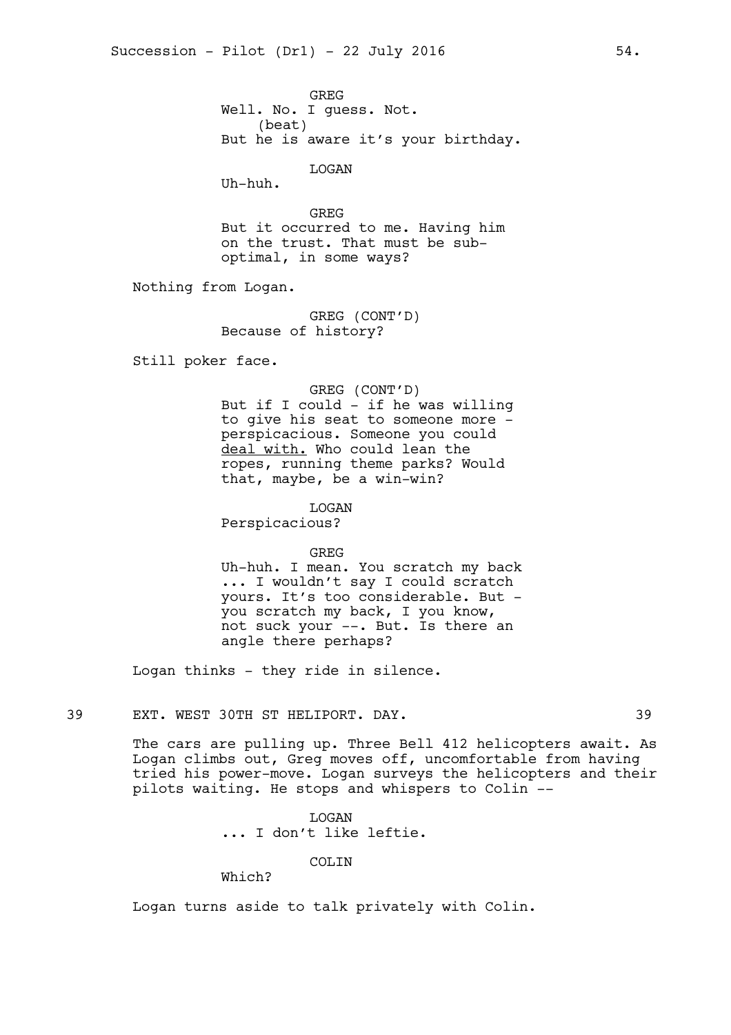GREG
Well. No. I guess. Not.
(beat)
But he is aware it's your birthday.

LOGAN
Uh-huh.

GREG
But it occurred to me. Having him on the trust. That must be sub-optimal, in some ways?

Nothing from Logan.

GREG (CONT'D)
Because of history?

Still poker face.

GREG (CONT'D)
But if I could - if he was willing to give his seat to someone more - perspicacious. Someone you could <u>deal with.</u> Who could lean the ropes, running theme parks? Would that, maybe, be a win-win?

LOGAN
Perspicacious?

GREG
Uh-huh. I mean. You scratch my back ... I wouldn't say I could scratch yours. It's too considerable. But - you scratch my back, I you know, not suck your --. But. Is there an angle there perhaps?

Logan thinks - they ride in silence.

39 EXT. WEST 30TH ST HELIPORT. DAY. 39

The cars are pulling up. Three Bell 412 helicopters await. As Logan climbs out, Greg moves off, uncomfortable from having tried his power-move. Logan surveys the helicopters and their pilots waiting. He stops and whispers to Colin --

LOGAN
... I don't like leftie.

COLIN
Which?

Logan turns aside to talk privately with Colin.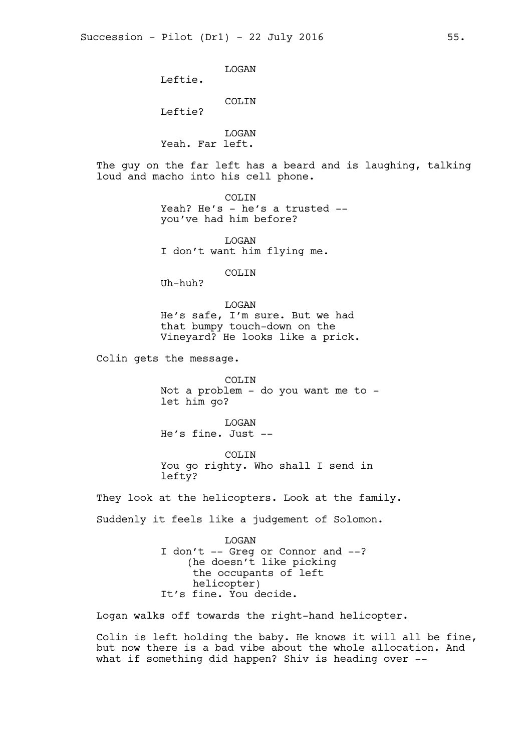LOGAN
Leftie.

COLIN
Leftie?

LOGAN
Yeah. Far left.

The guy on the far left has a beard and is laughing, talking loud and macho into his cell phone.

COLIN
Yeah? He's - he's a trusted -- you've had him before?

LOGAN
I don't want him flying me.

COLIN
Uh-huh?

LOGAN
He's safe, I'm sure. But we had that bumpy touch-down on the Vineyard? He looks like a prick.

Colin gets the message.

COLIN
Not a problem - do you want me to - let him go?

LOGAN
He's fine. Just --

COLIN
You go righty. Who shall I send in lefty?

They look at the helicopters. Look at the family.

Suddenly it feels like a judgement of Solomon.

LOGAN
I don't -- Greg or Connor and --?
(he doesn't like picking the occupants of left helicopter)
It's fine. You decide.

Logan walks off towards the right-hand helicopter.

Colin is left holding the baby. He knows it will all be fine, but now there is a bad vibe about the whole allocation. And what if something did happen? Shiv is heading over --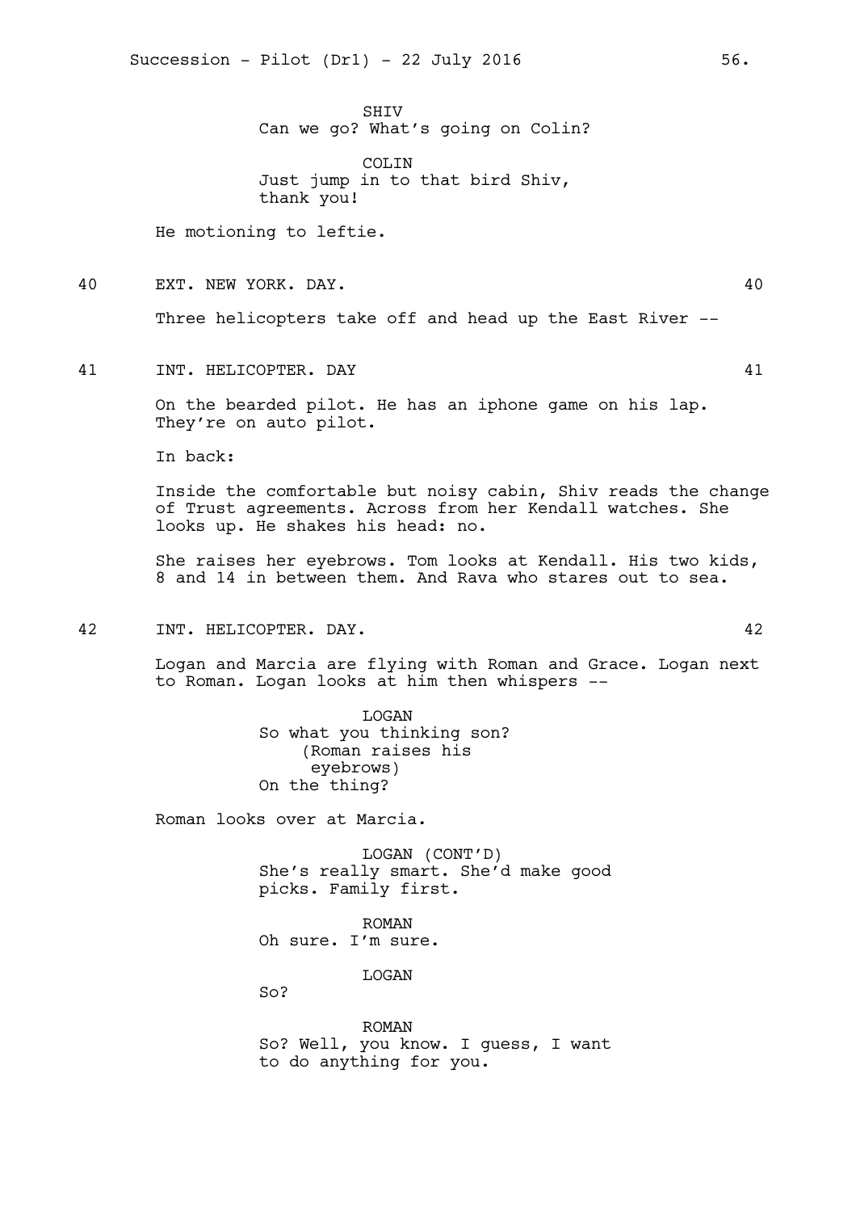SHIV
Can we go? What's going on Colin?

COLIN
Just jump in to that bird Shiv, thank you!

He motioning to leftie.

40 EXT. NEW YORK. DAY. 40

Three helicopters take off and head up the East River --

41 INT. HELICOPTER. DAY 41

On the bearded pilot. He has an iphone game on his lap. They're on auto pilot.

In back:

Inside the comfortable but noisy cabin, Shiv reads the change of Trust agreements. Across from her Kendall watches. She looks up. He shakes his head: no.

She raises her eyebrows. Tom looks at Kendall. His two kids, 8 and 14 in between them. And Rava who stares out to sea.

42 INT. HELICOPTER. DAY. 42

Logan and Marcia are flying with Roman and Grace. Logan next to Roman. Logan looks at him then whispers --

LOGAN
So what you thinking son?
(Roman raises his eyebrows)
On the thing?

Roman looks over at Marcia.

LOGAN (CONT'D)
She's really smart. She'd make good picks. Family first.

ROMAN
Oh sure. I'm sure.

LOGAN
So?

ROMAN
So? Well, you know. I guess, I want to do anything for you.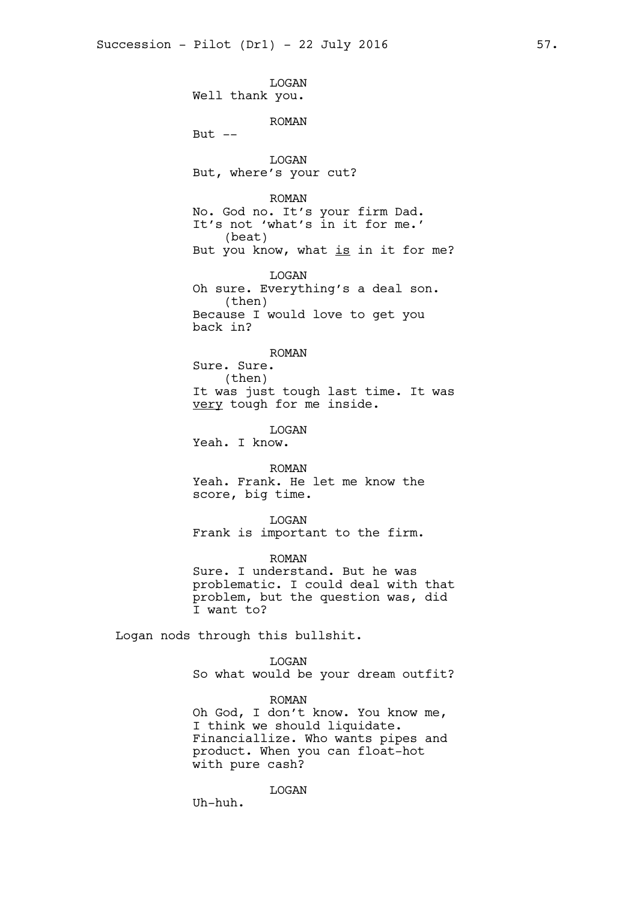LOGAN
Well thank you.

ROMAN
But --

LOGAN
But, where's your cut?

ROMAN
No. God no. It's your firm Dad. It's not 'what's in it for me.'
(beat)
But you know, what <u>is</u> in it for me?

LOGAN
Oh sure. Everything's a deal son.
(then)
Because I would love to get you back in?

ROMAN
Sure. Sure.
(then)
It was just tough last time. It was <u>very</u> tough for me inside.

LOGAN
Yeah. I know.

ROMAN
Yeah. Frank. He let me know the score, big time.

LOGAN
Frank is important to the firm.

ROMAN
Sure. I understand. But he was problematic. I could deal with that problem, but the question was, did I want to?

Logan nods through this bullshit.

LOGAN
So what would be your dream outfit?

ROMAN
Oh God, I don't know. You know me, I think we should liquidate. Financiallize. Who wants pipes and product. When you can float-hot with pure cash?

LOGAN
Uh-huh.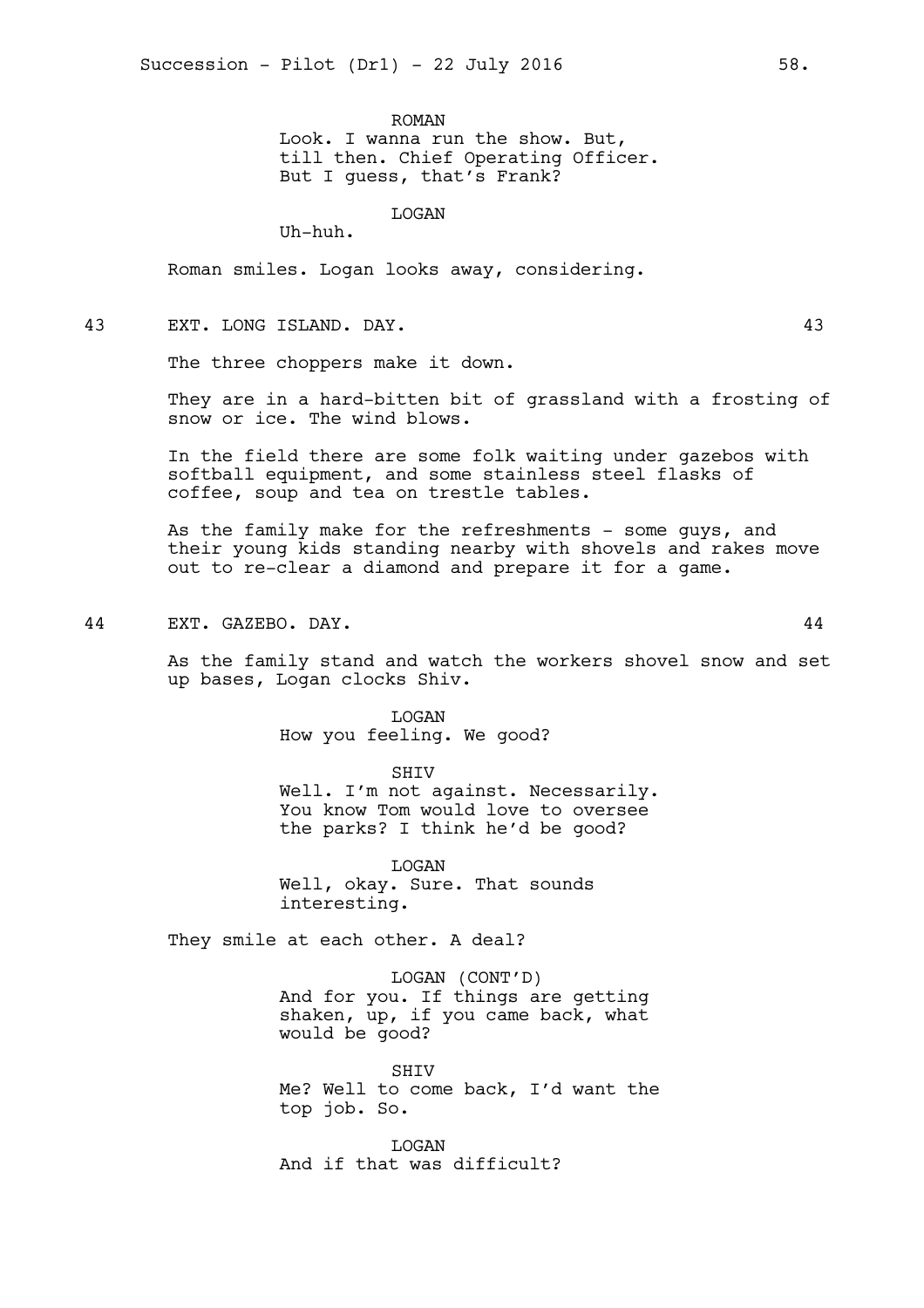ROMAN
Look. I wanna run the show. But, till then. Chief Operating Officer. But I guess, that's Frank?

LOGAN
Uh-huh.

Roman smiles. Logan looks away, considering.

43 EXT. LONG ISLAND. DAY. 43

The three choppers make it down.

They are in a hard-bitten bit of grassland with a frosting of snow or ice. The wind blows.

In the field there are some folk waiting under gazebos with softball equipment, and some stainless steel flasks of coffee, soup and tea on trestle tables.

As the family make for the refreshments - some guys, and their young kids standing nearby with shovels and rakes move out to re-clear a diamond and prepare it for a game.

44 EXT. GAZEBO. DAY. 44

As the family stand and watch the workers shovel snow and set up bases, Logan clocks Shiv.

LOGAN
How you feeling. We good?

SHIV
Well. I'm not against. Necessarily. You know Tom would love to oversee the parks? I think he'd be good?

LOGAN
Well, okay. Sure. That sounds interesting.

They smile at each other. A deal?

LOGAN (CONT'D)
And for you. If things are getting shaken, up, if you came back, what would be good?

SHIV
Me? Well to come back, I'd want the top job. So.

LOGAN
And if that was difficult?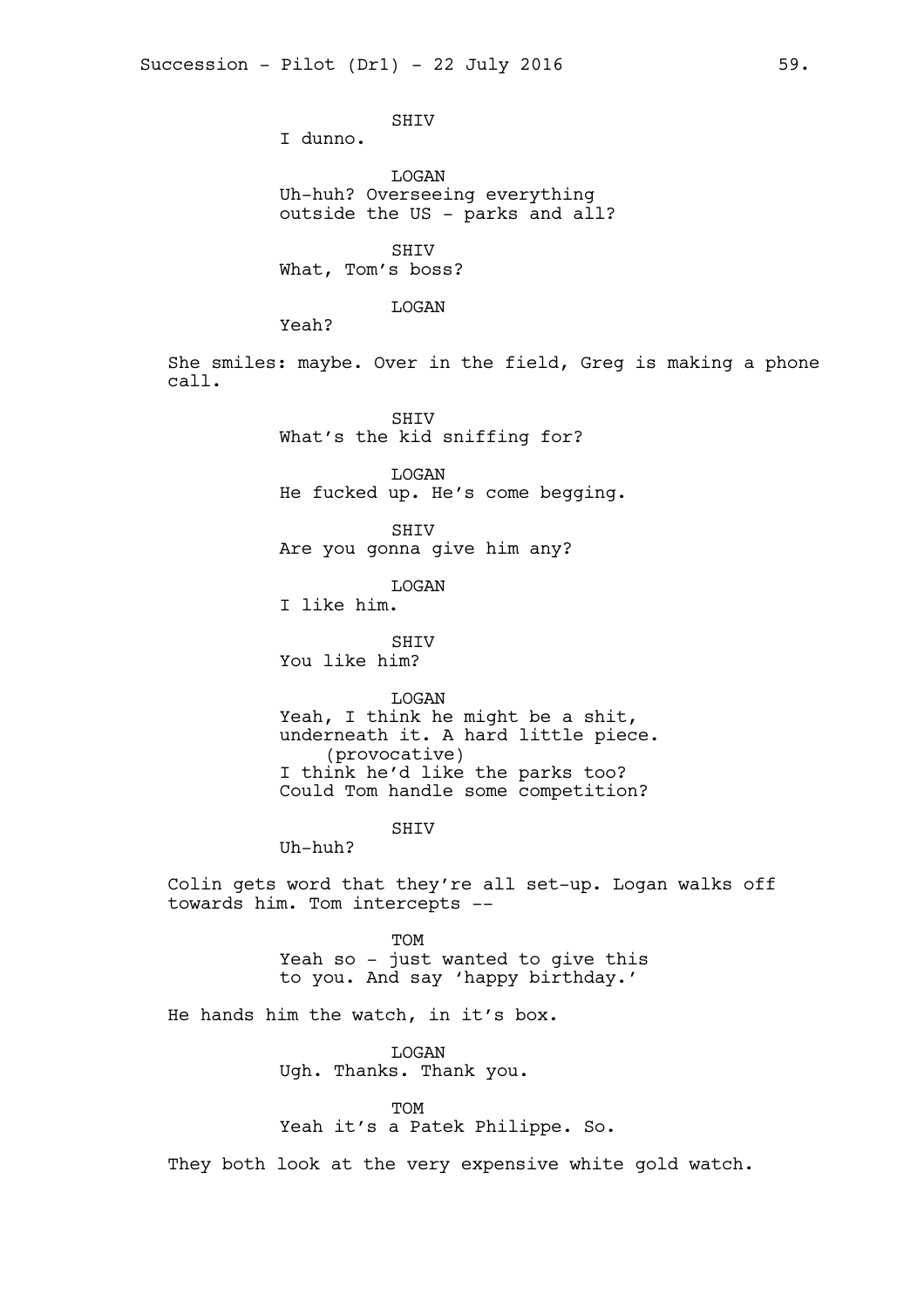SHIV
I dunno.

LOGAN
Uh-huh? Overseeing everything outside the US - parks and all?

SHIV
What, Tom's boss?

LOGAN
Yeah?

She smiles: maybe. Over in the field, Greg is making a phone call.

SHIV
What's the kid sniffing for?

LOGAN
He fucked up. He's come begging.

SHIV
Are you gonna give him any?

LOGAN
I like him.

SHIV
You like him?

LOGAN
Yeah, I think he might be a shit, underneath it. A hard little piece.
(provocative)
I think he'd like the parks too? Could Tom handle some competition?

SHIV
Uh-huh?

Colin gets word that they're all set-up. Logan walks off towards him. Tom intercepts --

TOM
Yeah so - just wanted to give this to you. And say 'happy birthday.'

He hands him the watch, in it's box.

LOGAN
Ugh. Thanks. Thank you.

TOM
Yeah it's a Patek Philippe. So.

They both look at the very expensive white gold watch.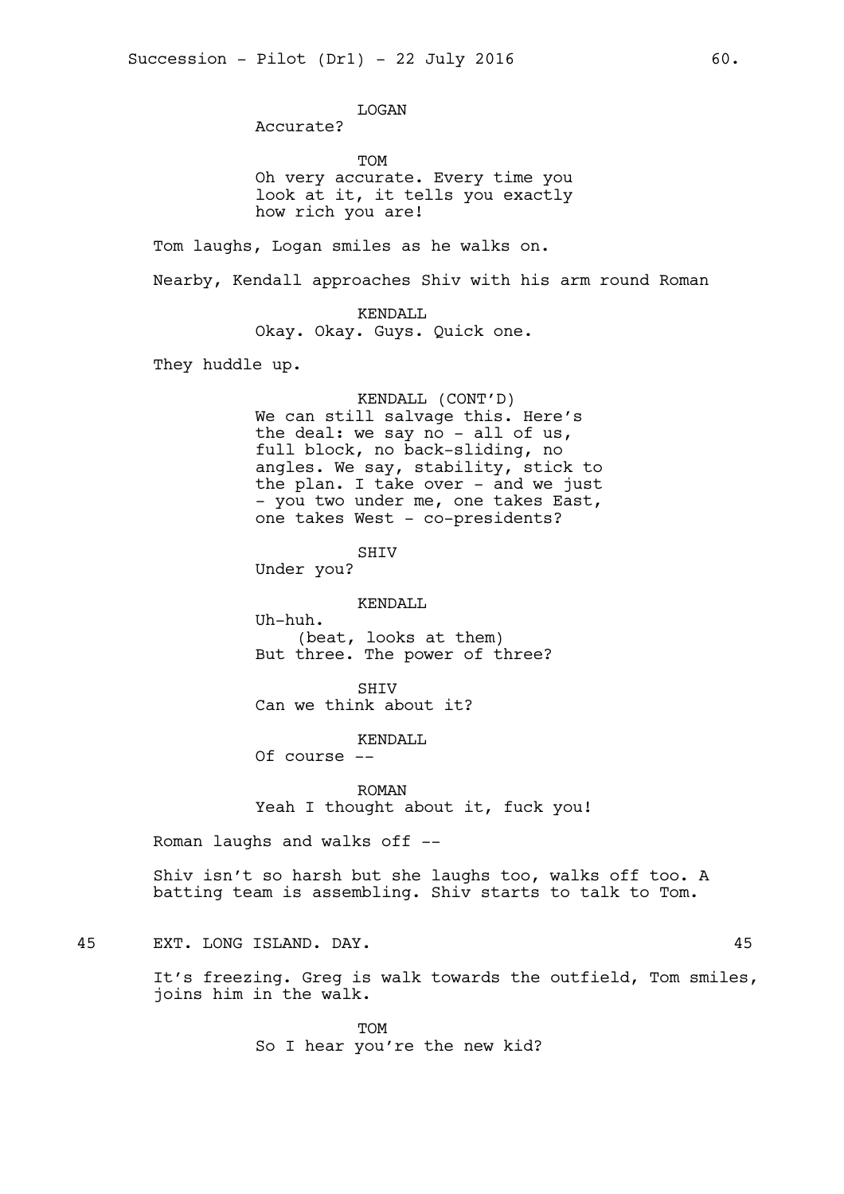LOGAN
Accurate?

TOM
Oh very accurate. Every time you look at it, it tells you exactly how rich you are!

Tom laughs, Logan smiles as he walks on.

Nearby, Kendall approaches Shiv with his arm round Roman

KENDALL
Okay. Okay. Guys. Quick one.

They huddle up.

KENDALL (CONT'D)
We can still salvage this. Here's the deal: we say no - all of us, full block, no back-sliding, no angles. We say, stability, stick to the plan. I take over - and we just - you two under me, one takes East, one takes West - co-presidents?

SHIV
Under you?

KENDALL
Uh-huh.
(beat, looks at them)
But three. The power of three?

SHIV
Can we think about it?

KENDALL
Of course --

ROMAN
Yeah I thought about it, fuck you!

Roman laughs and walks off --

Shiv isn't so harsh but she laughs too, walks off too. A batting team is assembling. Shiv starts to talk to Tom.

45 EXT. LONG ISLAND. DAY. 45

It's freezing. Greg is walk towards the outfield, Tom smiles, joins him in the walk.

TOM
So I hear you're the new kid?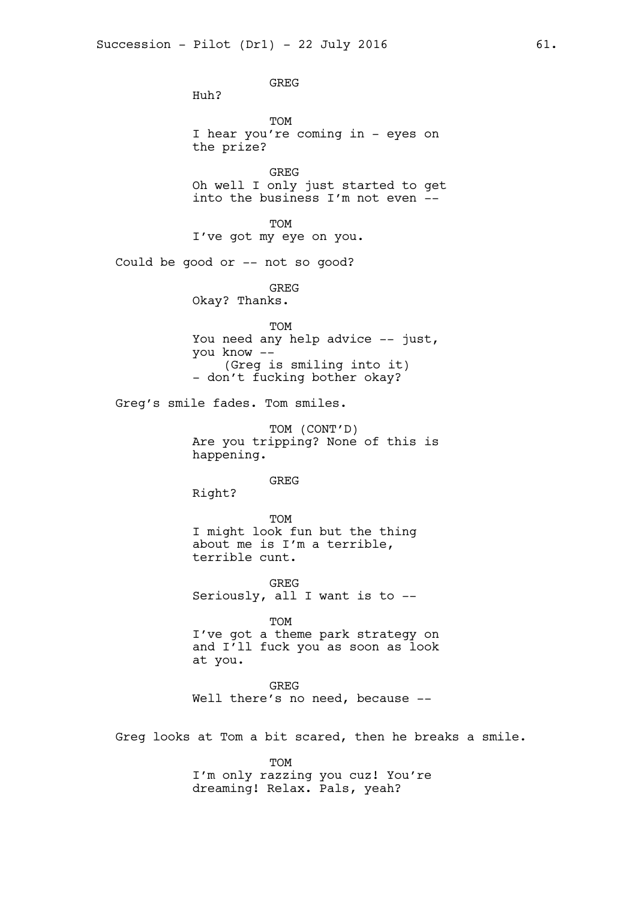GREG
Huh?

TOM
I hear you're coming in - eyes on the prize?

GREG
Oh well I only just started to get into the business I'm not even --

TOM
I've got my eye on you.

Could be good or -- not so good?

GREG
Okay? Thanks.

TOM
You need any help advice -- just, you know --
(Greg is smiling into it)
- don't fucking bother okay?

Greg's smile fades. Tom smiles.

TOM (CONT'D)
Are you tripping? None of this is happening.

GREG
Right?

TOM
I might look fun but the thing about me is I'm a terrible, terrible cunt.

GREG
Seriously, all I want is to --

TOM
I've got a theme park strategy on and I'll fuck you as soon as look at you.

GREG
Well there's no need, because --

Greg looks at Tom a bit scared, then he breaks a smile.

TOM
I'm only razzing you cuz! You're dreaming! Relax. Pals, yeah?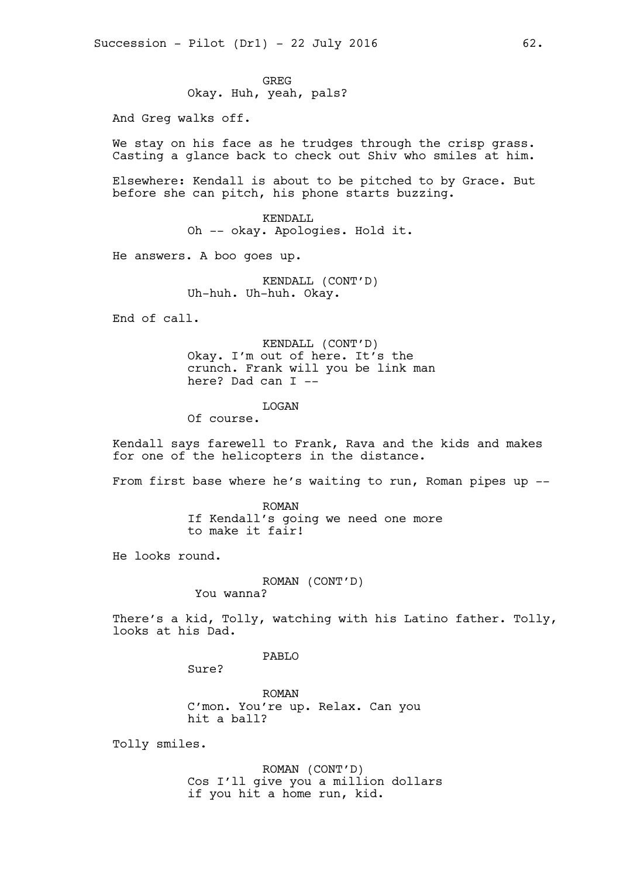GREG
Okay. Huh, yeah, pals?

And Greg walks off.

We stay on his face as he trudges through the crisp grass. Casting a glance back to check out Shiv who smiles at him.

Elsewhere: Kendall is about to be pitched to by Grace. But before she can pitch, his phone starts buzzing.

KENDALL
Oh -- okay. Apologies. Hold it.

He answers. A boo goes up.

KENDALL (CONT'D)
Uh-huh. Uh-huh. Okay.

End of call.

KENDALL (CONT'D)
Okay. I'm out of here. It's the crunch. Frank will you be link man here? Dad can I --

LOGAN
Of course.

Kendall says farewell to Frank, Rava and the kids and makes for one of the helicopters in the distance.

From first base where he's waiting to run, Roman pipes up --

ROMAN
If Kendall's going we need one more to make it fair!

He looks round.

ROMAN (CONT'D)
You wanna?

There's a kid, Tolly, watching with his Latino father. Tolly, looks at his Dad.

PABLO
Sure?

ROMAN
C'mon. You're up. Relax. Can you hit a ball?

Tolly smiles.

ROMAN (CONT'D)
Cos I'll give you a million dollars if you hit a home run, kid.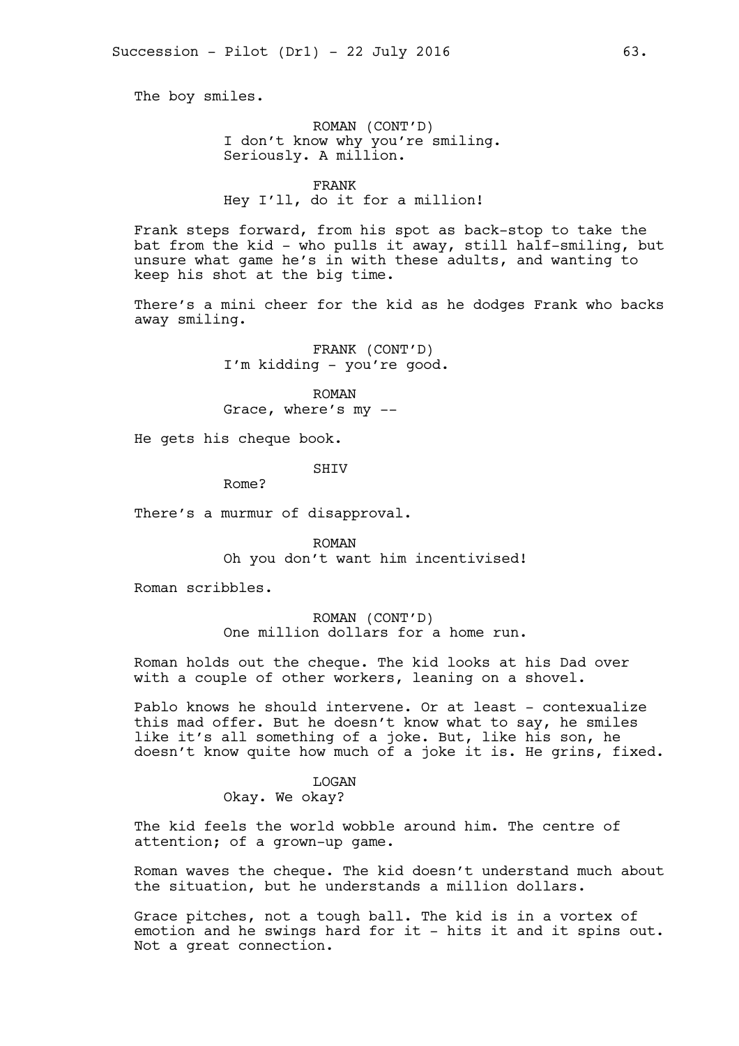The boy smiles.

ROMAN (CONT'D)
I don't know why you're smiling.
Seriously. A million.

FRANK
Hey I'll, do it for a million!

Frank steps forward, from his spot as back-stop to take the bat from the kid - who pulls it away, still half-smiling, but unsure what game he's in with these adults, and wanting to keep his shot at the big time.

There's a mini cheer for the kid as he dodges Frank who backs away smiling.

FRANK (CONT'D)
I'm kidding - you're good.

ROMAN
Grace, where's my --

He gets his cheque book.

SHIV
Rome?

There's a murmur of disapproval.

ROMAN
Oh you don't want him incentivised!

Roman scribbles.

ROMAN (CONT'D)
One million dollars for a home run.

Roman holds out the cheque. The kid looks at his Dad over with a couple of other workers, leaning on a shovel.

Pablo knows he should intervene. Or at least - contexualize this mad offer. But he doesn't know what to say, he smiles like it's all something of a joke. But, like his son, he doesn't know quite how much of a joke it is. He grins, fixed.

LOGAN
Okay. We okay?

The kid feels the world wobble around him. The centre of attention; of a grown-up game.

Roman waves the cheque. The kid doesn't understand much about the situation, but he understands a million dollars.

Grace pitches, not a tough ball. The kid is in a vortex of emotion and he swings hard for it - hits it and it spins out. Not a great connection.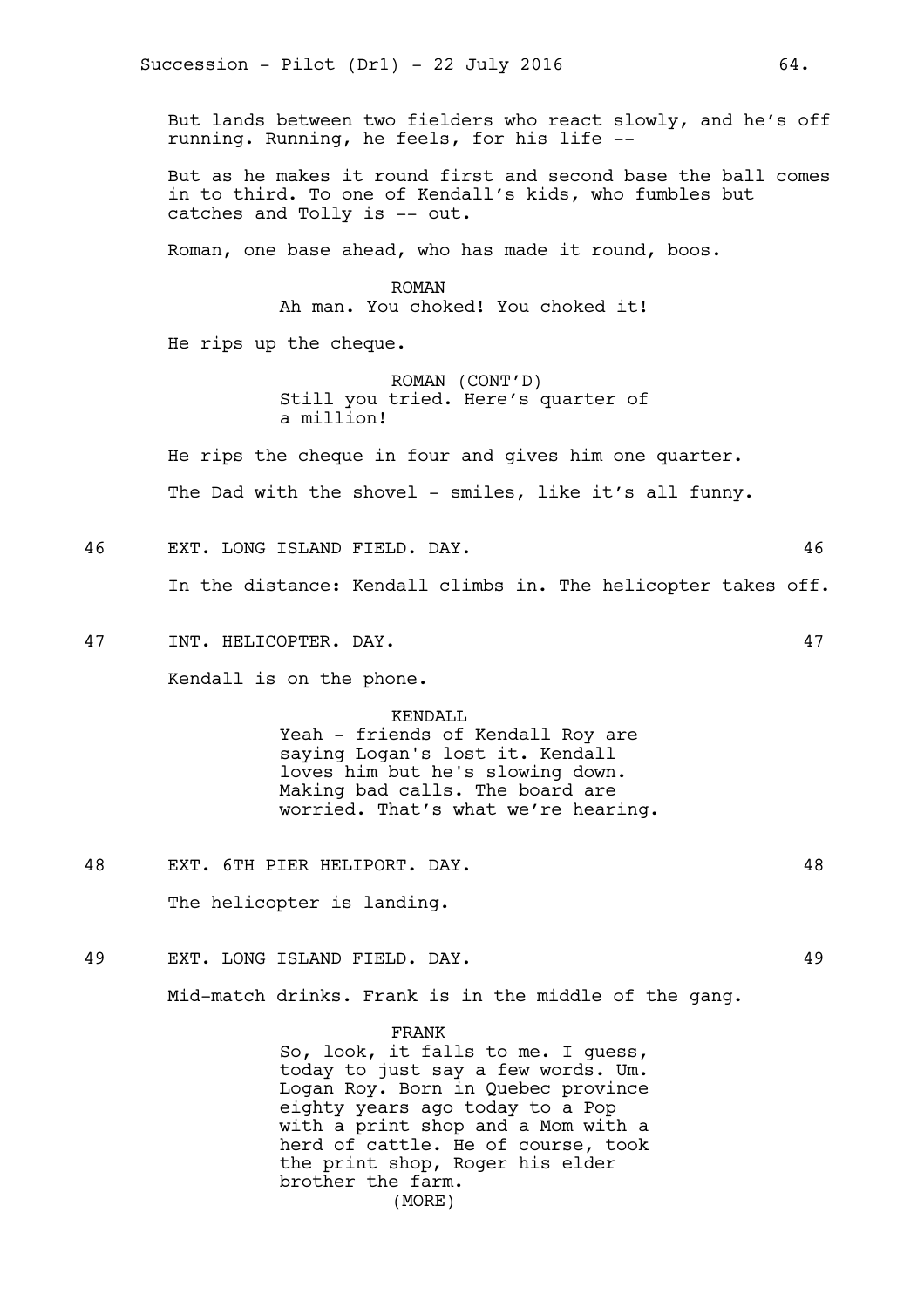But lands between two fielders who react slowly, and he's off running. Running, he feels, for his life --

But as he makes it round first and second base the ball comes in to third. To one of Kendall's kids, who fumbles but catches and Tolly is -- out.

Roman, one base ahead, who has made it round, boos.

ROMAN
Ah man. You choked! You choked it!

He rips up the cheque.

ROMAN (CONT'D)
Still you tried. Here's quarter of a million!

He rips the cheque in four and gives him one quarter.

The Dad with the shovel - smiles, like it's all funny.

46 EXT. LONG ISLAND FIELD. DAY. 46

In the distance: Kendall climbs in. The helicopter takes off.

47 INT. HELICOPTER. DAY. 47

Kendall is on the phone.

KENDALL
Yeah - friends of Kendall Roy are saying Logan's lost it. Kendall loves him but he's slowing down. Making bad calls. The board are worried. That's what we're hearing.

48 EXT. 6TH PIER HELIPORT. DAY. 48

The helicopter is landing.

49 EXT. LONG ISLAND FIELD. DAY. 49

Mid-match drinks. Frank is in the middle of the gang.

FRANK
So, look, it falls to me. I guess, today to just say a few words. Um. Logan Roy. Born in Quebec province eighty years ago today to a Pop with a print shop and a Mom with a herd of cattle. He of course, took the print shop, Roger his elder brother the farm.
(MORE)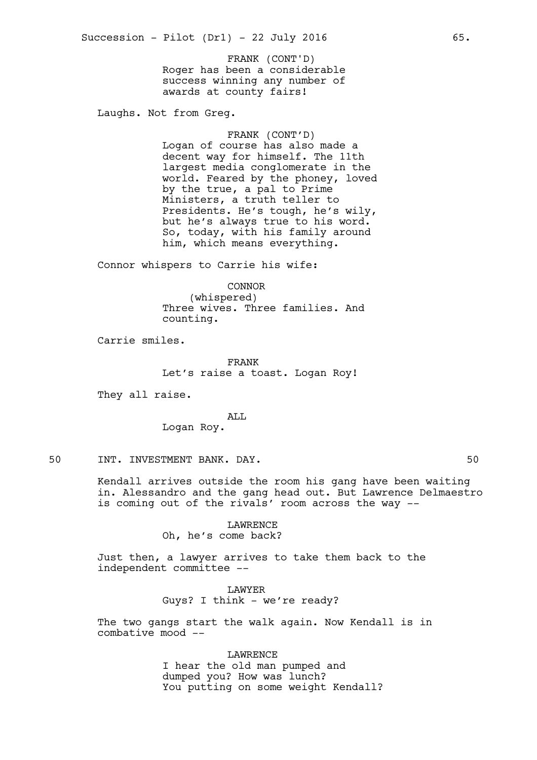FRANK (CONT'D)
Roger has been a considerable success winning any number of awards at county fairs!

Laughs. Not from Greg.

FRANK (CONT'D)
Logan of course has also made a decent way for himself. The 11th largest media conglomerate in the world. Feared by the phoney, loved by the true, a pal to Prime Ministers, a truth teller to Presidents. He's tough, he's wily, but he's always true to his word. So, today, with his family around him, which means everything.

Connor whispers to Carrie his wife:

CONNOR
(whispered)
Three wives. Three families. And counting.

Carrie smiles.

FRANK
Let's raise a toast. Logan Roy!

They all raise.

ALL
Logan Roy.

50 INT. INVESTMENT BANK. DAY. 50

Kendall arrives outside the room his gang have been waiting in. Alessandro and the gang head out. But Lawrence Delmaestro is coming out of the rivals' room across the way --

LAWRENCE
Oh, he's come back?

Just then, a lawyer arrives to take them back to the independent committee --

LAWYER
Guys? I think - we're ready?

The two gangs start the walk again. Now Kendall is in combative mood --

LAWRENCE
I hear the old man pumped and dumped you? How was lunch?
You putting on some weight Kendall?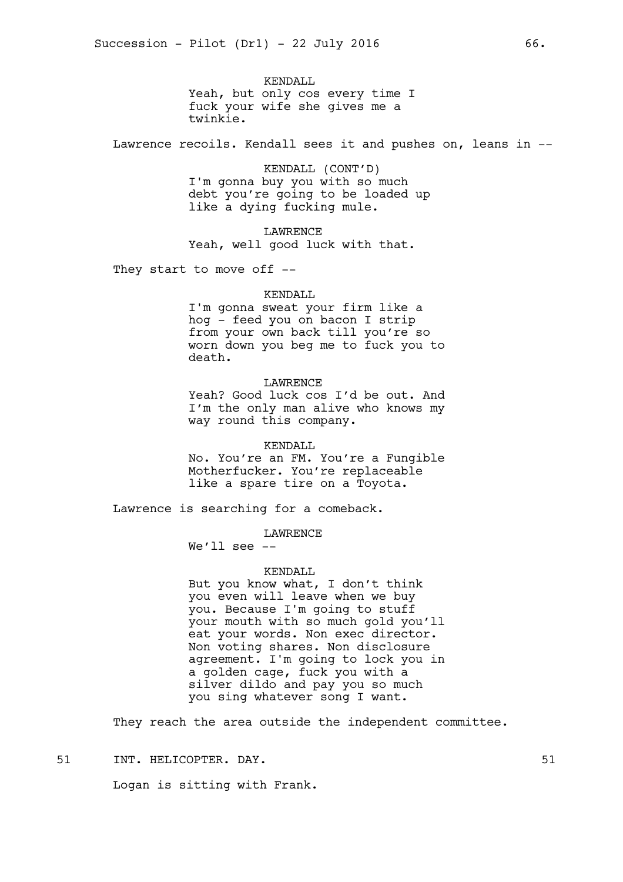KENDALL
Yeah, but only cos every time I fuck your wife she gives me a twinkie.

Lawrence recoils. Kendall sees it and pushes on, leans in --

KENDALL (CONT'D)
I'm gonna buy you with so much debt you're going to be loaded up like a dying fucking mule.

LAWRENCE
Yeah, well good luck with that.

They start to move off --

KENDALL
I'm gonna sweat your firm like a hog - feed you on bacon I strip from your own back till you're so worn down you beg me to fuck you to death.

LAWRENCE
Yeah? Good luck cos I'd be out. And I'm the only man alive who knows my way round this company.

KENDALL
No. You're an FM. You're a Fungible Motherfucker. You're replaceable like a spare tire on a Toyota.

Lawrence is searching for a comeback.

LAWRENCE
We'll see --

KENDALL
But you know what, I don't think you even will leave when we buy you. Because I'm going to stuff your mouth with so much gold you'll eat your words. Non exec director. Non voting shares. Non disclosure agreement. I'm going to lock you in a golden cage, fuck you with a silver dildo and pay you so much you sing whatever song I want.

They reach the area outside the independent committee.

51 INT. HELICOPTER. DAY. 51

Logan is sitting with Frank.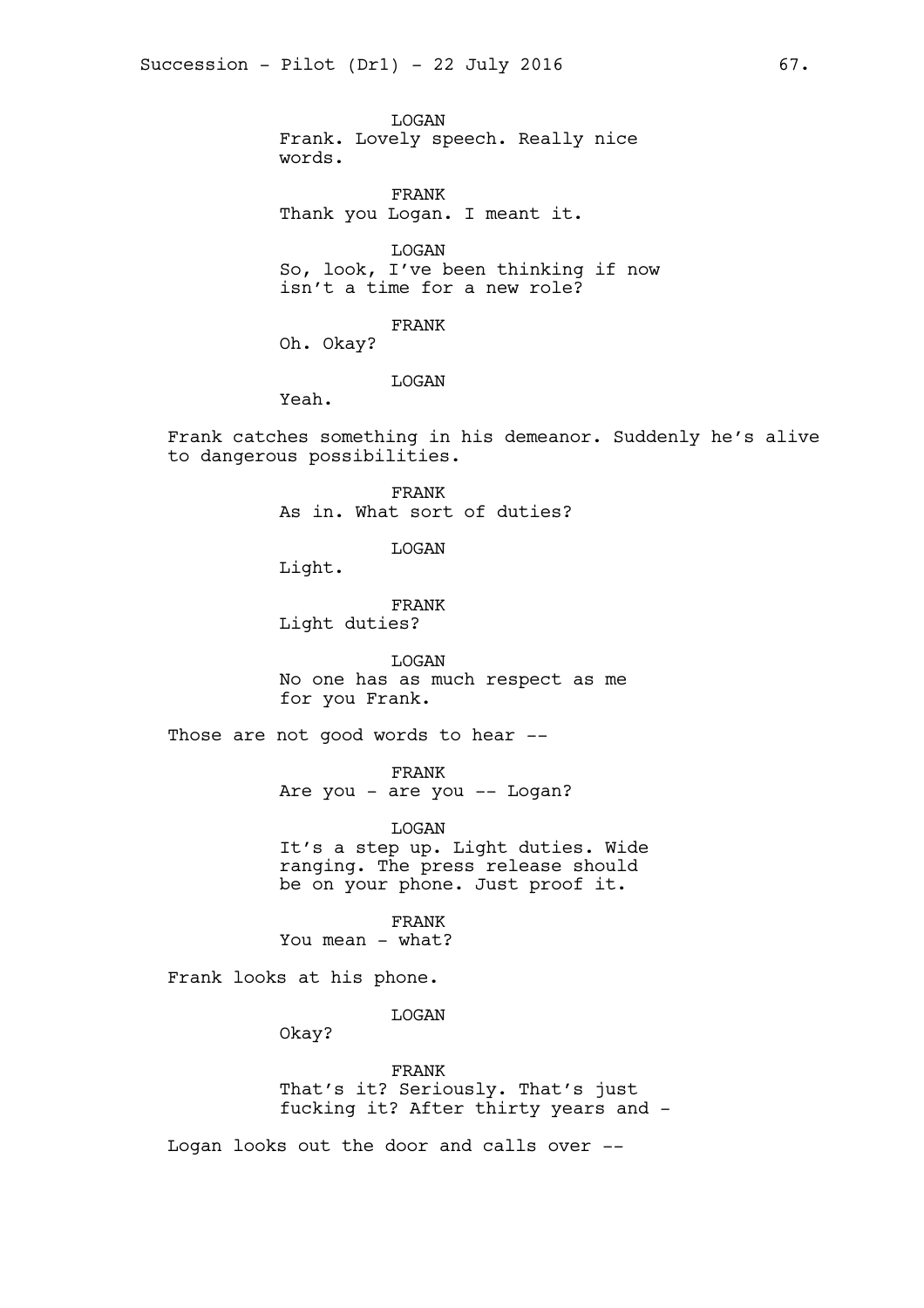LOGAN
Frank. Lovely speech. Really nice words.

FRANK
Thank you Logan. I meant it.

LOGAN
So, look, I've been thinking if now isn't a time for a new role?

FRANK
Oh. Okay?

LOGAN
Yeah.

Frank catches something in his demeanor. Suddenly he's alive to dangerous possibilities.

FRANK
As in. What sort of duties?

LOGAN
Light.

FRANK
Light duties?

LOGAN
No one has as much respect as me for you Frank.

Those are not good words to hear --

FRANK
Are you - are you -- Logan?

LOGAN
It's a step up. Light duties. Wide ranging. The press release should be on your phone. Just proof it.

FRANK
You mean - what?

Frank looks at his phone.

LOGAN
Okay?

FRANK
That's it? Seriously. That's just fucking it? After thirty years and -

Logan looks out the door and calls over --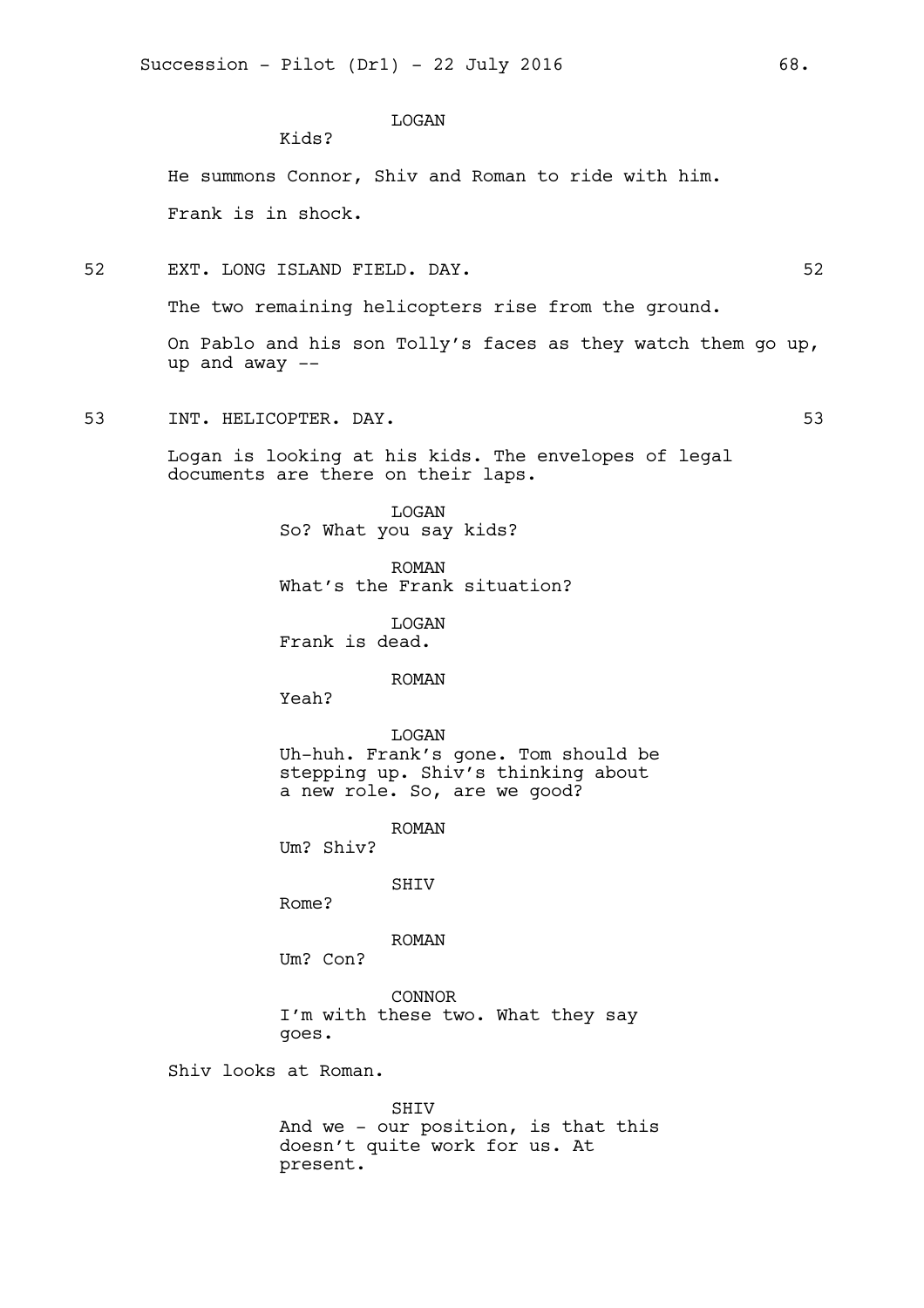LOGAN
Kids?

He summons Connor, Shiv and Roman to ride with him.

Frank is in shock.

52 EXT. LONG ISLAND FIELD. DAY. 52

The two remaining helicopters rise from the ground.

On Pablo and his son Tolly's faces as they watch them go up, up and away --

53 INT. HELICOPTER. DAY. 53

Logan is looking at his kids. The envelopes of legal documents are there on their laps.

LOGAN
So? What you say kids?

ROMAN
What's the Frank situation?

LOGAN
Frank is dead.

ROMAN
Yeah?

LOGAN
Uh-huh. Frank's gone. Tom should be stepping up. Shiv's thinking about a new role. So, are we good?

ROMAN
Um? Shiv?

SHIV
Rome?

ROMAN
Um? Con?

CONNOR
I'm with these two. What they say goes.

Shiv looks at Roman.

SHIV
And we - our position, is that this doesn't quite work for us. At present.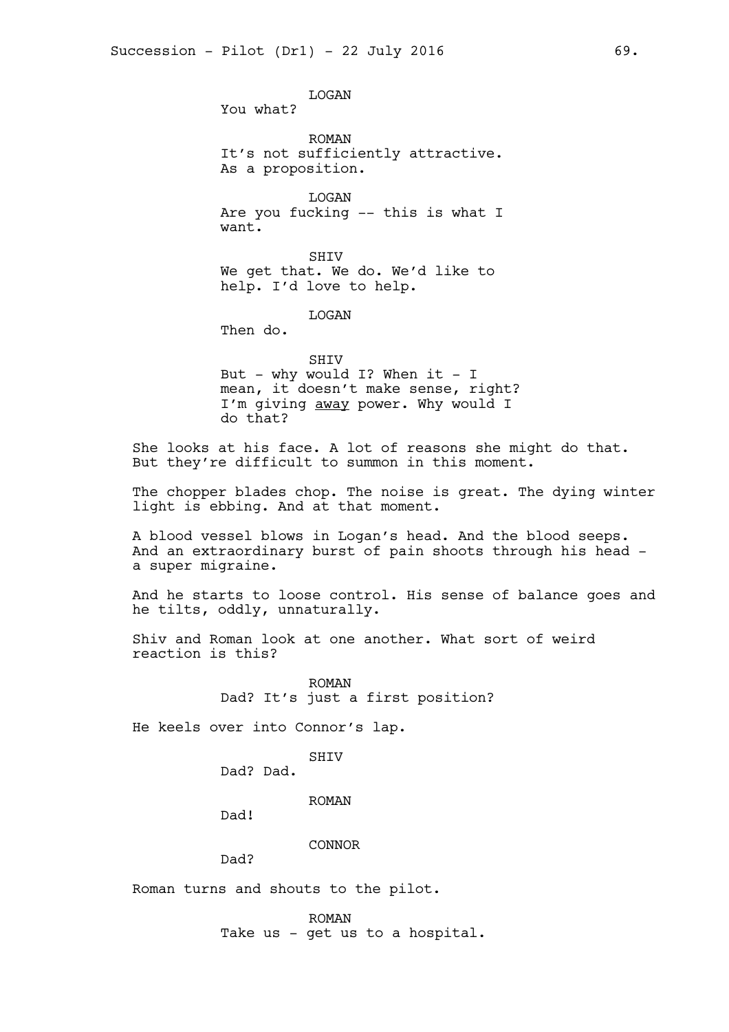LOGAN
You what?

ROMAN
It's not sufficiently attractive.
As a proposition.

LOGAN
Are you fucking -- this is what I
want.

SHIV
We get that. We do. We'd like to
help. I'd love to help.

LOGAN
Then do.

SHIV
But - why would I? When it - I
mean, it doesn't make sense, right?
I'm giving <u>away</u> power. Why would I
do that?

She looks at his face. A lot of reasons she might do that. But they're difficult to summon in this moment.

The chopper blades chop. The noise is great. The dying winter light is ebbing. And at that moment.

A blood vessel blows in Logan's head. And the blood seeps. And an extraordinary burst of pain shoots through his head - a super migraine.

And he starts to loose control. His sense of balance goes and he tilts, oddly, unnaturally.

Shiv and Roman look at one another. What sort of weird reaction is this?

ROMAN
Dad? It's just a first position?

He keels over into Connor's lap.

SHIV
Dad? Dad.

ROMAN
Dad!

CONNOR
Dad?

Roman turns and shouts to the pilot.

ROMAN
Take us - get us to a hospital.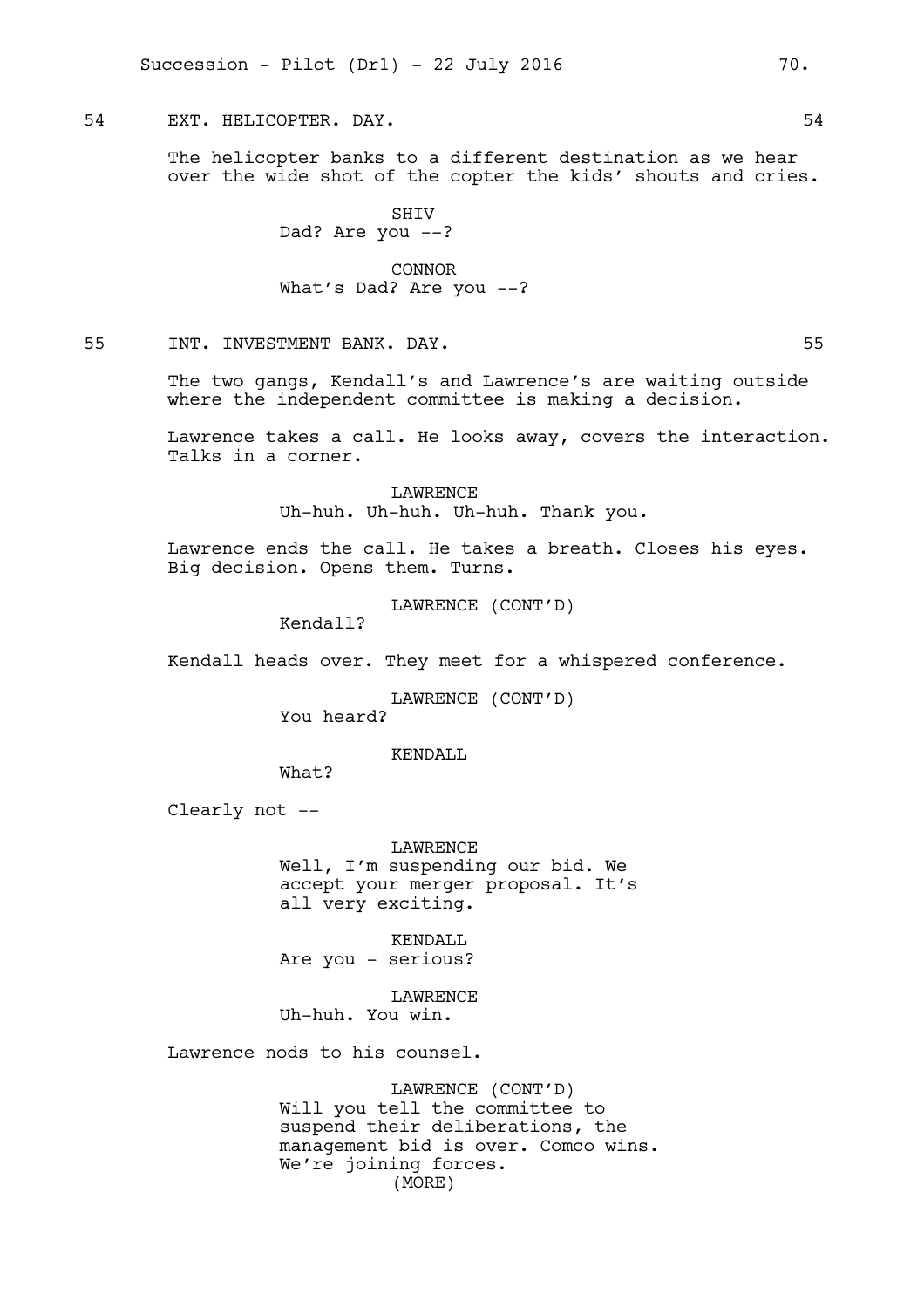54 EXT. HELICOPTER. DAY. 54

The helicopter banks to a different destination as we hear over the wide shot of the copter the kids' shouts and cries.

SHIV
Dad? Are you --?

CONNOR
What's Dad? Are you --?

55 INT. INVESTMENT BANK. DAY. 55

The two gangs, Kendall's and Lawrence's are waiting outside where the independent committee is making a decision.

Lawrence takes a call. He looks away, covers the interaction. Talks in a corner.

LAWRENCE
Uh-huh. Uh-huh. Uh-huh. Thank you.

Lawrence ends the call. He takes a breath. Closes his eyes. Big decision. Opens them. Turns.

LAWRENCE (CONT'D)
Kendall?

Kendall heads over. They meet for a whispered conference.

LAWRENCE (CONT'D)
You heard?

KENDALL
What?

Clearly not --

LAWRENCE
Well, I'm suspending our bid. We accept your merger proposal. It's all very exciting.

KENDALL
Are you - serious?

LAWRENCE
Uh-huh. You win.

Lawrence nods to his counsel.

LAWRENCE (CONT'D)
Will you tell the committee to suspend their deliberations, the management bid is over. Comco wins. We're joining forces.
(MORE)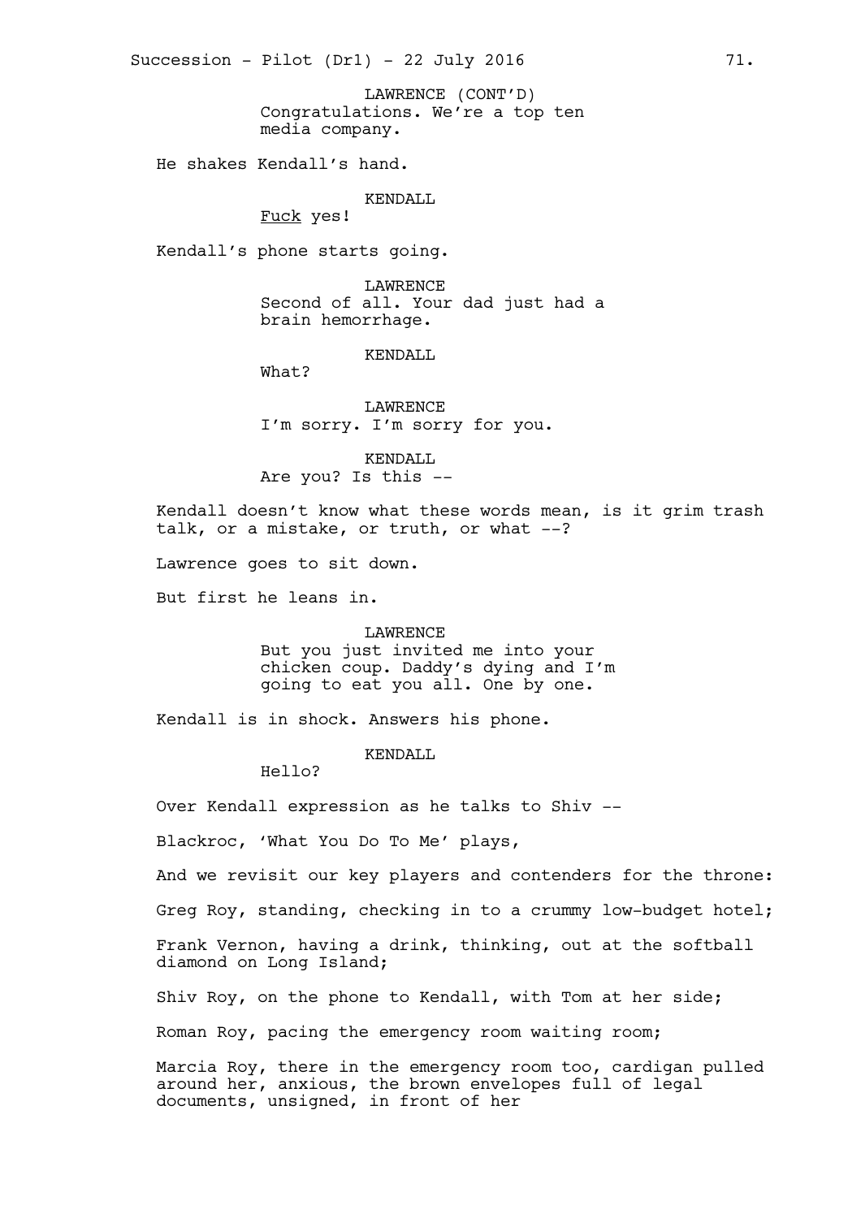LAWRENCE (CONT'D)
Congratulations. We're a top ten media company.

He shakes Kendall's hand.

KENDALL
Fuck yes!

Kendall's phone starts going.

LAWRENCE
Second of all. Your dad just had a brain hemorrhage.

KENDALL
What?

LAWRENCE
I'm sorry. I'm sorry for you.

KENDALL
Are you? Is this --

Kendall doesn't know what these words mean, is it grim trash talk, or a mistake, or truth, or what --?

Lawrence goes to sit down.

But first he leans in.

LAWRENCE
But you just invited me into your chicken coup. Daddy's dying and I'm going to eat you all. One by one.

Kendall is in shock. Answers his phone.

KENDALL
Hello?

Over Kendall expression as he talks to Shiv --

Blackroc, 'What You Do To Me' plays,

And we revisit our key players and contenders for the throne:

Greg Roy, standing, checking in to a crummy low-budget hotel;

Frank Vernon, having a drink, thinking, out at the softball diamond on Long Island;

Shiv Roy, on the phone to Kendall, with Tom at her side;

Roman Roy, pacing the emergency room waiting room;

Marcia Roy, there in the emergency room too, cardigan pulled around her, anxious, the brown envelopes full of legal documents, unsigned, in front of her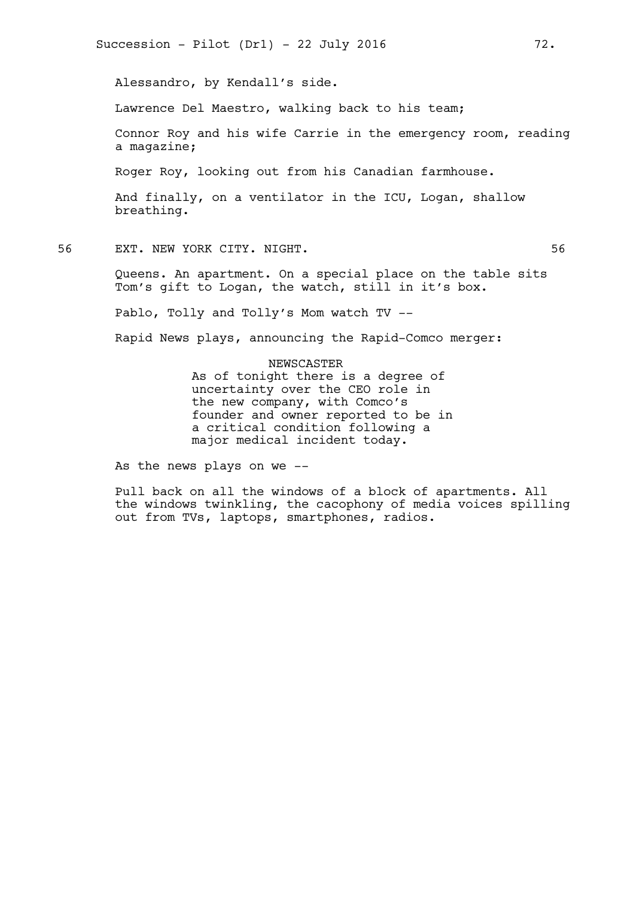Alessandro, by Kendall's side.

Lawrence Del Maestro, walking back to his team;

Connor Roy and his wife Carrie in the emergency room, reading a magazine;

Roger Roy, looking out from his Canadian farmhouse.

And finally, on a ventilator in the ICU, Logan, shallow breathing.

56 EXT. NEW YORK CITY. NIGHT. 56

Queens. An apartment. On a special place on the table sits Tom's gift to Logan, the watch, still in it's box.

Pablo, Tolly and Tolly's Mom watch TV --

Rapid News plays, announcing the Rapid-Comco merger:

NEWSCASTER
As of tonight there is a degree of uncertainty over the CEO role in the new company, with Comco's founder and owner reported to be in a critical condition following a major medical incident today.

As the news plays on we --

Pull back on all the windows of a block of apartments. All the windows twinkling, the cacophony of media voices spilling out from TVs, laptops, smartphones, radios.